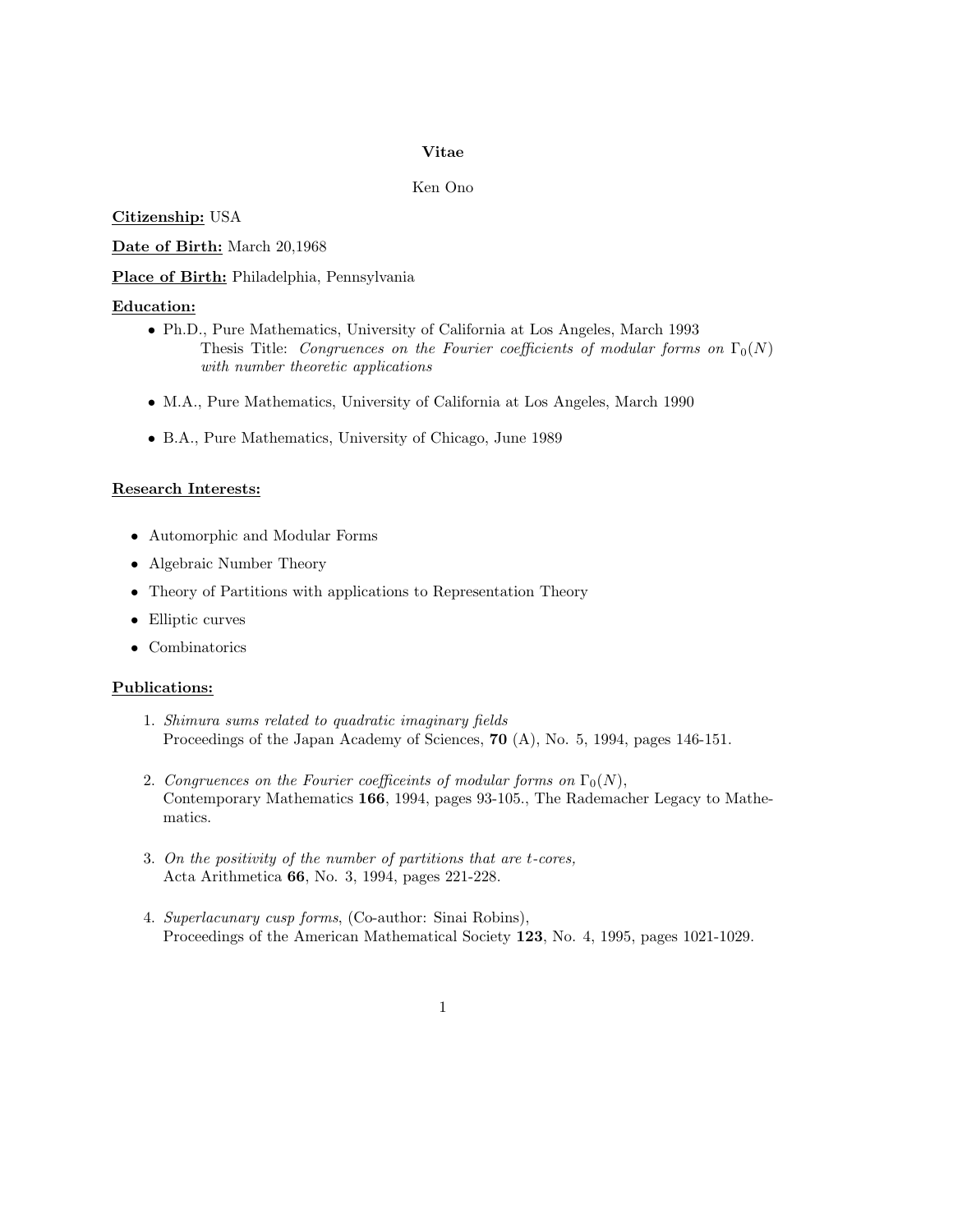# Vitae

Ken Ono

**Citizenship:** USA

**Date of Birth:** March 20,1968

**Place of Birth:** Philadelphia, Pennsylvania

**Education:**

- Ph.D., Pure Mathematics, University of California at Los Angeles, March 1993
  Thesis Title: *Congruences on the Fourier coefficients of modular forms on $\Gamma_0(N)$ with number theoretic applications*

- M.A., Pure Mathematics, University of California at Los Angeles, March 1990

- B.A., Pure Mathematics, University of Chicago, June 1989

**Research Interests:**

- Automorphic and Modular Forms
- Algebraic Number Theory
- Theory of Partitions with applications to Representation Theory
- Elliptic curves
- Combinatorics

**Publications:**

1. *Shimura sums related to quadratic imaginary fields*
   Proceedings of the Japan Academy of Sciences, **70** (A), No. 5, 1994, pages 146-151.

2. *Congruences on the Fourier coefficeints of modular forms on $\Gamma_0(N)$*,
   Contemporary Mathematics **166**, 1994, pages 93-105., The Rademacher Legacy to Mathematics.

3. *On the positivity of the number of partitions that are $t$-cores,*
   Acta Arithmetica **66**, No. 3, 1994, pages 221-228.

4. *Superlacunary cusp forms*, (Co-author: Sinai Robins),
   Proceedings of the American Mathematical Society **123**, No. 4, 1995, pages 1021-1029.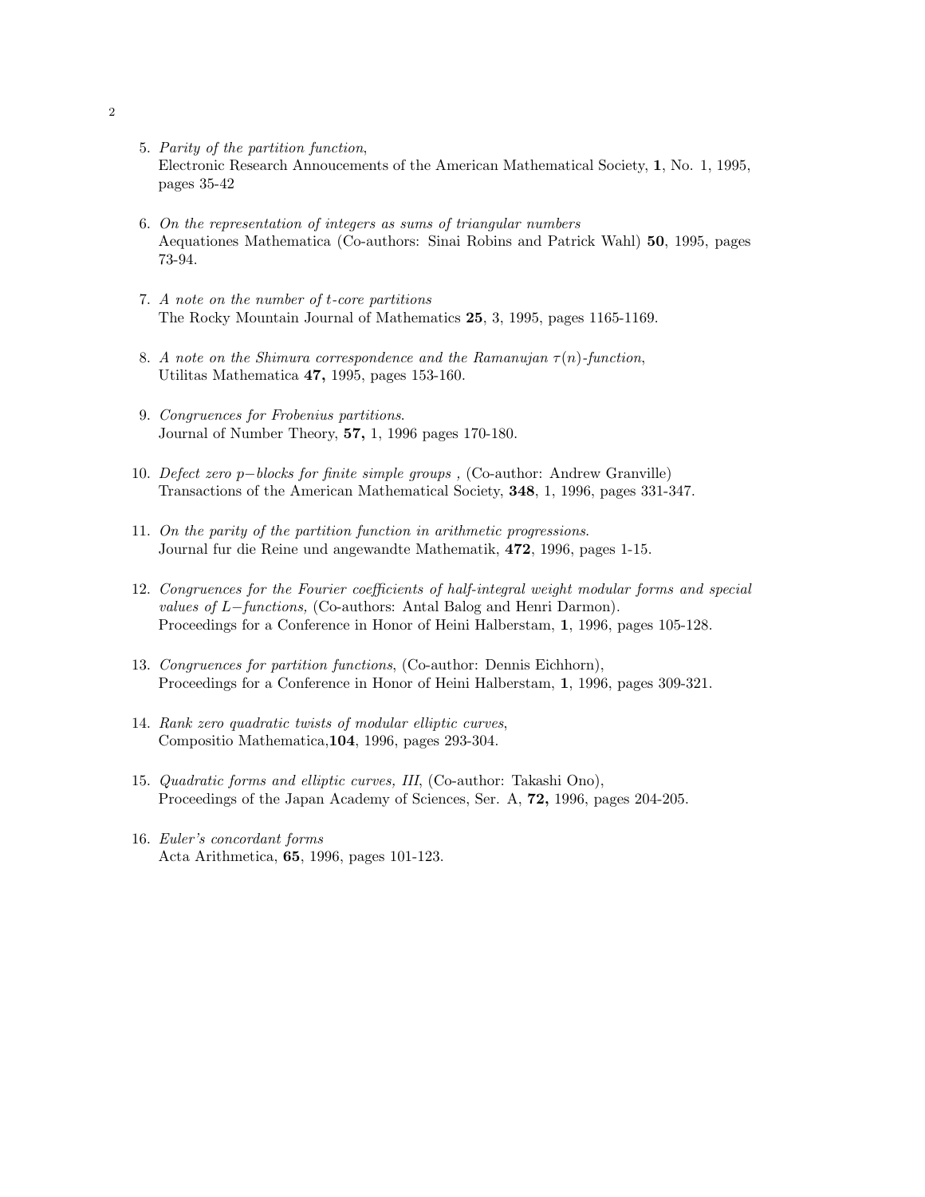5. *Parity of the partition function*,
   Electronic Research Annoucements of the American Mathematical Society, **1**, No. 1, 1995, pages 35-42

6. *On the representation of integers as sums of triangular numbers*
   Aequationes Mathematica (Co-authors: Sinai Robins and Patrick Wahl) **50**, 1995, pages 73-94.

7. *A note on the number of $t$-core partitions*
   The Rocky Mountain Journal of Mathematics **25**, 3, 1995, pages 1165-1169.

8. *A note on the Shimura correspondence and the Ramanujan $\tau(n)$-function*,
   Utilitas Mathematica **47,** 1995, pages 153-160.

9. *Congruences for Frobenius partitions*.
   Journal of Number Theory, **57,** 1, 1996 pages 170-180.

10. *Defect zero $p-$blocks for finite simple groups* , (Co-author: Andrew Granville)
    Transactions of the American Mathematical Society, **348**, 1, 1996, pages 331-347.

11. *On the parity of the partition function in arithmetic progressions*.
    Journal fur die Reine und angewandte Mathematik, **472**, 1996, pages 1-15.

12. *Congruences for the Fourier coefficients of half-integral weight modular forms and special values of $L-$functions,* (Co-authors: Antal Balog and Henri Darmon).
    Proceedings for a Conference in Honor of Heini Halberstam, **1**, 1996, pages 105-128.

13. *Congruences for partition functions*, (Co-author: Dennis Eichhorn),
    Proceedings for a Conference in Honor of Heini Halberstam, **1**, 1996, pages 309-321.

14. *Rank zero quadratic twists of modular elliptic curves*,
    Compositio Mathematica,**104**, 1996, pages 293-304.

15. *Quadratic forms and elliptic curves, III*, (Co-author: Takashi Ono),
    Proceedings of the Japan Academy of Sciences, Ser. A, **72,** 1996, pages 204-205.

16. *Euler's concordant forms*
    Acta Arithmetica, **65**, 1996, pages 101-123.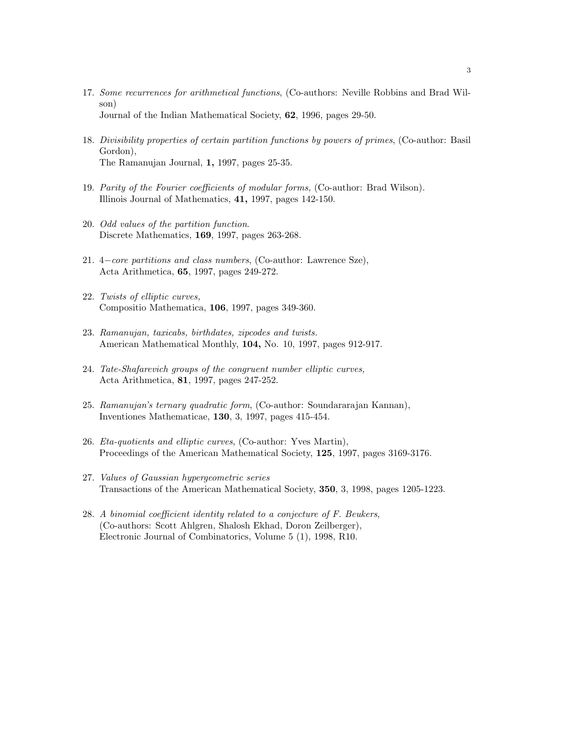17. *Some recurrences for arithmetical functions*, (Co-authors: Neville Robbins and Brad Wilson)
    Journal of the Indian Mathematical Society, **62**, 1996, pages 29-50.

18. *Divisibility properties of certain partition functions by powers of primes*, (Co-author: Basil Gordon),
    The Ramanujan Journal, **1,** 1997, pages 25-35.

19. *Parity of the Fourier coefficients of modular forms,* (Co-author: Brad Wilson).
    Illinois Journal of Mathematics, **41,** 1997, pages 142-150.

20. *Odd values of the partition function.*
    Discrete Mathematics, **169**, 1997, pages 263-268.

21. $4-$*core partitions and class numbers*, (Co-author: Lawrence Sze),
    Acta Arithmetica, **65**, 1997, pages 249-272.

22. *Twists of elliptic curves,*
    Compositio Mathematica, **106**, 1997, pages 349-360.

23. *Ramanujan, taxicabs, birthdates, zipcodes and twists.*
    American Mathematical Monthly, **104,** No. 10, 1997, pages 912-917.

24. *Tate-Shafarevich groups of the congruent number elliptic curves,*
    Acta Arithmetica, **81**, 1997, pages 247-252.

25. *Ramanujan's ternary quadratic form*, (Co-author: Soundararajan Kannan),
    Inventiones Mathematicae, **130**, 3, 1997, pages 415-454.

26. *Eta-quotients and elliptic curves*, (Co-author: Yves Martin),
    Proceedings of the American Mathematical Society, **125**, 1997, pages 3169-3176.

27. *Values of Gaussian hypergeometric series*
    Transactions of the American Mathematical Society, **350**, 3, 1998, pages 1205-1223.

28. *A binomial coefficient identity related to a conjecture of F. Beukers*,
    (Co-authors: Scott Ahlgren, Shalosh Ekhad, Doron Zeilberger),
    Electronic Journal of Combinatorics, Volume 5 (1), 1998, R10.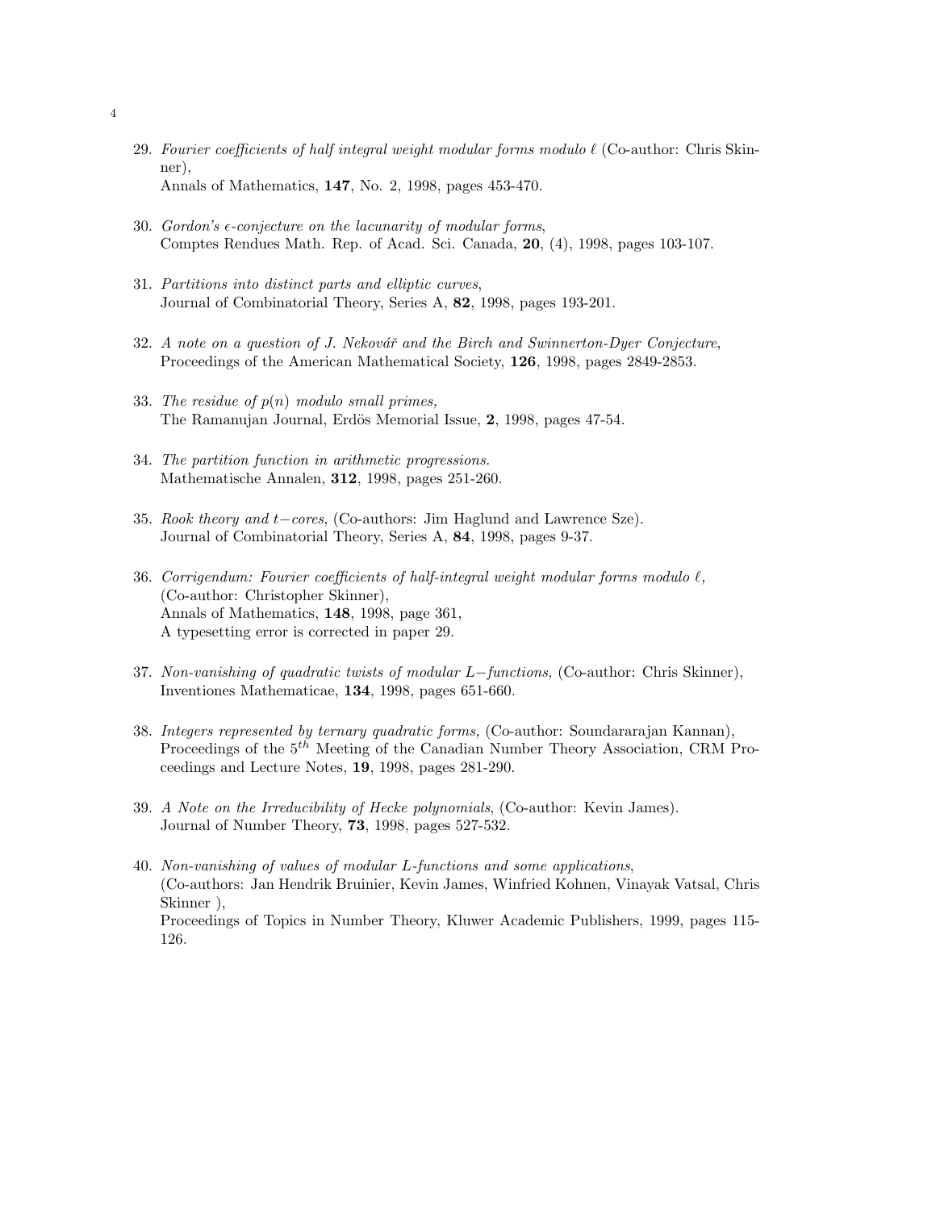29. *Fourier coefficients of half integral weight modular forms modulo $\ell$* (Co-author: Chris Skinner),
 Annals of Mathematics, **147**, No. 2, 1998, pages 453-470.

30. *Gordon's $\epsilon$-conjecture on the lacunarity of modular forms*,
 Comptes Rendues Math. Rep. of Acad. Sci. Canada, **20**, (4), 1998, pages 103-107.

31. *Partitions into distinct parts and elliptic curves*,
 Journal of Combinatorial Theory, Series A, **82**, 1998, pages 193-201.

32. *A note on a question of J. Nekovář and the Birch and Swinnerton-Dyer Conjecture*,
 Proceedings of the American Mathematical Society, **126**, 1998, pages 2849-2853.

33. *The residue of $p(n)$ modulo small primes,*
 The Ramanujan Journal, Erdös Memorial Issue, **2**, 1998, pages 47-54.

34. *The partition function in arithmetic progressions.*
 Mathematische Annalen, **312**, 1998, pages 251-260.

35. *Rook theory and $t-$cores*, (Co-authors: Jim Haglund and Lawrence Sze).
 Journal of Combinatorial Theory, Series A, **84**, 1998, pages 9-37.

36. *Corrigendum: Fourier coefficients of half-integral weight modular forms modulo $\ell$,*
 (Co-author: Christopher Skinner),
 Annals of Mathematics, **148**, 1998, page 361,
 A typesetting error is corrected in paper 29.

37. *Non-vanishing of quadratic twists of modular $L-$functions,* (Co-author: Chris Skinner),
 Inventiones Mathematicae, **134**, 1998, pages 651-660.

38. *Integers represented by ternary quadratic forms,* (Co-author: Soundararajan Kannan),
 Proceedings of the $5^{th}$ Meeting of the Canadian Number Theory Association, CRM Proceedings and Lecture Notes, **19**, 1998, pages 281-290.

39. *A Note on the Irreducibility of Hecke polynomials*, (Co-author: Kevin James).
 Journal of Number Theory, **73**, 1998, pages 527-532.

40. *Non-vanishing of values of modular L-functions and some applications*,
 (Co-authors: Jan Hendrik Bruinier, Kevin James, Winfried Kohnen, Vinayak Vatsal, Chris Skinner ),
 Proceedings of Topics in Number Theory, Kluwer Academic Publishers, 1999, pages 115-126.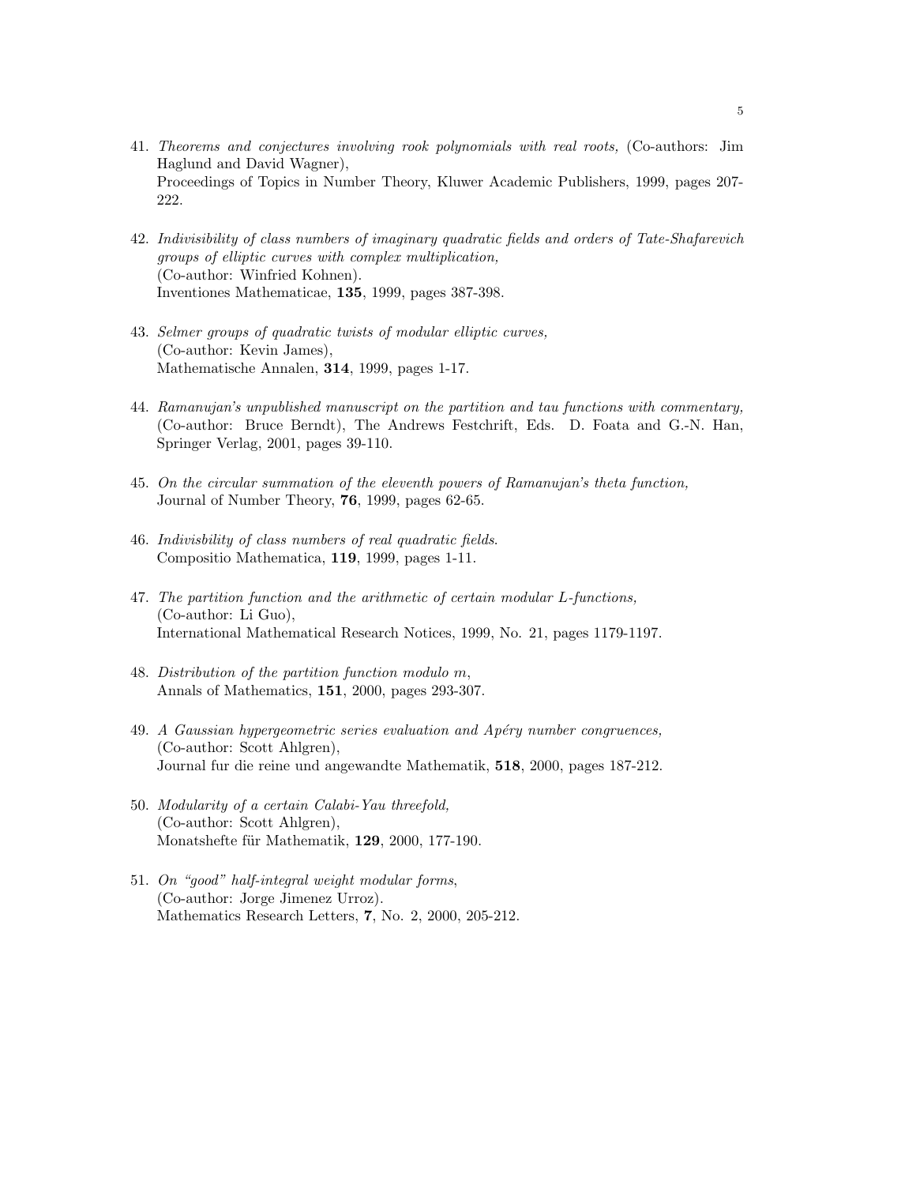41. *Theorems and conjectures involving rook polynomials with real roots,* (Co-authors: Jim Haglund and David Wagner),
Proceedings of Topics in Number Theory, Kluwer Academic Publishers, 1999, pages 207-222.

42. *Indivisibility of class numbers of imaginary quadratic fields and orders of Tate-Shafarevich groups of elliptic curves with complex multiplication,*
(Co-author: Winfried Kohnen).
Inventiones Mathematicae, **135**, 1999, pages 387-398.

43. *Selmer groups of quadratic twists of modular elliptic curves,*
(Co-author: Kevin James),
Mathematische Annalen, **314**, 1999, pages 1-17.

44. *Ramanujan's unpublished manuscript on the partition and tau functions with commentary,*
(Co-author: Bruce Berndt), The Andrews Festchrift, Eds. D. Foata and G.-N. Han, Springer Verlag, 2001, pages 39-110.

45. *On the circular summation of the eleventh powers of Ramanujan's theta function,*
Journal of Number Theory, **76**, 1999, pages 62-65.

46. *Indivisbility of class numbers of real quadratic fields*.
Compositio Mathematica, **119**, 1999, pages 1-11.

47. *The partition function and the arithmetic of certain modular L-functions,*
(Co-author: Li Guo),
International Mathematical Research Notices, 1999, No. 21, pages 1179-1197.

48. *Distribution of the partition function modulo $m$*,
Annals of Mathematics, **151**, 2000, pages 293-307.

49. *A Gaussian hypergeometric series evaluation and Apéry number congruences,*
(Co-author: Scott Ahlgren),
Journal fur die reine und angewandte Mathematik, **518**, 2000, pages 187-212.

50. *Modularity of a certain Calabi-Yau threefold,*
(Co-author: Scott Ahlgren),
Monatshefte für Mathematik, **129**, 2000, 177-190.

51. *On "good" half-integral weight modular forms*,
(Co-author: Jorge Jimenez Urroz).
Mathematics Research Letters, **7**, No. 2, 2000, 205-212.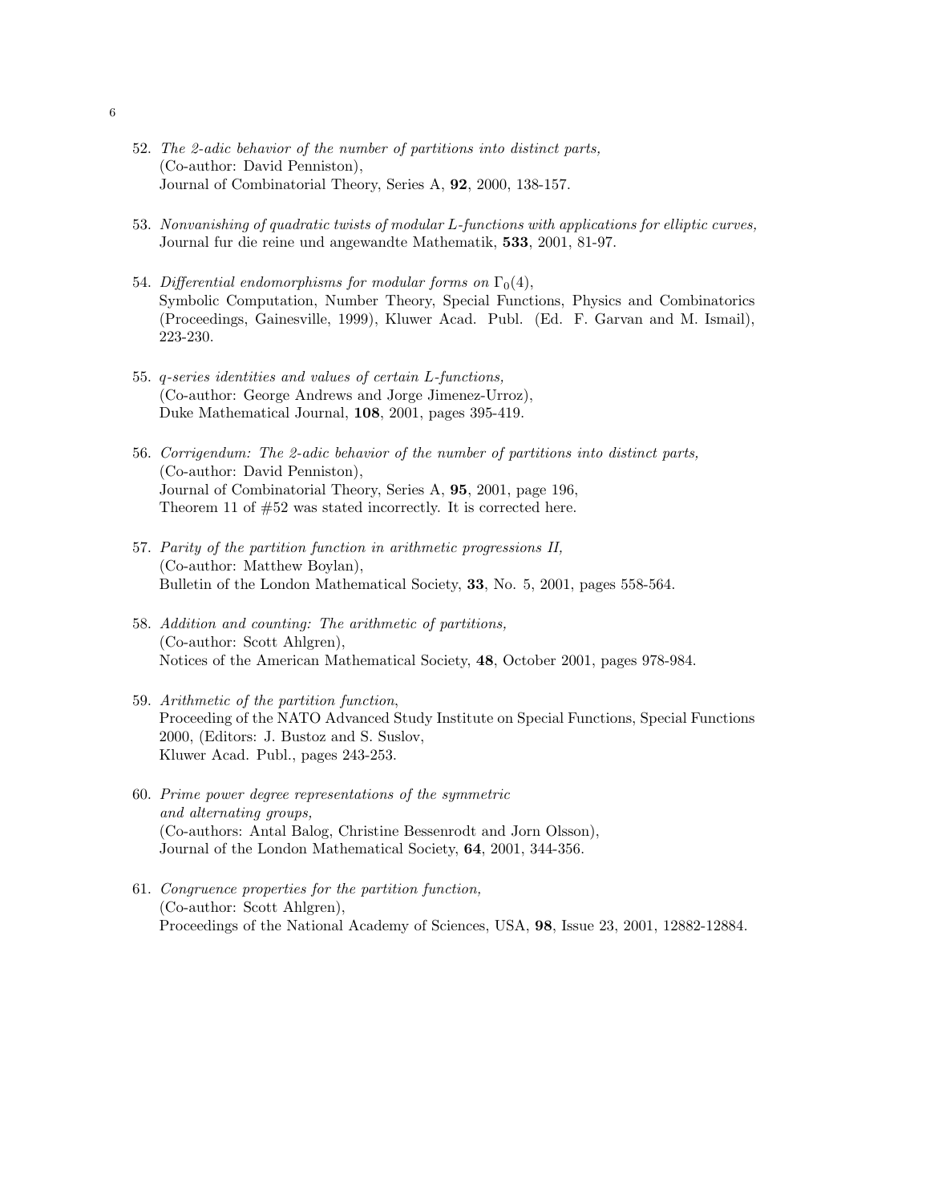52. *The 2-adic behavior of the number of partitions into distinct parts,*
    (Co-author: David Penniston),
    Journal of Combinatorial Theory, Series A, **92**, 2000, 138-157.

53. *Nonvanishing of quadratic twists of modular L-functions with applications for elliptic curves,*
    Journal fur die reine und angewandte Mathematik, **533**, 2001, 81-97.

54. *Differential endomorphisms for modular forms on* $\Gamma_0(4)$,
    Symbolic Computation, Number Theory, Special Functions, Physics and Combinatorics (Proceedings, Gainesville, 1999), Kluwer Acad. Publ. (Ed. F. Garvan and M. Ismail), 223-230.

55. *q-series identities and values of certain L-functions,*
    (Co-author: George Andrews and Jorge Jimenez-Urroz),
    Duke Mathematical Journal, **108**, 2001, pages 395-419.

56. *Corrigendum: The 2-adic behavior of the number of partitions into distinct parts,*
    (Co-author: David Penniston),
    Journal of Combinatorial Theory, Series A, **95**, 2001, page 196,
    Theorem 11 of #52 was stated incorrectly. It is corrected here.

57. *Parity of the partition function in arithmetic progressions II,*
    (Co-author: Matthew Boylan),
    Bulletin of the London Mathematical Society, **33**, No. 5, 2001, pages 558-564.

58. *Addition and counting: The arithmetic of partitions,*
    (Co-author: Scott Ahlgren),
    Notices of the American Mathematical Society, **48**, October 2001, pages 978-984.

59. *Arithmetic of the partition function*,
    Proceeding of the NATO Advanced Study Institute on Special Functions, Special Functions 2000, (Editors: J. Bustoz and S. Suslov,
    Kluwer Acad. Publ., pages 243-253.

60. *Prime power degree representations of the symmetric and alternating groups,*
    (Co-authors: Antal Balog, Christine Bessenrodt and Jorn Olsson),
    Journal of the London Mathematical Society, **64**, 2001, 344-356.

61. *Congruence properties for the partition function,*
    (Co-author: Scott Ahlgren),
    Proceedings of the National Academy of Sciences, USA, **98**, Issue 23, 2001, 12882-12884.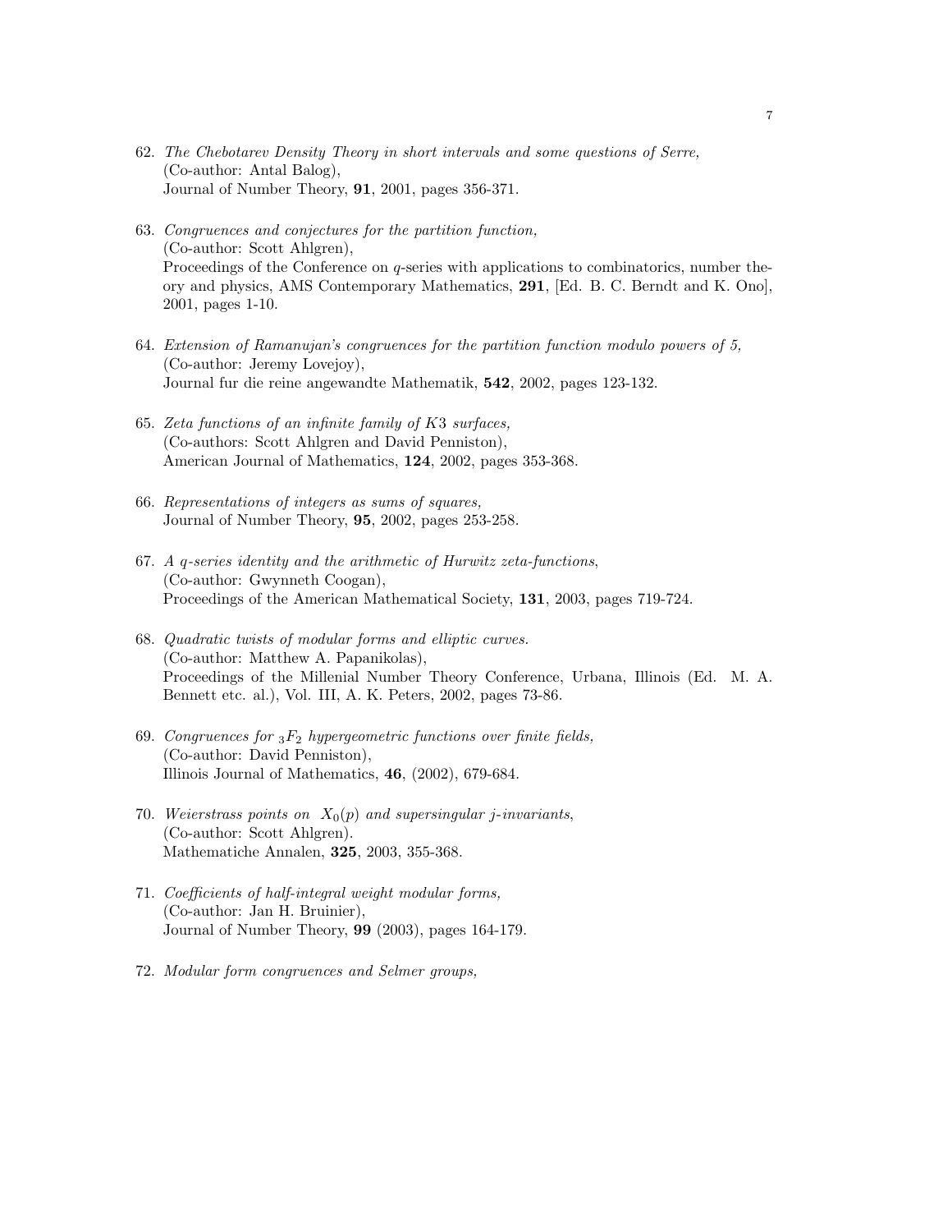62. *The Chebotarev Density Theory in short intervals and some questions of Serre,*
(Co-author: Antal Balog),
Journal of Number Theory, **91**, 2001, pages 356-371.

63. *Congruences and conjectures for the partition function,*
(Co-author: Scott Ahlgren),
Proceedings of the Conference on $q$-series with applications to combinatorics, number theory and physics, AMS Contemporary Mathematics, **291**, [Ed. B. C. Berndt and K. Ono], 2001, pages 1-10.

64. *Extension of Ramanujan's congruences for the partition function modulo powers of 5,*
(Co-author: Jeremy Lovejoy),
Journal fur die reine angewandte Mathematik, **542**, 2002, pages 123-132.

65. *Zeta functions of an infinite family of $K3$ surfaces,*
(Co-authors: Scott Ahlgren and David Penniston),
American Journal of Mathematics, **124**, 2002, pages 353-368.

66. *Representations of integers as sums of squares,*
Journal of Number Theory, **95**, 2002, pages 253-258.

67. *A $q$-series identity and the arithmetic of Hurwitz zeta-functions*,
(Co-author: Gwynneth Coogan),
Proceedings of the American Mathematical Society, **131**, 2003, pages 719-724.

68. *Quadratic twists of modular forms and elliptic curves.*
(Co-author: Matthew A. Papanikolas),
Proceedings of the Millenial Number Theory Conference, Urbana, Illinois (Ed. M. A. Bennett etc. al.), Vol. III, A. K. Peters, 2002, pages 73-86.

69. *Congruences for ${}_3F_2$ hypergeometric functions over finite fields,*
(Co-author: David Penniston),
Illinois Journal of Mathematics, **46**, (2002), 679-684.

70. *Weierstrass points on $X_0(p)$ and supersingular $j$-invariants*,
(Co-author: Scott Ahlgren).
Mathematiche Annalen, **325**, 2003, 355-368.

71. *Coefficients of half-integral weight modular forms,*
(Co-author: Jan H. Bruinier),
Journal of Number Theory, **99** (2003), pages 164-179.

72. *Modular form congruences and Selmer groups,*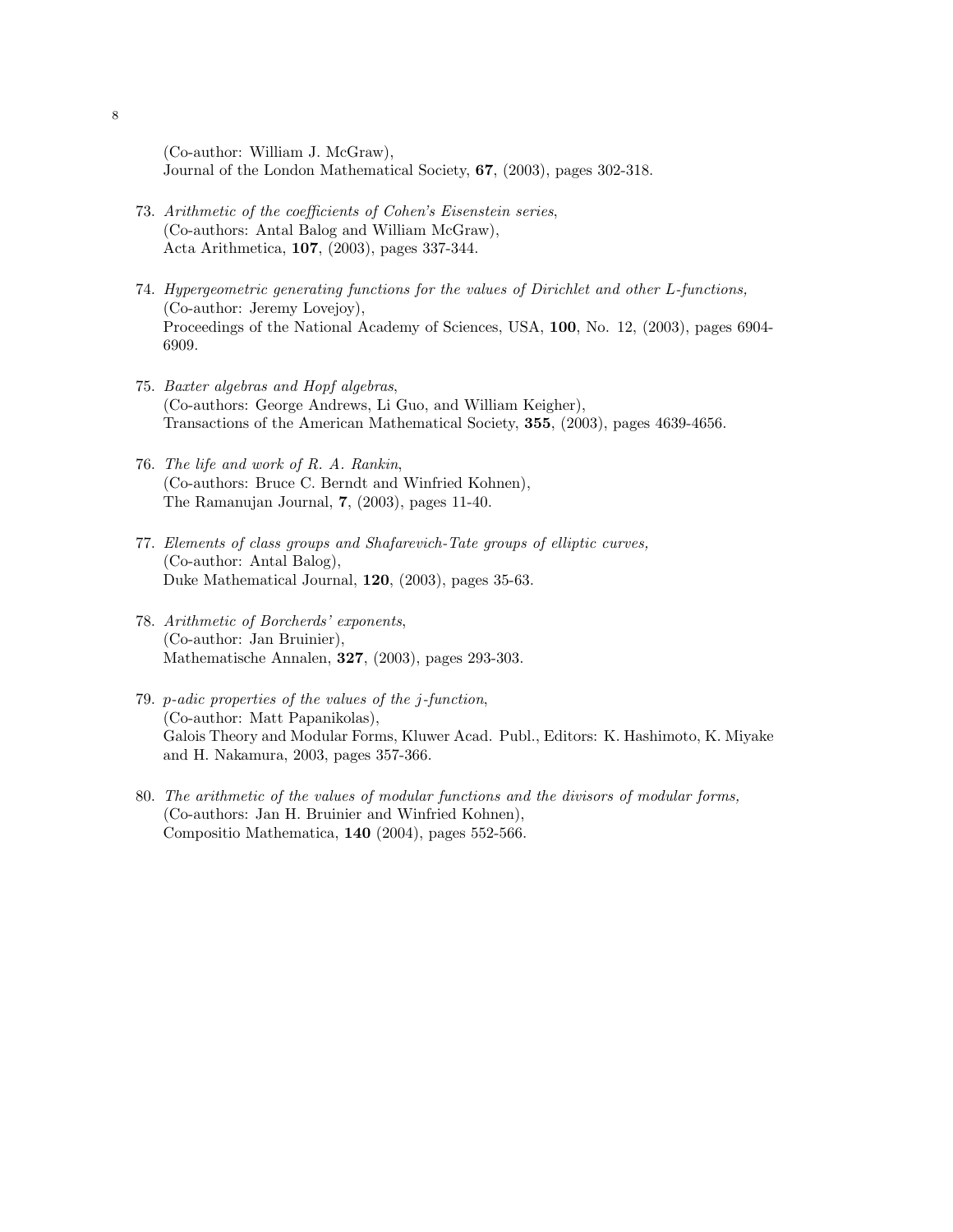(Co-author: William J. McGraw),
Journal of the London Mathematical Society, **67**, (2003), pages 302-318.

73. *Arithmetic of the coefficients of Cohen's Eisenstein series*,
(Co-authors: Antal Balog and William McGraw),
Acta Arithmetica, **107**, (2003), pages 337-344.

74. *Hypergeometric generating functions for the values of Dirichlet and other L-functions,*
(Co-author: Jeremy Lovejoy),
Proceedings of the National Academy of Sciences, USA, **100**, No. 12, (2003), pages 6904-6909.

75. *Baxter algebras and Hopf algebras*,
(Co-authors: George Andrews, Li Guo, and William Keigher),
Transactions of the American Mathematical Society, **355**, (2003), pages 4639-4656.

76. *The life and work of R. A. Rankin*,
(Co-authors: Bruce C. Berndt and Winfried Kohnen),
The Ramanujan Journal, **7**, (2003), pages 11-40.

77. *Elements of class groups and Shafarevich-Tate groups of elliptic curves,*
(Co-author: Antal Balog),
Duke Mathematical Journal, **120**, (2003), pages 35-63.

78. *Arithmetic of Borcherds' exponents*,
(Co-author: Jan Bruinier),
Mathematische Annalen, **327**, (2003), pages 293-303.

79. *p-adic properties of the values of the j-function*,
(Co-author: Matt Papanikolas),
Galois Theory and Modular Forms, Kluwer Acad. Publ., Editors: K. Hashimoto, K. Miyake and H. Nakamura, 2003, pages 357-366.

80. *The arithmetic of the values of modular functions and the divisors of modular forms,*
(Co-authors: Jan H. Bruinier and Winfried Kohnen),
Compositio Mathematica, **140** (2004), pages 552-566.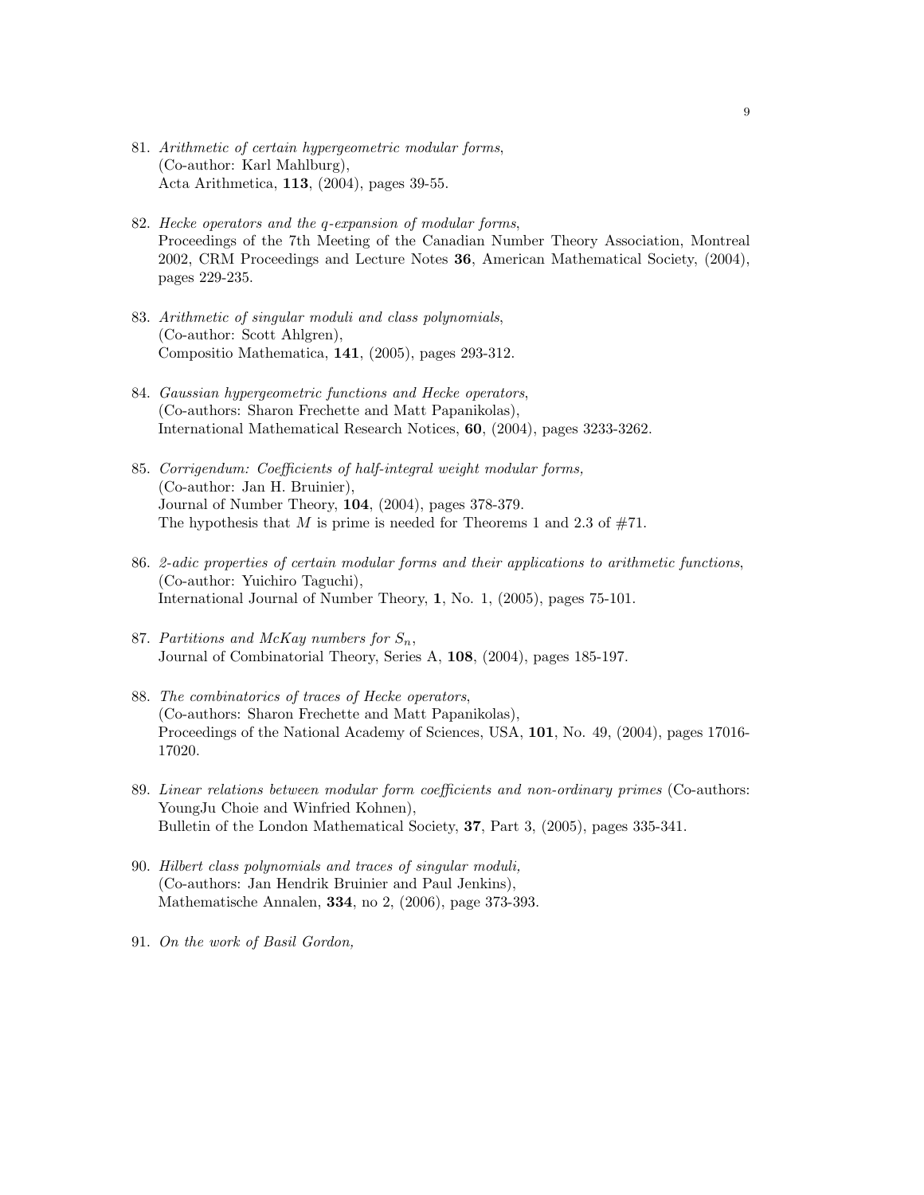81. *Arithmetic of certain hypergeometric modular forms*,
    (Co-author: Karl Mahlburg),
    Acta Arithmetica, **113**, (2004), pages 39-55.

82. *Hecke operators and the q-expansion of modular forms*,
    Proceedings of the 7th Meeting of the Canadian Number Theory Association, Montreal 2002, CRM Proceedings and Lecture Notes **36**, American Mathematical Society, (2004), pages 229-235.

83. *Arithmetic of singular moduli and class polynomials*,
    (Co-author: Scott Ahlgren),
    Compositio Mathematica, **141**, (2005), pages 293-312.

84. *Gaussian hypergeometric functions and Hecke operators*,
    (Co-authors: Sharon Frechette and Matt Papanikolas),
    International Mathematical Research Notices, **60**, (2004), pages 3233-3262.

85. *Corrigendum: Coefficients of half-integral weight modular forms,*
    (Co-author: Jan H. Bruinier),
    Journal of Number Theory, **104**, (2004), pages 378-379.
    The hypothesis that $M$ is prime is needed for Theorems 1 and 2.3 of #71.

86. *2-adic properties of certain modular forms and their applications to arithmetic functions*,
    (Co-author: Yuichiro Taguchi),
    International Journal of Number Theory, **1**, No. 1, (2005), pages 75-101.

87. *Partitions and McKay numbers for $S_n$*,
    Journal of Combinatorial Theory, Series A, **108**, (2004), pages 185-197.

88. *The combinatorics of traces of Hecke operators*,
    (Co-authors: Sharon Frechette and Matt Papanikolas),
    Proceedings of the National Academy of Sciences, USA, **101**, No. 49, (2004), pages 17016-17020.

89. *Linear relations between modular form coefficients and non-ordinary primes* (Co-authors: YoungJu Choie and Winfried Kohnen),
    Bulletin of the London Mathematical Society, **37**, Part 3, (2005), pages 335-341.

90. *Hilbert class polynomials and traces of singular moduli,*
    (Co-authors: Jan Hendrik Bruinier and Paul Jenkins),
    Mathematische Annalen, **334**, no 2, (2006), page 373-393.

91. *On the work of Basil Gordon,*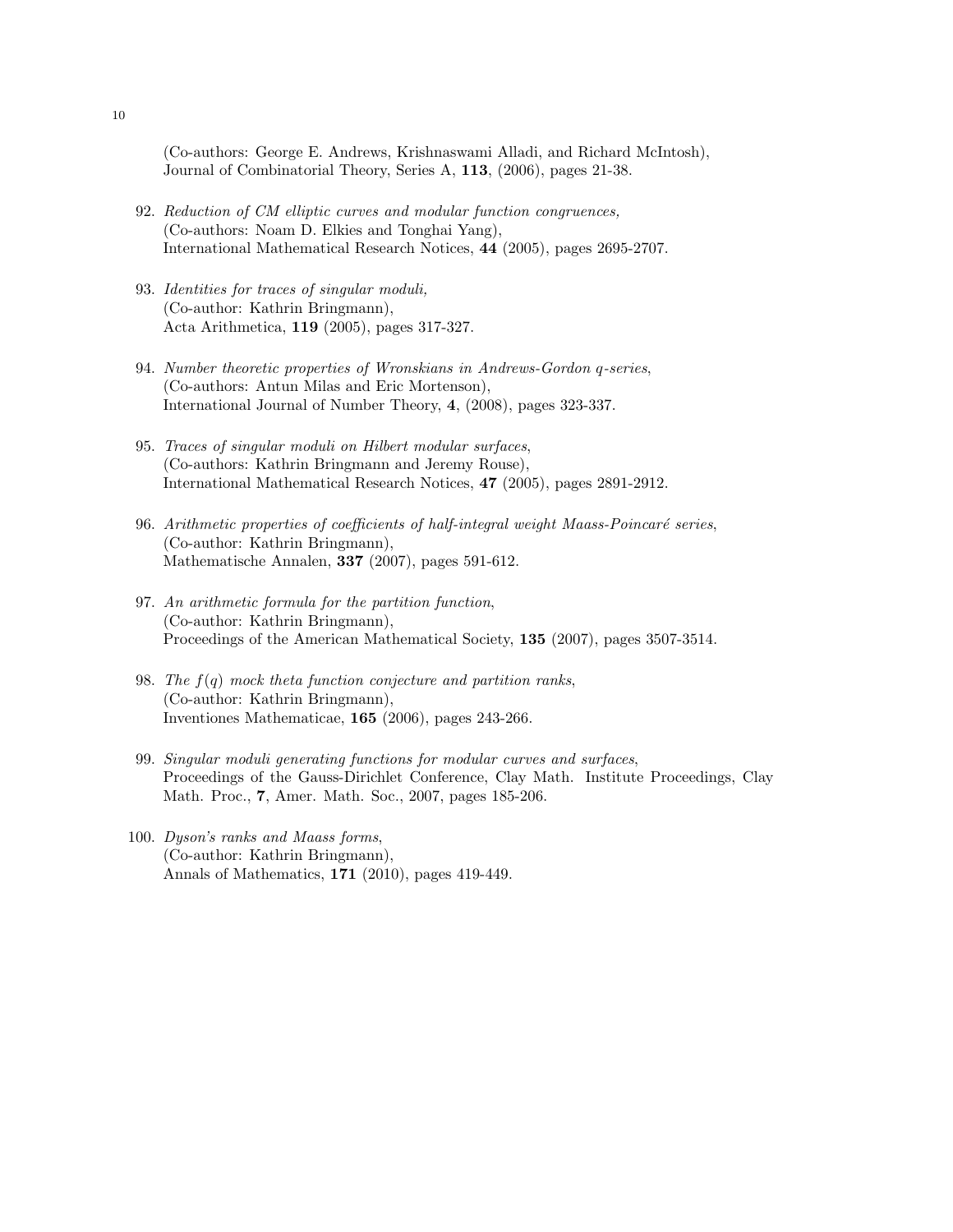(Co-authors: George E. Andrews, Krishnaswami Alladi, and Richard McIntosh),
Journal of Combinatorial Theory, Series A, **113**, (2006), pages 21-38.

92. *Reduction of CM elliptic curves and modular function congruences,*
(Co-authors: Noam D. Elkies and Tonghai Yang),
International Mathematical Research Notices, **44** (2005), pages 2695-2707.

93. *Identities for traces of singular moduli,*
(Co-author: Kathrin Bringmann),
Acta Arithmetica, **119** (2005), pages 317-327.

94. *Number theoretic properties of Wronskians in Andrews-Gordon q-series*,
(Co-authors: Antun Milas and Eric Mortenson),
International Journal of Number Theory, **4**, (2008), pages 323-337.

95. *Traces of singular moduli on Hilbert modular surfaces*,
(Co-authors: Kathrin Bringmann and Jeremy Rouse),
International Mathematical Research Notices, **47** (2005), pages 2891-2912.

96. *Arithmetic properties of coefficients of half-integral weight Maass-Poincaré series*,
(Co-author: Kathrin Bringmann),
Mathematische Annalen, **337** (2007), pages 591-612.

97. *An arithmetic formula for the partition function*,
(Co-author: Kathrin Bringmann),
Proceedings of the American Mathematical Society, **135** (2007), pages 3507-3514.

98. *The $f(q)$ mock theta function conjecture and partition ranks*,
(Co-author: Kathrin Bringmann),
Inventiones Mathematicae, **165** (2006), pages 243-266.

99. *Singular moduli generating functions for modular curves and surfaces*,
Proceedings of the Gauss-Dirichlet Conference, Clay Math. Institute Proceedings, Clay Math. Proc., **7**, Amer. Math. Soc., 2007, pages 185-206.

100. *Dyson's ranks and Maass forms*,
(Co-author: Kathrin Bringmann),
Annals of Mathematics, **171** (2010), pages 419-449.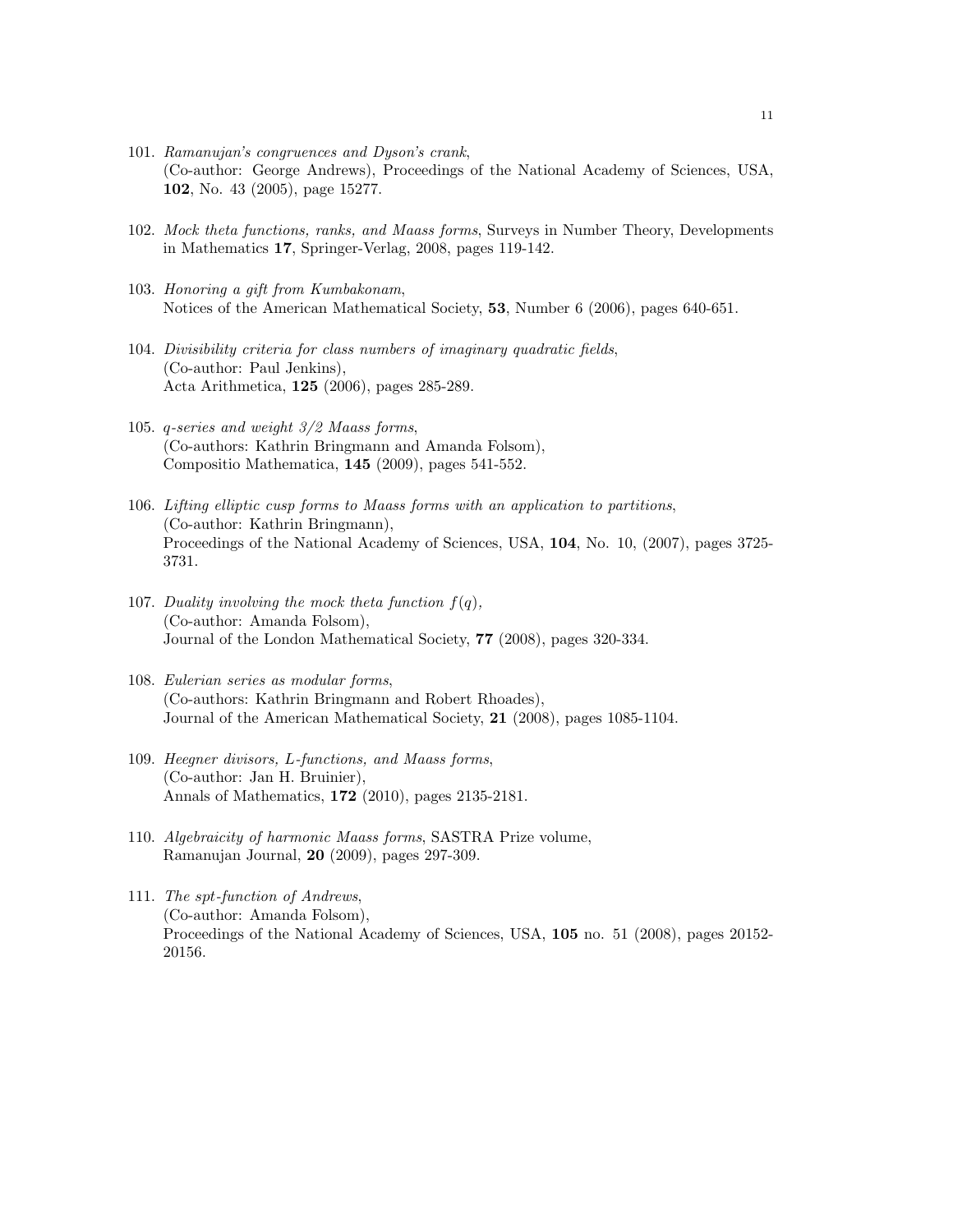101. *Ramanujan's congruences and Dyson's crank*, (Co-author: George Andrews), Proceedings of the National Academy of Sciences, USA, **102**, No. 43 (2005), page 15277.

102. *Mock theta functions, ranks, and Maass forms*, Surveys in Number Theory, Developments in Mathematics **17**, Springer-Verlag, 2008, pages 119-142.

103. *Honoring a gift from Kumbakonam*, Notices of the American Mathematical Society, **53**, Number 6 (2006), pages 640-651.

104. *Divisibility criteria for class numbers of imaginary quadratic fields*, (Co-author: Paul Jenkins), Acta Arithmetica, **125** (2006), pages 285-289.

105. *q-series and weight 3/2 Maass forms*, (Co-authors: Kathrin Bringmann and Amanda Folsom), Compositio Mathematica, **145** (2009), pages 541-552.

106. *Lifting elliptic cusp forms to Maass forms with an application to partitions*, (Co-author: Kathrin Bringmann), Proceedings of the National Academy of Sciences, USA, **104**, No. 10, (2007), pages 3725-3731.

107. *Duality involving the mock theta function $f(q)$*, (Co-author: Amanda Folsom), Journal of the London Mathematical Society, **77** (2008), pages 320-334.

108. *Eulerian series as modular forms*, (Co-authors: Kathrin Bringmann and Robert Rhoades), Journal of the American Mathematical Society, **21** (2008), pages 1085-1104.

109. *Heegner divisors, L-functions, and Maass forms*, (Co-author: Jan H. Bruinier), Annals of Mathematics, **172** (2010), pages 2135-2181.

110. *Algebraicity of harmonic Maass forms*, SASTRA Prize volume, Ramanujan Journal, **20** (2009), pages 297-309.

111. *The spt-function of Andrews*, (Co-author: Amanda Folsom), Proceedings of the National Academy of Sciences, USA, **105** no. 51 (2008), pages 20152-20156.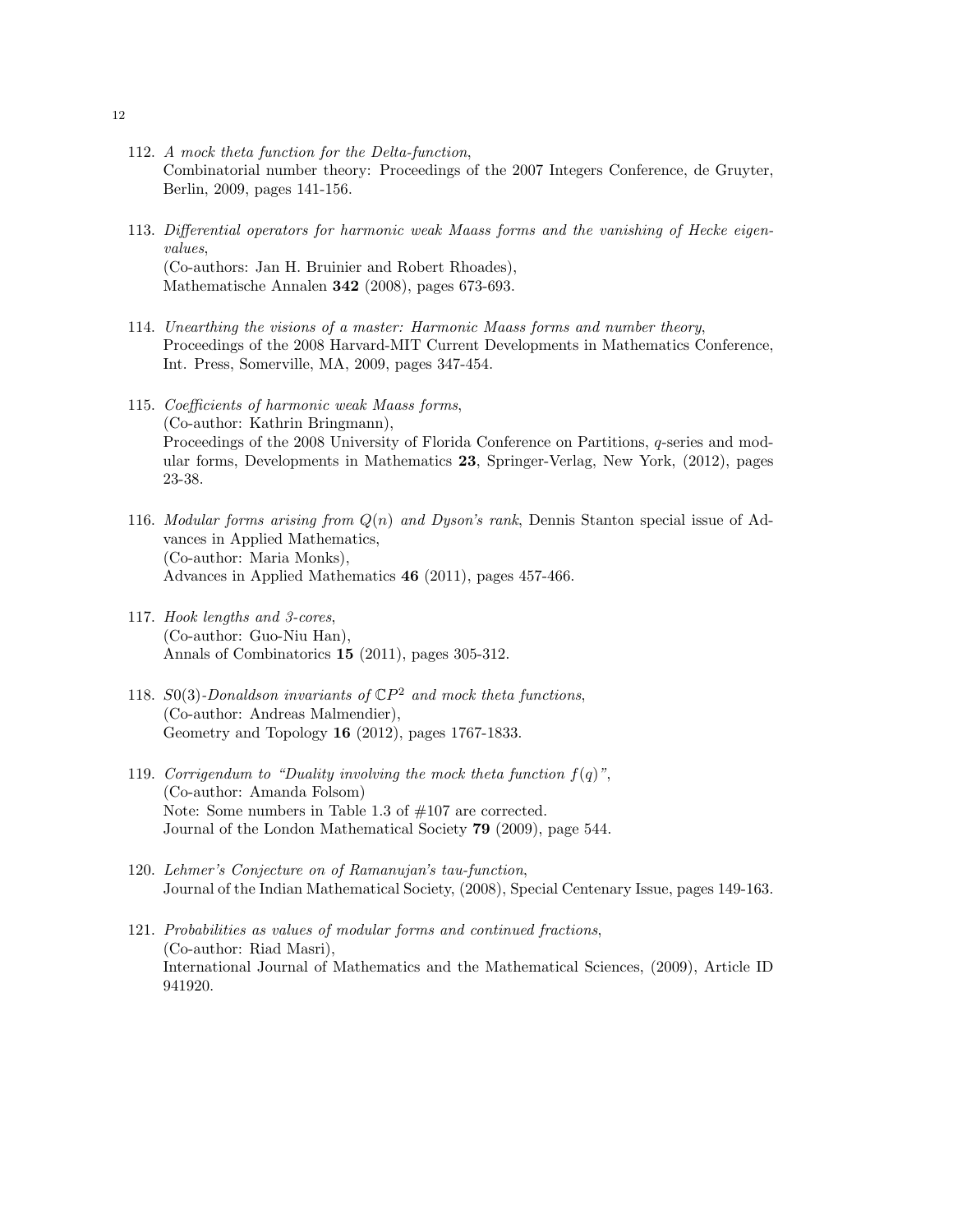112. *A mock theta function for the Delta-function*,
   Combinatorial number theory: Proceedings of the 2007 Integers Conference, de Gruyter, Berlin, 2009, pages 141-156.

113. *Differential operators for harmonic weak Maass forms and the vanishing of Hecke eigenvalues*,
   (Co-authors: Jan H. Bruinier and Robert Rhoades),
   Mathematische Annalen **342** (2008), pages 673-693.

114. *Unearthing the visions of a master: Harmonic Maass forms and number theory*,
   Proceedings of the 2008 Harvard-MIT Current Developments in Mathematics Conference, Int. Press, Somerville, MA, 2009, pages 347-454.

115. *Coefficients of harmonic weak Maass forms*,
   (Co-author: Kathrin Bringmann),
   Proceedings of the 2008 University of Florida Conference on Partitions, $q$-series and modular forms, Developments in Mathematics **23**, Springer-Verlag, New York, (2012), pages 23-38.

116. *Modular forms arising from $Q(n)$ and Dyson's rank*, Dennis Stanton special issue of Advances in Applied Mathematics,
   (Co-author: Maria Monks),
   Advances in Applied Mathematics **46** (2011), pages 457-466.

117. *Hook lengths and 3-cores*,
   (Co-author: Guo-Niu Han),
   Annals of Combinatorics **15** (2011), pages 305-312.

118. *$S0(3)$-Donaldson invariants of $\mathbb{C}P^2$ and mock theta functions*,
   (Co-author: Andreas Malmendier),
   Geometry and Topology **16** (2012), pages 1767-1833.

119. *Corrigendum to "Duality involving the mock theta function $f(q)$"*,
   (Co-author: Amanda Folsom)
   Note: Some numbers in Table 1.3 of #107 are corrected.
   Journal of the London Mathematical Society **79** (2009), page 544.

120. *Lehmer's Conjecture on of Ramanujan's tau-function*,
   Journal of the Indian Mathematical Society, (2008), Special Centenary Issue, pages 149-163.

121. *Probabilities as values of modular forms and continued fractions*,
   (Co-author: Riad Masri),
   International Journal of Mathematics and the Mathematical Sciences, (2009), Article ID 941920.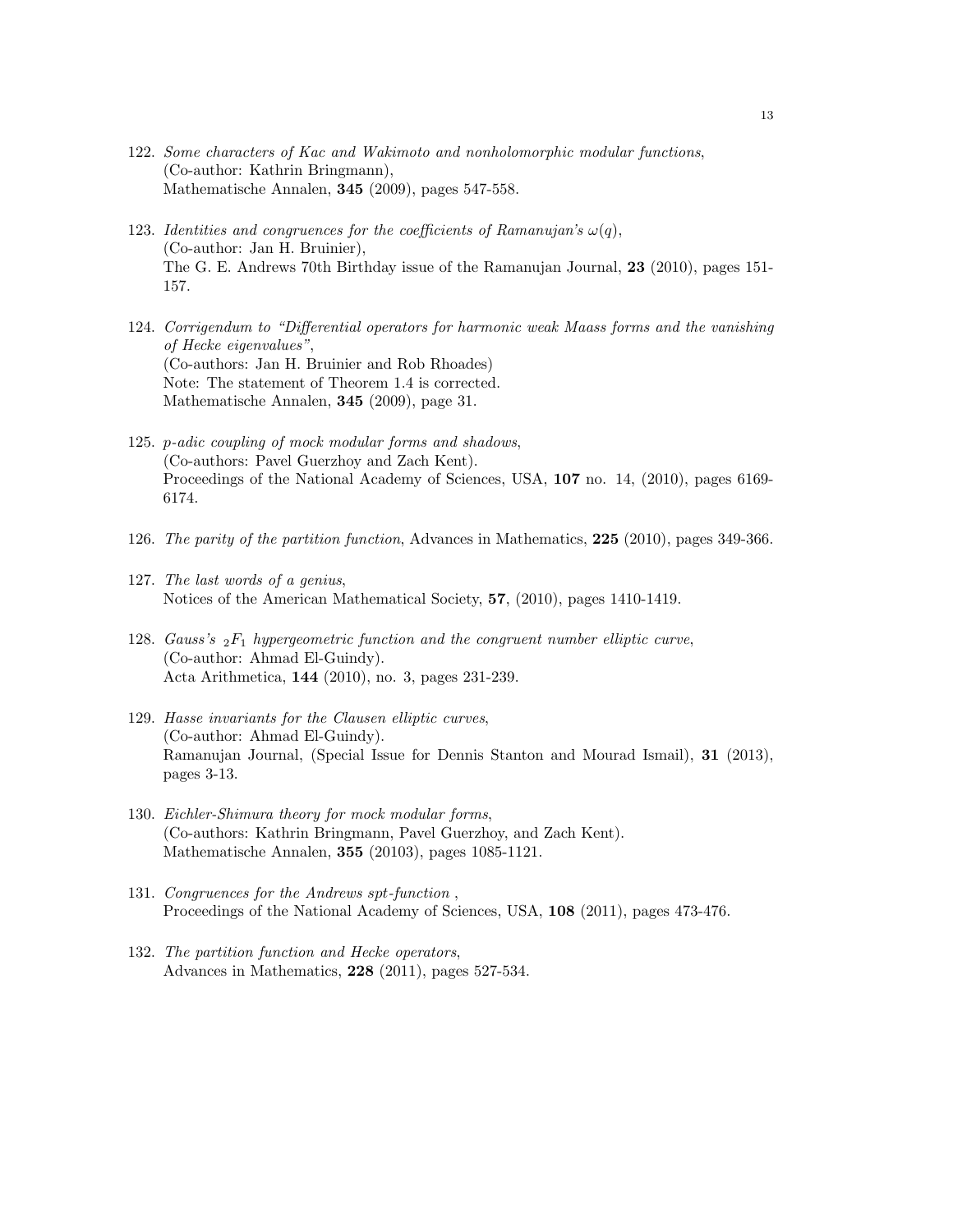122. *Some characters of Kac and Wakimoto and nonholomorphic modular functions*,
(Co-author: Kathrin Bringmann),
Mathematische Annalen, **345** (2009), pages 547-558.

123. *Identities and congruences for the coefficients of Ramanujan's $\omega(q)$*,
(Co-author: Jan H. Bruinier),
The G. E. Andrews 70th Birthday issue of the Ramanujan Journal, **23** (2010), pages 151-157.

124. *Corrigendum to "Differential operators for harmonic weak Maass forms and the vanishing of Hecke eigenvalues"*,
(Co-authors: Jan H. Bruinier and Rob Rhoades)
Note: The statement of Theorem 1.4 is corrected.
Mathematische Annalen, **345** (2009), page 31.

125. *p-adic coupling of mock modular forms and shadows*,
(Co-authors: Pavel Guerzhoy and Zach Kent).
Proceedings of the National Academy of Sciences, USA, **107** no. 14, (2010), pages 6169-6174.

126. *The parity of the partition function*, Advances in Mathematics, **225** (2010), pages 349-366.

127. *The last words of a genius*,
Notices of the American Mathematical Society, **57**, (2010), pages 1410-1419.

128. *Gauss's ${}_2F_1$ hypergeometric function and the congruent number elliptic curve*,
(Co-author: Ahmad El-Guindy).
Acta Arithmetica, **144** (2010), no. 3, pages 231-239.

129. *Hasse invariants for the Clausen elliptic curves*,
(Co-author: Ahmad El-Guindy).
Ramanujan Journal, (Special Issue for Dennis Stanton and Mourad Ismail), **31** (2013), pages 3-13.

130. *Eichler-Shimura theory for mock modular forms*,
(Co-authors: Kathrin Bringmann, Pavel Guerzhoy, and Zach Kent).
Mathematische Annalen, **355** (20103), pages 1085-1121.

131. *Congruences for the Andrews spt-function* ,
Proceedings of the National Academy of Sciences, USA, **108** (2011), pages 473-476.

132. *The partition function and Hecke operators*,
Advances in Mathematics, **228** (2011), pages 527-534.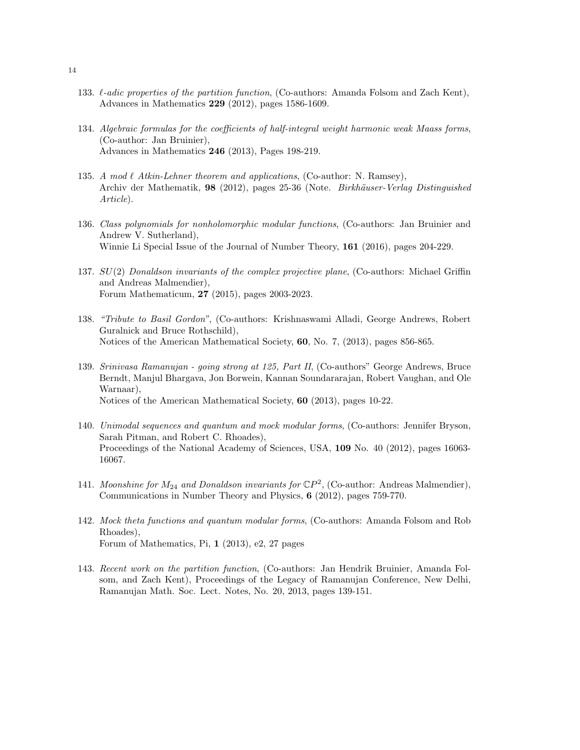133. *$\ell$-adic properties of the partition function*, (Co-authors: Amanda Folsom and Zach Kent), Advances in Mathematics **229** (2012), pages 1586-1609.

134. *Algebraic formulas for the coefficients of half-integral weight harmonic weak Maass forms*, (Co-author: Jan Bruinier), Advances in Mathematics **246** (2013), Pages 198-219.

135. *A mod $\ell$ Atkin-Lehner theorem and applications*, (Co-author: N. Ramsey), Archiv der Mathematik, **98** (2012), pages 25-36 (Note. *Birkhäuser-Verlag Distinguished Article*).

136. *Class polynomials for nonholomorphic modular functions*, (Co-authors: Jan Bruinier and Andrew V. Sutherland), Winnie Li Special Issue of the Journal of Number Theory, **161** (2016), pages 204-229.

137. *$SU(2)$ Donaldson invariants of the complex projective plane*, (Co-authors: Michael Griffin and Andreas Malmendier), Forum Mathematicum, **27** (2015), pages 2003-2023.

138. *"Tribute to Basil Gordon"*, (Co-authors: Krishnaswami Alladi, George Andrews, Robert Guralnick and Bruce Rothschild), Notices of the American Mathematical Society, **60**, No. 7, (2013), pages 856-865.

139. *Srinivasa Ramanujan - going strong at 125, Part II*, (Co-authors" George Andrews, Bruce Berndt, Manjul Bhargava, Jon Borwein, Kannan Soundararajan, Robert Vaughan, and Ole Warnaar), Notices of the American Mathematical Society, **60** (2013), pages 10-22.

140. *Unimodal sequences and quantum and mock modular forms*, (Co-authors: Jennifer Bryson, Sarah Pitman, and Robert C. Rhoades), Proceedings of the National Academy of Sciences, USA, **109** No. 40 (2012), pages 16063-16067.

141. *Moonshine for $M_{24}$ and Donaldson invariants for $\mathbb{C}P^2$*, (Co-author: Andreas Malmendier), Communications in Number Theory and Physics, **6** (2012), pages 759-770.

142. *Mock theta functions and quantum modular forms*, (Co-authors: Amanda Folsom and Rob Rhoades), Forum of Mathematics, Pi, **1** (2013), e2, 27 pages

143. *Recent work on the partition function*, (Co-authors: Jan Hendrik Bruinier, Amanda Folsom, and Zach Kent), Proceedings of the Legacy of Ramanujan Conference, New Delhi, Ramanujan Math. Soc. Lect. Notes, No. 20, 2013, pages 139-151.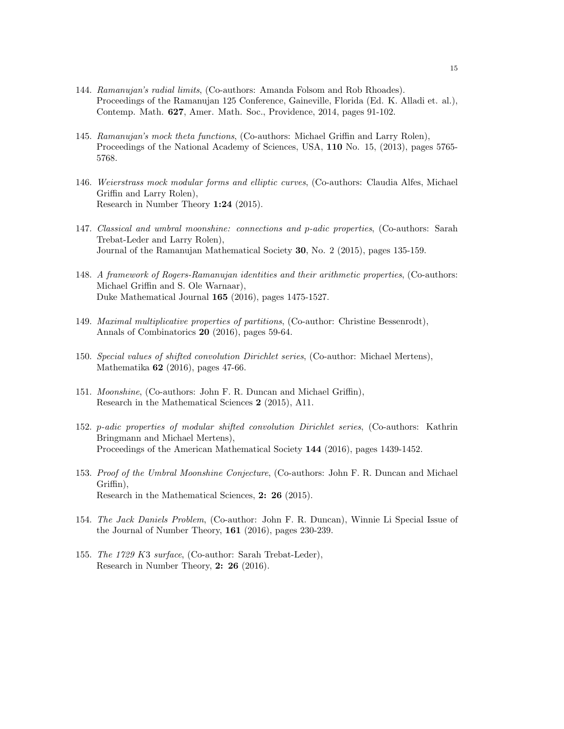144. *Ramanujan's radial limits*, (Co-authors: Amanda Folsom and Rob Rhoades).
Proceedings of the Ramanujan 125 Conference, Gaineville, Florida (Ed. K. Alladi et. al.), Contemp. Math. **627**, Amer. Math. Soc., Providence, 2014, pages 91-102.

145. *Ramanujan's mock theta functions*, (Co-authors: Michael Griffin and Larry Rolen), Proceedings of the National Academy of Sciences, USA, **110** No. 15, (2013), pages 5765-5768.

146. *Weierstrass mock modular forms and elliptic curves*, (Co-authors: Claudia Alfes, Michael Griffin and Larry Rolen),
Research in Number Theory **1:24** (2015).

147. *Classical and umbral moonshine: connections and p-adic properties*, (Co-authors: Sarah Trebat-Leder and Larry Rolen),
Journal of the Ramanujan Mathematical Society **30**, No. 2 (2015), pages 135-159.

148. *A framework of Rogers-Ramanujan identities and their arithmetic properties*, (Co-authors: Michael Griffin and S. Ole Warnaar),
Duke Mathematical Journal **165** (2016), pages 1475-1527.

149. *Maximal multiplicative properties of partitions*, (Co-author: Christine Bessenrodt),
Annals of Combinatorics **20** (2016), pages 59-64.

150. *Special values of shifted convolution Dirichlet series*, (Co-author: Michael Mertens),
Mathematika **62** (2016), pages 47-66.

151. *Moonshine*, (Co-authors: John F. R. Duncan and Michael Griffin),
Research in the Mathematical Sciences **2** (2015), A11.

152. *p-adic properties of modular shifted convolution Dirichlet series*, (Co-authors: Kathrin Bringmann and Michael Mertens),
Proceedings of the American Mathematical Society **144** (2016), pages 1439-1452.

153. *Proof of the Umbral Moonshine Conjecture*, (Co-authors: John F. R. Duncan and Michael Griffin),
Research in the Mathematical Sciences, **2: 26** (2015).

154. *The Jack Daniels Problem*, (Co-author: John F. R. Duncan), Winnie Li Special Issue of the Journal of Number Theory, **161** (2016), pages 230-239.

155. *The 1729 K3 surface*, (Co-author: Sarah Trebat-Leder),
Research in Number Theory, **2: 26** (2016).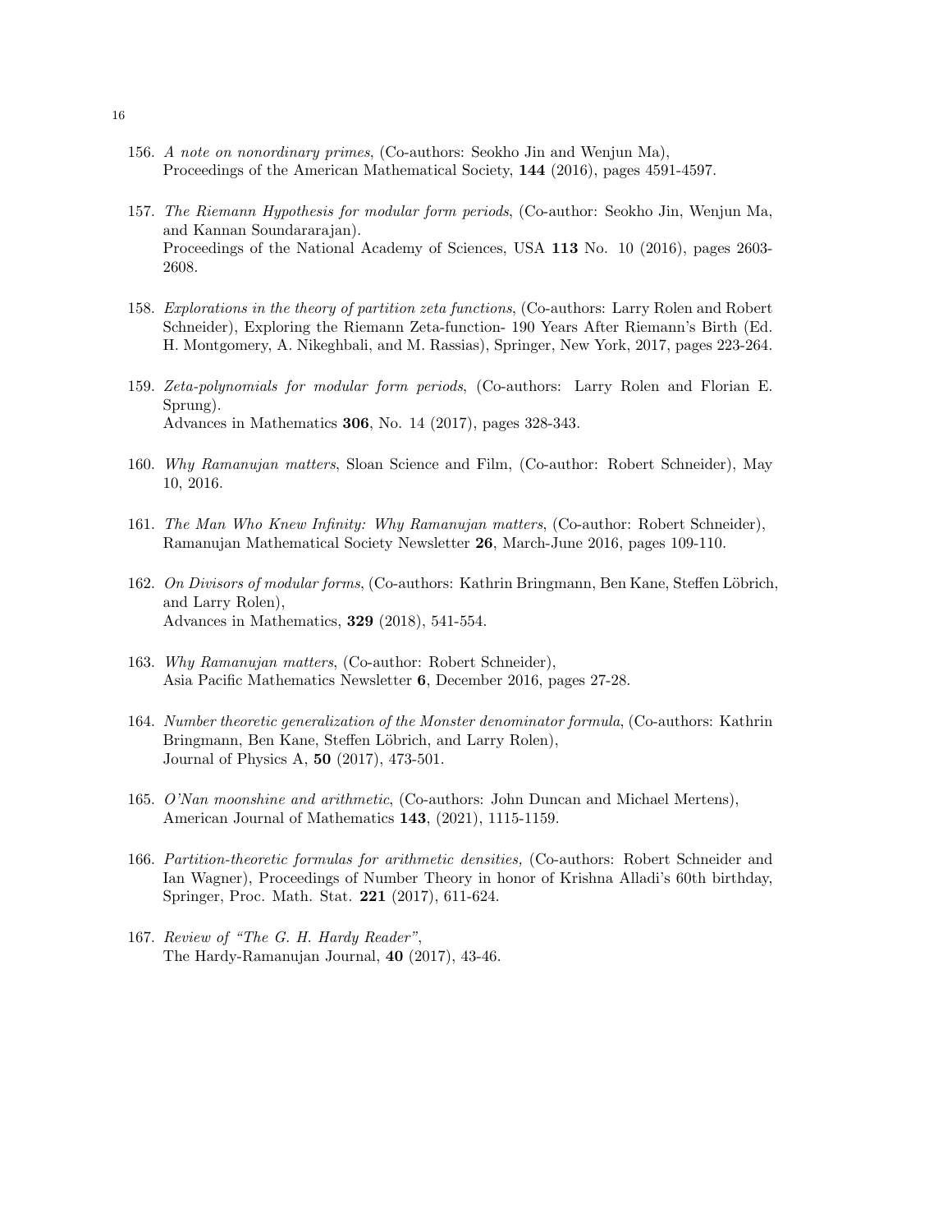156. *A note on nonordinary primes*, (Co-authors: Seokho Jin and Wenjun Ma), Proceedings of the American Mathematical Society, **144** (2016), pages 4591-4597.

157. *The Riemann Hypothesis for modular form periods*, (Co-author: Seokho Jin, Wenjun Ma, and Kannan Soundararajan). Proceedings of the National Academy of Sciences, USA **113** No. 10 (2016), pages 2603-2608.

158. *Explorations in the theory of partition zeta functions*, (Co-authors: Larry Rolen and Robert Schneider), Exploring the Riemann Zeta-function- 190 Years After Riemann's Birth (Ed. H. Montgomery, A. Nikeghbali, and M. Rassias), Springer, New York, 2017, pages 223-264.

159. *Zeta-polynomials for modular form periods*, (Co-authors: Larry Rolen and Florian E. Sprung). Advances in Mathematics **306**, No. 14 (2017), pages 328-343.

160. *Why Ramanujan matters*, Sloan Science and Film, (Co-author: Robert Schneider), May 10, 2016.

161. *The Man Who Knew Infinity: Why Ramanujan matters*, (Co-author: Robert Schneider), Ramanujan Mathematical Society Newsletter **26**, March-June 2016, pages 109-110.

162. *On Divisors of modular forms*, (Co-authors: Kathrin Bringmann, Ben Kane, Steffen Löbrich, and Larry Rolen), Advances in Mathematics, **329** (2018), 541-554.

163. *Why Ramanujan matters*, (Co-author: Robert Schneider), Asia Pacific Mathematics Newsletter **6**, December 2016, pages 27-28.

164. *Number theoretic generalization of the Monster denominator formula*, (Co-authors: Kathrin Bringmann, Ben Kane, Steffen Löbrich, and Larry Rolen), Journal of Physics A, **50** (2017), 473-501.

165. *O'Nan moonshine and arithmetic*, (Co-authors: John Duncan and Michael Mertens), American Journal of Mathematics **143**, (2021), 1115-1159.

166. *Partition-theoretic formulas for arithmetic densities,* (Co-authors: Robert Schneider and Ian Wagner), Proceedings of Number Theory in honor of Krishna Alladi's 60th birthday, Springer, Proc. Math. Stat. **221** (2017), 611-624.

167. *Review of "The G. H. Hardy Reader"*, The Hardy-Ramanujan Journal, **40** (2017), 43-46.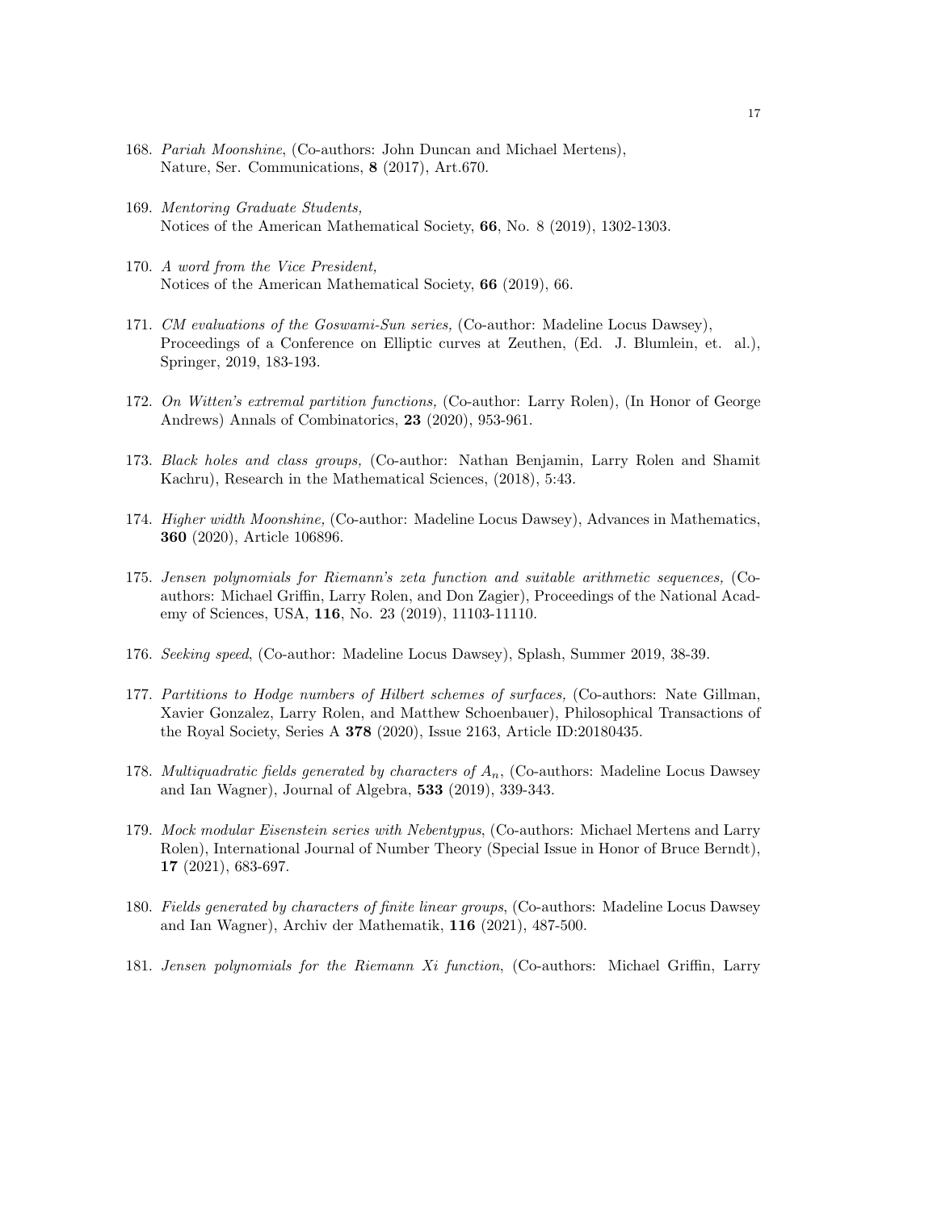168. *Pariah Moonshine*, (Co-authors: John Duncan and Michael Mertens), Nature, Ser. Communications, **8** (2017), Art.670.

169. *Mentoring Graduate Students,* Notices of the American Mathematical Society, **66**, No. 8 (2019), 1302-1303.

170. *A word from the Vice President,* Notices of the American Mathematical Society, **66** (2019), 66.

171. *CM evaluations of the Goswami-Sun series,* (Co-author: Madeline Locus Dawsey), Proceedings of a Conference on Elliptic curves at Zeuthen, (Ed. J. Blumlein, et. al.), Springer, 2019, 183-193.

172. *On Witten's extremal partition functions,* (Co-author: Larry Rolen), (In Honor of George Andrews) Annals of Combinatorics, **23** (2020), 953-961.

173. *Black holes and class groups,* (Co-author: Nathan Benjamin, Larry Rolen and Shamit Kachru), Research in the Mathematical Sciences, (2018), 5:43.

174. *Higher width Moonshine,* (Co-author: Madeline Locus Dawsey), Advances in Mathematics, **360** (2020), Article 106896.

175. *Jensen polynomials for Riemann's zeta function and suitable arithmetic sequences,* (Co-authors: Michael Griffin, Larry Rolen, and Don Zagier), Proceedings of the National Academy of Sciences, USA, **116**, No. 23 (2019), 11103-11110.

176. *Seeking speed*, (Co-author: Madeline Locus Dawsey), Splash, Summer 2019, 38-39.

177. *Partitions to Hodge numbers of Hilbert schemes of surfaces,* (Co-authors: Nate Gillman, Xavier Gonzalez, Larry Rolen, and Matthew Schoenbauer), Philosophical Transactions of the Royal Society, Series A **378** (2020), Issue 2163, Article ID:20180435.

178. *Multiquadratic fields generated by characters of $A_n$*, (Co-authors: Madeline Locus Dawsey and Ian Wagner), Journal of Algebra, **533** (2019), 339-343.

179. *Mock modular Eisenstein series with Nebentypus*, (Co-authors: Michael Mertens and Larry Rolen), International Journal of Number Theory (Special Issue in Honor of Bruce Berndt), **17** (2021), 683-697.

180. *Fields generated by characters of finite linear groups*, (Co-authors: Madeline Locus Dawsey and Ian Wagner), Archiv der Mathematik, **116** (2021), 487-500.

181. *Jensen polynomials for the Riemann Xi function*, (Co-authors: Michael Griffin, Larry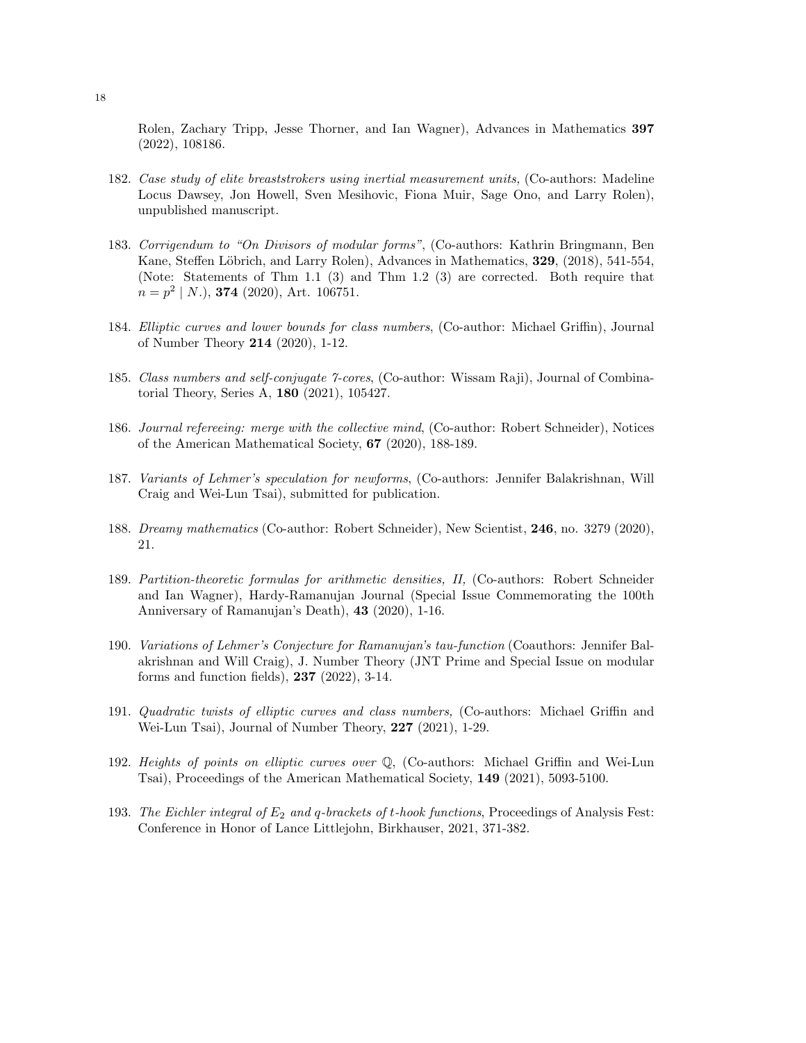Rolen, Zachary Tripp, Jesse Thorner, and Ian Wagner), Advances in Mathematics **397** (2022), 108186.

182. *Case study of elite breaststrokers using inertial measurement units,* (Co-authors: Madeline Locus Dawsey, Jon Howell, Sven Mesihovic, Fiona Muir, Sage Ono, and Larry Rolen), unpublished manuscript.

183. *Corrigendum to "On Divisors of modular forms"*, (Co-authors: Kathrin Bringmann, Ben Kane, Steffen Löbrich, and Larry Rolen), Advances in Mathematics, **329**, (2018), 541-554, (Note: Statements of Thm 1.1 (3) and Thm 1.2 (3) are corrected. Both require that $n = p^2 \mid N$.), **374** (2020), Art. 106751.

184. *Elliptic curves and lower bounds for class numbers*, (Co-author: Michael Griffin), Journal of Number Theory **214** (2020), 1-12.

185. *Class numbers and self-conjugate 7-cores*, (Co-author: Wissam Raji), Journal of Combinatorial Theory, Series A, **180** (2021), 105427.

186. *Journal refereeing: merge with the collective mind*, (Co-author: Robert Schneider), Notices of the American Mathematical Society, **67** (2020), 188-189.

187. *Variants of Lehmer's speculation for newforms*, (Co-authors: Jennifer Balakrishnan, Will Craig and Wei-Lun Tsai), submitted for publication.

188. *Dreamy mathematics* (Co-author: Robert Schneider), New Scientist, **246**, no. 3279 (2020), 21.

189. *Partition-theoretic formulas for arithmetic densities, II,* (Co-authors: Robert Schneider and Ian Wagner), Hardy-Ramanujan Journal (Special Issue Commemorating the 100th Anniversary of Ramanujan's Death), **43** (2020), 1-16.

190. *Variations of Lehmer's Conjecture for Ramanujan's tau-function* (Coauthors: Jennifer Balakrishnan and Will Craig), J. Number Theory (JNT Prime and Special Issue on modular forms and function fields), **237** (2022), 3-14.

191. *Quadratic twists of elliptic curves and class numbers,* (Co-authors: Michael Griffin and Wei-Lun Tsai), Journal of Number Theory, **227** (2021), 1-29.

192. *Heights of points on elliptic curves over* $\mathbb{Q}$, (Co-authors: Michael Griffin and Wei-Lun Tsai), Proceedings of the American Mathematical Society, **149** (2021), 5093-5100.

193. *The Eichler integral of $E_2$ and $q$-brackets of $t$-hook functions*, Proceedings of Analysis Fest: Conference in Honor of Lance Littlejohn, Birkhauser, 2021, 371-382.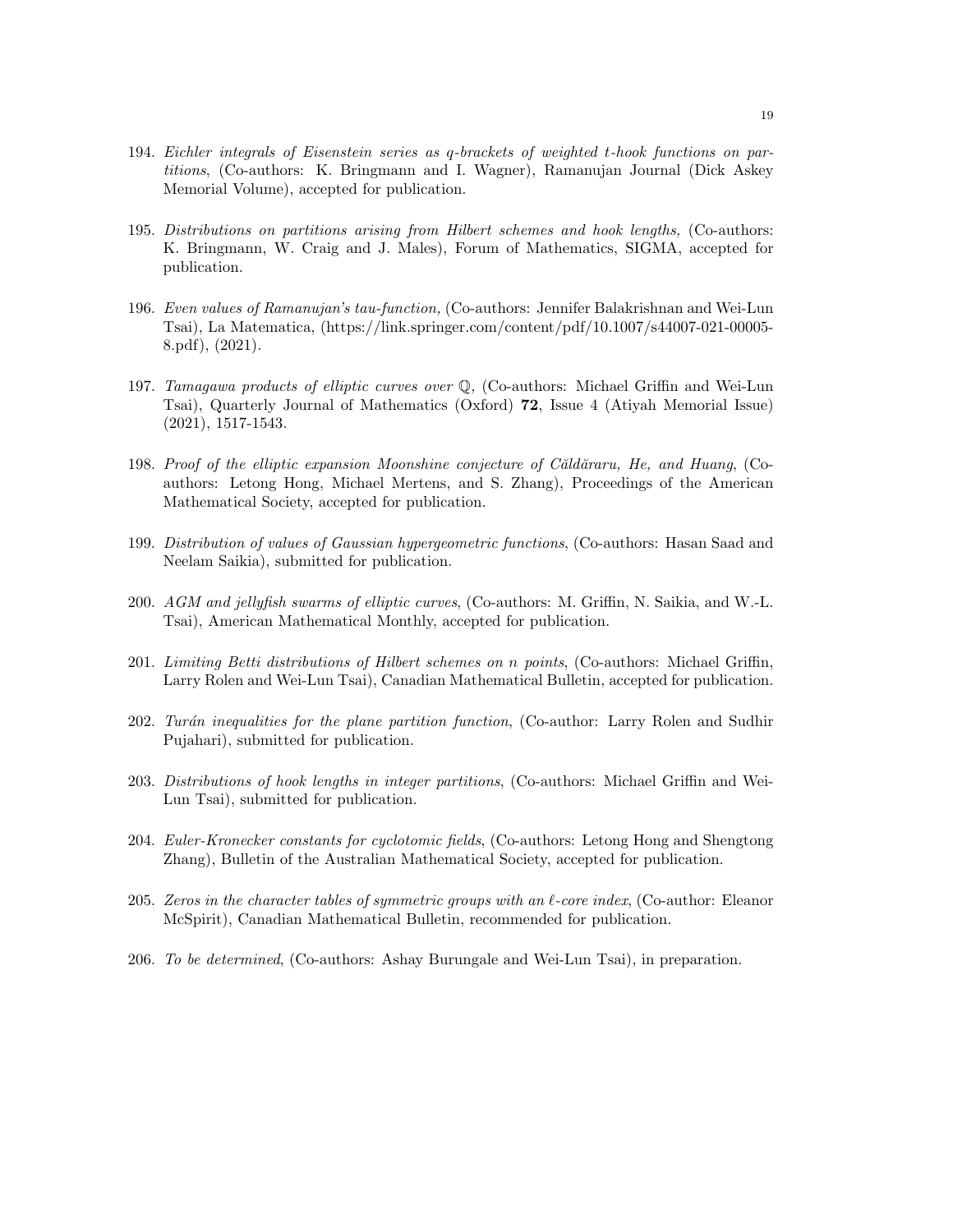194. *Eichler integrals of Eisenstein series as q-brackets of weighted t-hook functions on partitions*, (Co-authors: K. Bringmann and I. Wagner), Ramanujan Journal (Dick Askey Memorial Volume), accepted for publication.

195. *Distributions on partitions arising from Hilbert schemes and hook lengths,* (Co-authors: K. Bringmann, W. Craig and J. Males), Forum of Mathematics, SIGMA, accepted for publication.

196. *Even values of Ramanujan's tau-function,* (Co-authors: Jennifer Balakrishnan and Wei-Lun Tsai), La Matematica, (https://link.springer.com/content/pdf/10.1007/s44007-021-00005-8.pdf), (2021).

197. *Tamagawa products of elliptic curves over* $\mathbb{Q}$*,* (Co-authors: Michael Griffin and Wei-Lun Tsai), Quarterly Journal of Mathematics (Oxford) **72**, Issue 4 (Atiyah Memorial Issue) (2021), 1517-1543.

198. *Proof of the elliptic expansion Moonshine conjecture of Căldăraru, He, and Huang*, (Co-authors: Letong Hong, Michael Mertens, and S. Zhang), Proceedings of the American Mathematical Society, accepted for publication.

199. *Distribution of values of Gaussian hypergeometric functions*, (Co-authors: Hasan Saad and Neelam Saikia), submitted for publication.

200. *AGM and jellyfish swarms of elliptic curves*, (Co-authors: M. Griffin, N. Saikia, and W.-L. Tsai), American Mathematical Monthly, accepted for publication.

201. *Limiting Betti distributions of Hilbert schemes on n points*, (Co-authors: Michael Griffin, Larry Rolen and Wei-Lun Tsai), Canadian Mathematical Bulletin, accepted for publication.

202. *Turán inequalities for the plane partition function*, (Co-author: Larry Rolen and Sudhir Pujahari), submitted for publication.

203. *Distributions of hook lengths in integer partitions*, (Co-authors: Michael Griffin and Wei-Lun Tsai), submitted for publication.

204. *Euler-Kronecker constants for cyclotomic fields*, (Co-authors: Letong Hong and Shengtong Zhang), Bulletin of the Australian Mathematical Society, accepted for publication.

205. *Zeros in the character tables of symmetric groups with an* $\ell$*-core index*, (Co-author: Eleanor McSpirit), Canadian Mathematical Bulletin, recommended for publication.

206. *To be determined*, (Co-authors: Ashay Burungale and Wei-Lun Tsai), in preparation.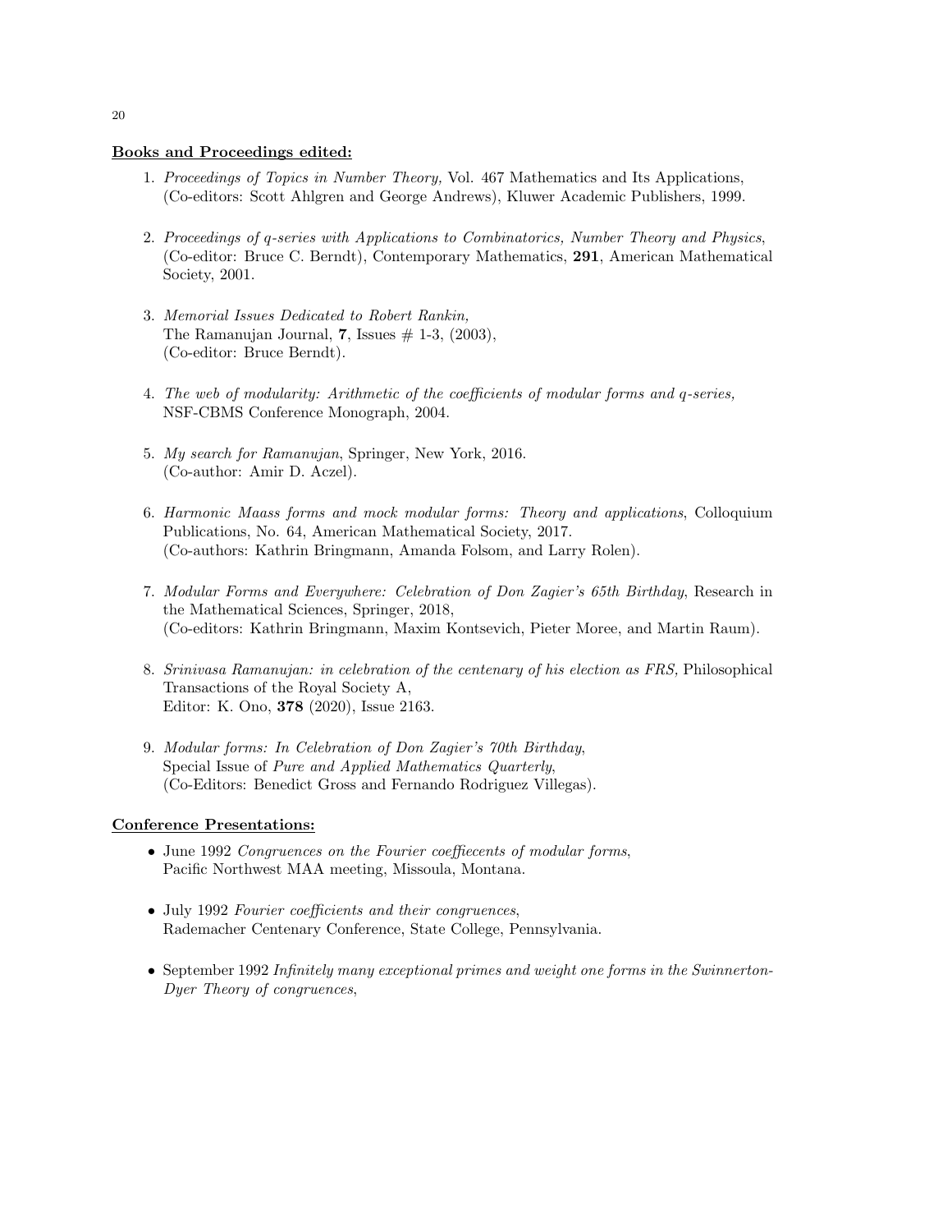**Books and Proceedings edited:**

1. *Proceedings of Topics in Number Theory,* Vol. 467 Mathematics and Its Applications, (Co-editors: Scott Ahlgren and George Andrews), Kluwer Academic Publishers, 1999.

2. *Proceedings of q-series with Applications to Combinatorics, Number Theory and Physics*, (Co-editor: Bruce C. Berndt), Contemporary Mathematics, **291**, American Mathematical Society, 2001.

3. *Memorial Issues Dedicated to Robert Rankin,*
   The Ramanujan Journal, **7**, Issues # 1-3, (2003),
   (Co-editor: Bruce Berndt).

4. *The web of modularity: Arithmetic of the coefficients of modular forms and q-series,*
   NSF-CBMS Conference Monograph, 2004.

5. *My search for Ramanujan*, Springer, New York, 2016.
   (Co-author: Amir D. Aczel).

6. *Harmonic Maass forms and mock modular forms: Theory and applications*, Colloquium Publications, No. 64, American Mathematical Society, 2017.
   (Co-authors: Kathrin Bringmann, Amanda Folsom, and Larry Rolen).

7. *Modular Forms and Everywhere: Celebration of Don Zagier's 65th Birthday*, Research in the Mathematical Sciences, Springer, 2018,
   (Co-editors: Kathrin Bringmann, Maxim Kontsevich, Pieter Moree, and Martin Raum).

8. *Srinivasa Ramanujan: in celebration of the centenary of his election as FRS,* Philosophical Transactions of the Royal Society A,
   Editor: K. Ono, **378** (2020), Issue 2163.

9. *Modular forms: In Celebration of Don Zagier's 70th Birthday*,
   Special Issue of *Pure and Applied Mathematics Quarterly*,
   (Co-Editors: Benedict Gross and Fernando Rodriguez Villegas).

**Conference Presentations:**

- June 1992 *Congruences on the Fourier coeffiecents of modular forms*,
  Pacific Northwest MAA meeting, Missoula, Montana.

- July 1992 *Fourier coefficients and their congruences*,
  Rademacher Centenary Conference, State College, Pennsylvania.

- September 1992 *Infinitely many exceptional primes and weight one forms in the Swinnerton-Dyer Theory of congruences*,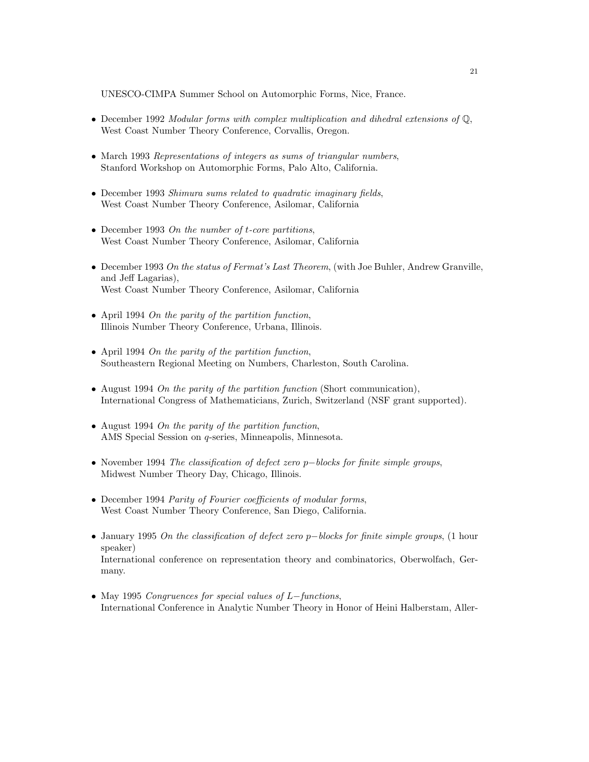UNESCO-CIMPA Summer School on Automorphic Forms, Nice, France.

- December 1992 *Modular forms with complex multiplication and dihedral extensions of* $\mathbb{Q}$,
  West Coast Number Theory Conference, Corvallis, Oregon.

- March 1993 *Representations of integers as sums of triangular numbers*,
  Stanford Workshop on Automorphic Forms, Palo Alto, California.

- December 1993 *Shimura sums related to quadratic imaginary fields*,
  West Coast Number Theory Conference, Asilomar, California

- December 1993 *On the number of $t$-core partitions*,
  West Coast Number Theory Conference, Asilomar, California

- December 1993 *On the status of Fermat's Last Theorem*, (with Joe Buhler, Andrew Granville, and Jeff Lagarias),
  West Coast Number Theory Conference, Asilomar, California

- April 1994 *On the parity of the partition function*,
  Illinois Number Theory Conference, Urbana, Illinois.

- April 1994 *On the parity of the partition function*,
  Southeastern Regional Meeting on Numbers, Charleston, South Carolina.

- August 1994 *On the parity of the partition function* (Short communication),
  International Congress of Mathematicians, Zurich, Switzerland (NSF grant supported).

- August 1994 *On the parity of the partition function*,
  AMS Special Session on $q$-series, Minneapolis, Minnesota.

- November 1994 *The classification of defect zero $p-$blocks for finite simple groups*,
  Midwest Number Theory Day, Chicago, Illinois.

- December 1994 *Parity of Fourier coefficients of modular forms*,
  West Coast Number Theory Conference, San Diego, California.

- January 1995 *On the classification of defect zero $p-$blocks for finite simple groups*, (1 hour speaker)
  International conference on representation theory and combinatorics, Oberwolfach, Germany.

- May 1995 *Congruences for special values of $L-$functions*,
  International Conference in Analytic Number Theory in Honor of Heini Halberstam, Aller-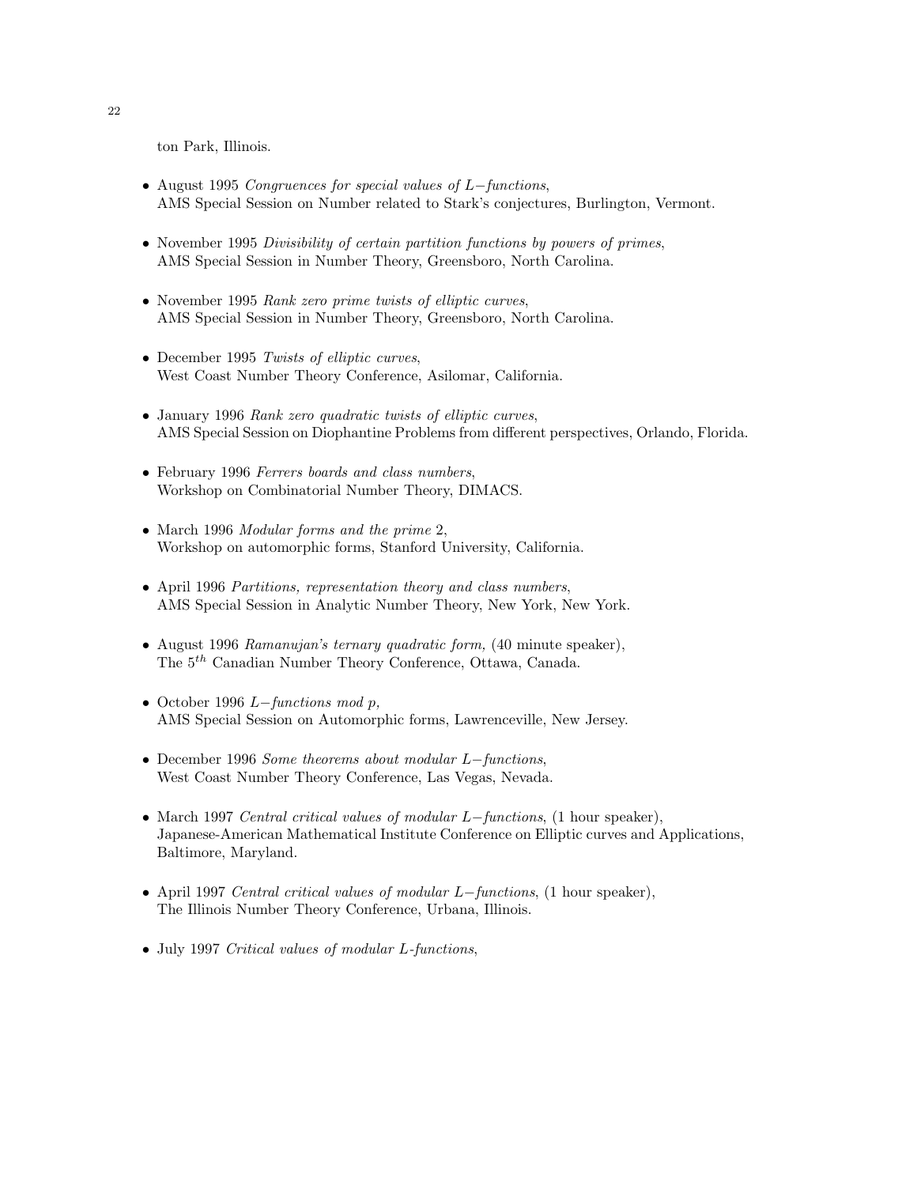ton Park, Illinois.

- August 1995 *Congruences for special values of $L-$functions*,
  AMS Special Session on Number related to Stark's conjectures, Burlington, Vermont.

- November 1995 *Divisibility of certain partition functions by powers of primes*,
  AMS Special Session in Number Theory, Greensboro, North Carolina.

- November 1995 *Rank zero prime twists of elliptic curves*,
  AMS Special Session in Number Theory, Greensboro, North Carolina.

- December 1995 *Twists of elliptic curves*,
  West Coast Number Theory Conference, Asilomar, California.

- January 1996 *Rank zero quadratic twists of elliptic curves*,
  AMS Special Session on Diophantine Problems from different perspectives, Orlando, Florida.

- February 1996 *Ferrers boards and class numbers*,
  Workshop on Combinatorial Number Theory, DIMACS.

- March 1996 *Modular forms and the prime* 2,
  Workshop on automorphic forms, Stanford University, California.

- April 1996 *Partitions, representation theory and class numbers*,
  AMS Special Session in Analytic Number Theory, New York, New York.

- August 1996 *Ramanujan's ternary quadratic form,* (40 minute speaker),
  The $5^{th}$ Canadian Number Theory Conference, Ottawa, Canada.

- October 1996 *$L-$functions mod $p$,*
  AMS Special Session on Automorphic forms, Lawrenceville, New Jersey.

- December 1996 *Some theorems about modular $L-$functions*,
  West Coast Number Theory Conference, Las Vegas, Nevada.

- March 1997 *Central critical values of modular $L-$functions*, (1 hour speaker),
  Japanese-American Mathematical Institute Conference on Elliptic curves and Applications, Baltimore, Maryland.

- April 1997 *Central critical values of modular $L-$functions*, (1 hour speaker),
  The Illinois Number Theory Conference, Urbana, Illinois.

- July 1997 *Critical values of modular L-functions*,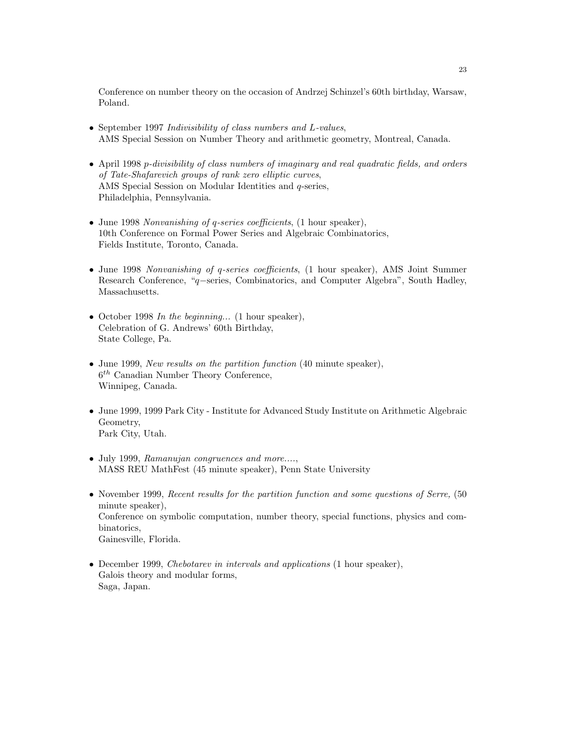Conference on number theory on the occasion of Andrzej Schinzel's 60th birthday, Warsaw, Poland.

- September 1997 *Indivisibility of class numbers and L-values*,
  AMS Special Session on Number Theory and arithmetic geometry, Montreal, Canada.

- April 1998 *p-divisibility of class numbers of imaginary and real quadratic fields, and orders of Tate-Shafarevich groups of rank zero elliptic curves*,
  AMS Special Session on Modular Identities and $q$-series,
  Philadelphia, Pennsylvania.

- June 1998 *Nonvanishing of q-series coefficients*, (1 hour speaker),
  10th Conference on Formal Power Series and Algebraic Combinatorics,
  Fields Institute, Toronto, Canada.

- June 1998 *Nonvanishing of q-series coefficients*, (1 hour speaker), AMS Joint Summer Research Conference, "$q-$series, Combinatorics, and Computer Algebra", South Hadley, Massachusetts.

- October 1998 *In the beginning...* (1 hour speaker),
  Celebration of G. Andrews' 60th Birthday,
  State College, Pa.

- June 1999, *New results on the partition function* (40 minute speaker),
  $6^{th}$ Canadian Number Theory Conference,
  Winnipeg, Canada.

- June 1999, 1999 Park City - Institute for Advanced Study Institute on Arithmetic Algebraic Geometry,
  Park City, Utah.

- July 1999, *Ramanujan congruences and more....*,
  MASS REU MathFest (45 minute speaker), Penn State University

- November 1999, *Recent results for the partition function and some questions of Serre,* (50 minute speaker),
  Conference on symbolic computation, number theory, special functions, physics and combinatorics,
  Gainesville, Florida.

- December 1999, *Chebotarev in intervals and applications* (1 hour speaker),
  Galois theory and modular forms,
  Saga, Japan.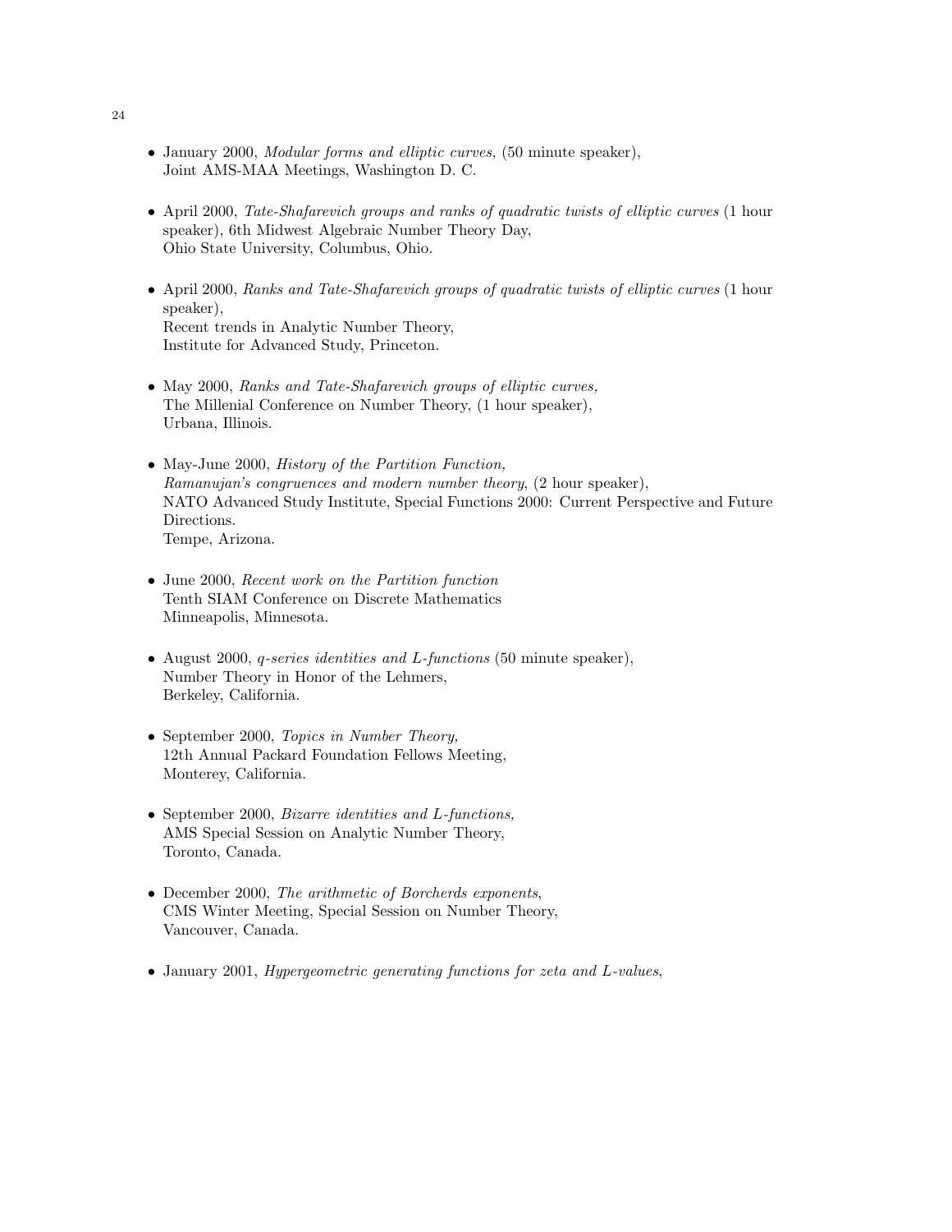- January 2000, *Modular forms and elliptic curves,* (50 minute speaker),
  Joint AMS-MAA Meetings, Washington D. C.

- April 2000, *Tate-Shafarevich groups and ranks of quadratic twists of elliptic curves* (1 hour speaker), 6th Midwest Algebraic Number Theory Day,
  Ohio State University, Columbus, Ohio.

- April 2000, *Ranks and Tate-Shafarevich groups of quadratic twists of elliptic curves* (1 hour speaker),
  Recent trends in Analytic Number Theory,
  Institute for Advanced Study, Princeton.

- May 2000, *Ranks and Tate-Shafarevich groups of elliptic curves,*
  The Millenial Conference on Number Theory, (1 hour speaker),
  Urbana, Illinois.

- May-June 2000, *History of the Partition Function,*
  *Ramanujan's congruences and modern number theory*, (2 hour speaker),
  NATO Advanced Study Institute, Special Functions 2000: Current Perspective and Future Directions.
  Tempe, Arizona.

- June 2000, *Recent work on the Partition function*
  Tenth SIAM Conference on Discrete Mathematics
  Minneapolis, Minnesota.

- August 2000, *q-series identities and L-functions* (50 minute speaker),
  Number Theory in Honor of the Lehmers,
  Berkeley, California.

- September 2000, *Topics in Number Theory,*
  12th Annual Packard Foundation Fellows Meeting,
  Monterey, California.

- September 2000, *Bizarre identities and L-functions,*
  AMS Special Session on Analytic Number Theory,
  Toronto, Canada.

- December 2000, *The arithmetic of Borcherds exponents*,
  CMS Winter Meeting, Special Session on Number Theory,
  Vancouver, Canada.

- January 2001, *Hypergeometric generating functions for zeta and L-values*,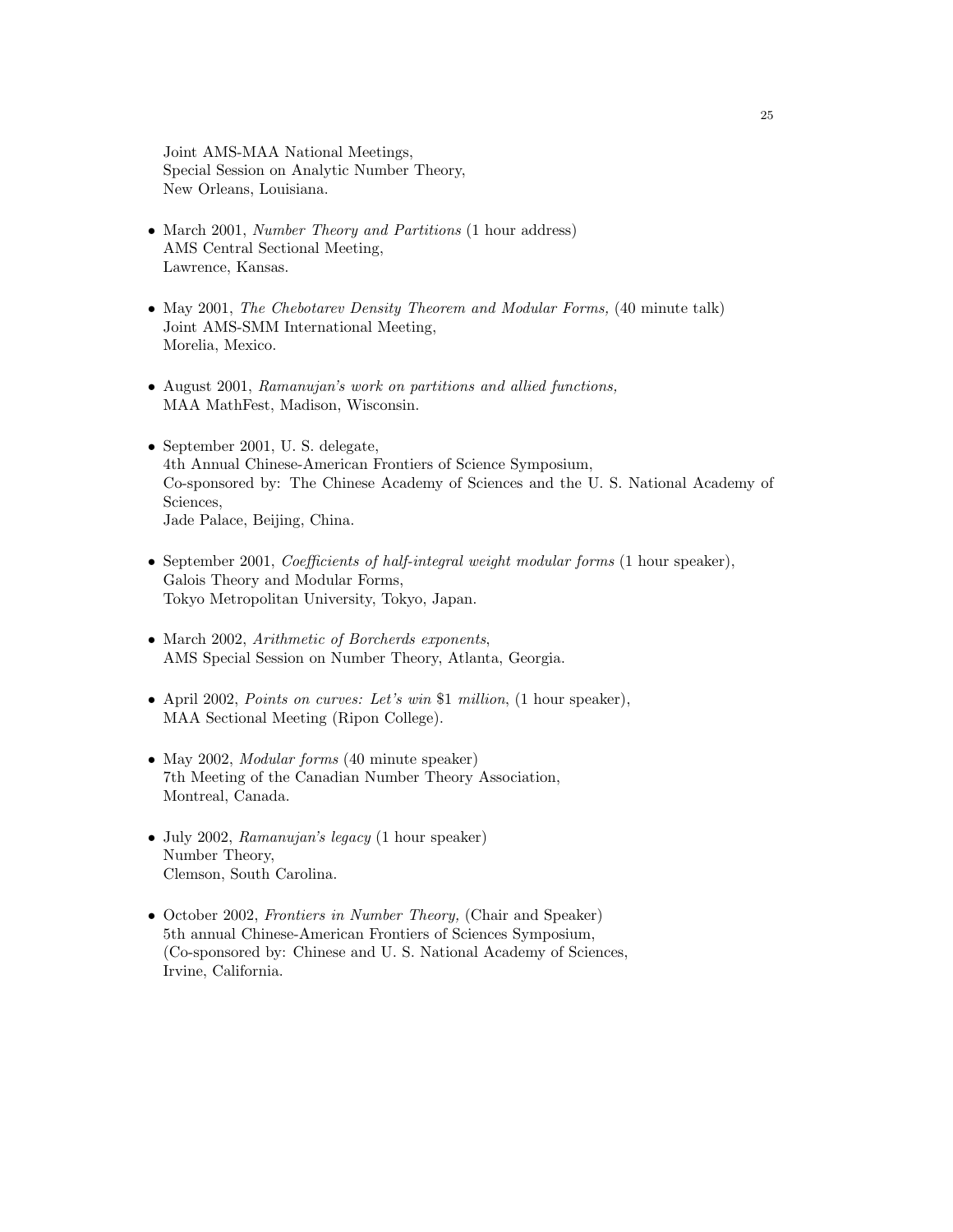Joint AMS-MAA National Meetings,
Special Session on Analytic Number Theory,
New Orleans, Louisiana.

- March 2001, *Number Theory and Partitions* (1 hour address)
  AMS Central Sectional Meeting,
  Lawrence, Kansas.

- May 2001, *The Chebotarev Density Theorem and Modular Forms,* (40 minute talk)
  Joint AMS-SMM International Meeting,
  Morelia, Mexico.

- August 2001, *Ramanujan's work on partitions and allied functions,*
  MAA MathFest, Madison, Wisconsin.

- September 2001, U. S. delegate,
  4th Annual Chinese-American Frontiers of Science Symposium,
  Co-sponsored by: The Chinese Academy of Sciences and the U. S. National Academy of Sciences,
  Jade Palace, Beijing, China.

- September 2001, *Coefficients of half-integral weight modular forms* (1 hour speaker),
  Galois Theory and Modular Forms,
  Tokyo Metropolitan University, Tokyo, Japan.

- March 2002, *Arithmetic of Borcherds exponents*,
  AMS Special Session on Number Theory, Atlanta, Georgia.

- April 2002, *Points on curves: Let's win* \$1 *million*, (1 hour speaker),
  MAA Sectional Meeting (Ripon College).

- May 2002, *Modular forms* (40 minute speaker)
  7th Meeting of the Canadian Number Theory Association,
  Montreal, Canada.

- July 2002, *Ramanujan's legacy* (1 hour speaker)
  Number Theory,
  Clemson, South Carolina.

- October 2002, *Frontiers in Number Theory,* (Chair and Speaker)
  5th annual Chinese-American Frontiers of Sciences Symposium,
  (Co-sponsored by: Chinese and U. S. National Academy of Sciences,
  Irvine, California.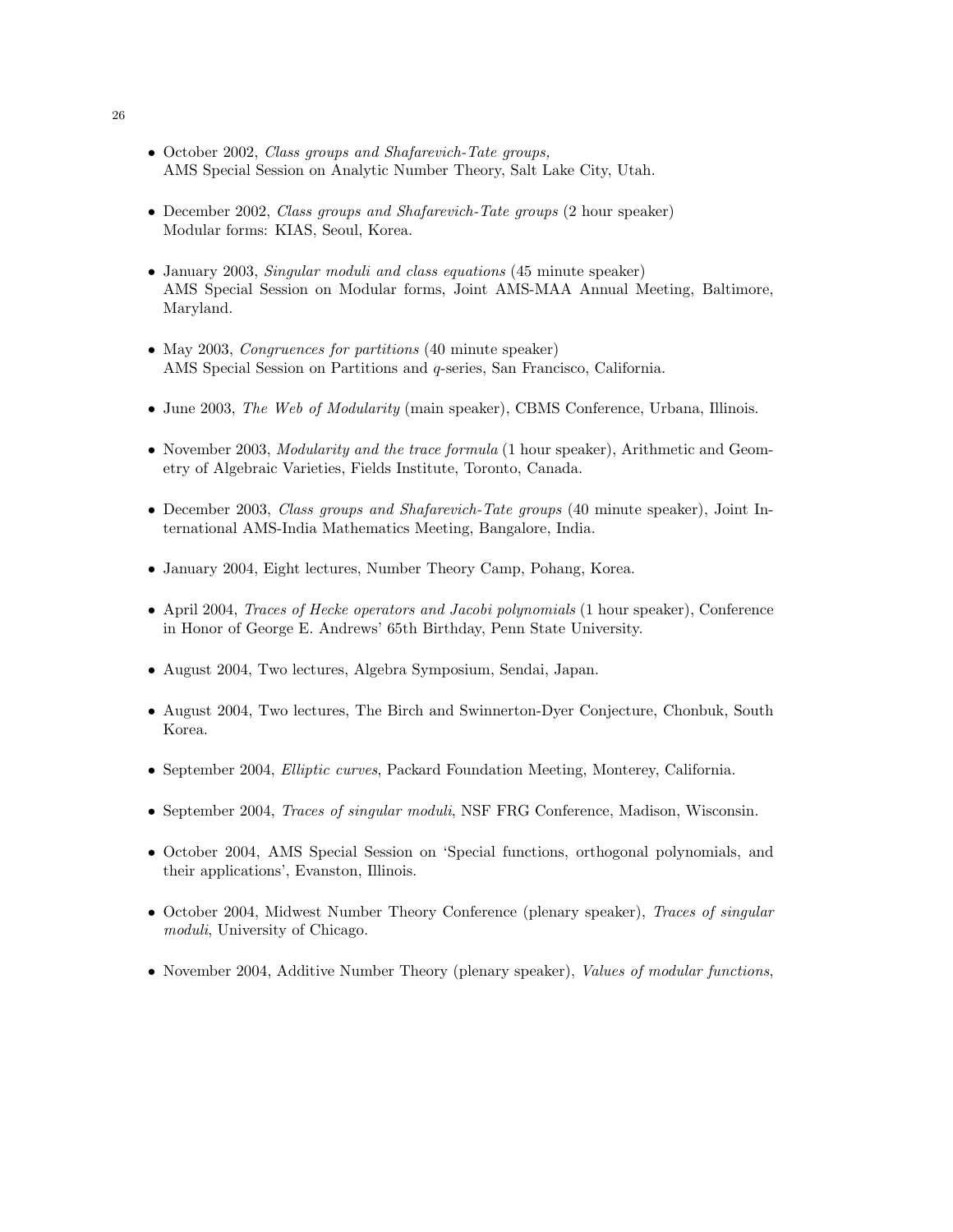- October 2002, *Class groups and Shafarevich-Tate groups,* AMS Special Session on Analytic Number Theory, Salt Lake City, Utah.

- December 2002, *Class groups and Shafarevich-Tate groups* (2 hour speaker) Modular forms: KIAS, Seoul, Korea.

- January 2003, *Singular moduli and class equations* (45 minute speaker) AMS Special Session on Modular forms, Joint AMS-MAA Annual Meeting, Baltimore, Maryland.

- May 2003, *Congruences for partitions* (40 minute speaker) AMS Special Session on Partitions and $q$-series, San Francisco, California.

- June 2003, *The Web of Modularity* (main speaker), CBMS Conference, Urbana, Illinois.

- November 2003, *Modularity and the trace formula* (1 hour speaker), Arithmetic and Geometry of Algebraic Varieties, Fields Institute, Toronto, Canada.

- December 2003, *Class groups and Shafarevich-Tate groups* (40 minute speaker), Joint International AMS-India Mathematics Meeting, Bangalore, India.

- January 2004, Eight lectures, Number Theory Camp, Pohang, Korea.

- April 2004, *Traces of Hecke operators and Jacobi polynomials* (1 hour speaker), Conference in Honor of George E. Andrews' 65th Birthday, Penn State University.

- August 2004, Two lectures, Algebra Symposium, Sendai, Japan.

- August 2004, Two lectures, The Birch and Swinnerton-Dyer Conjecture, Chonbuk, South Korea.

- September 2004, *Elliptic curves*, Packard Foundation Meeting, Monterey, California.

- September 2004, *Traces of singular moduli*, NSF FRG Conference, Madison, Wisconsin.

- October 2004, AMS Special Session on 'Special functions, orthogonal polynomials, and their applications', Evanston, Illinois.

- October 2004, Midwest Number Theory Conference (plenary speaker), *Traces of singular moduli*, University of Chicago.

- November 2004, Additive Number Theory (plenary speaker), *Values of modular functions*,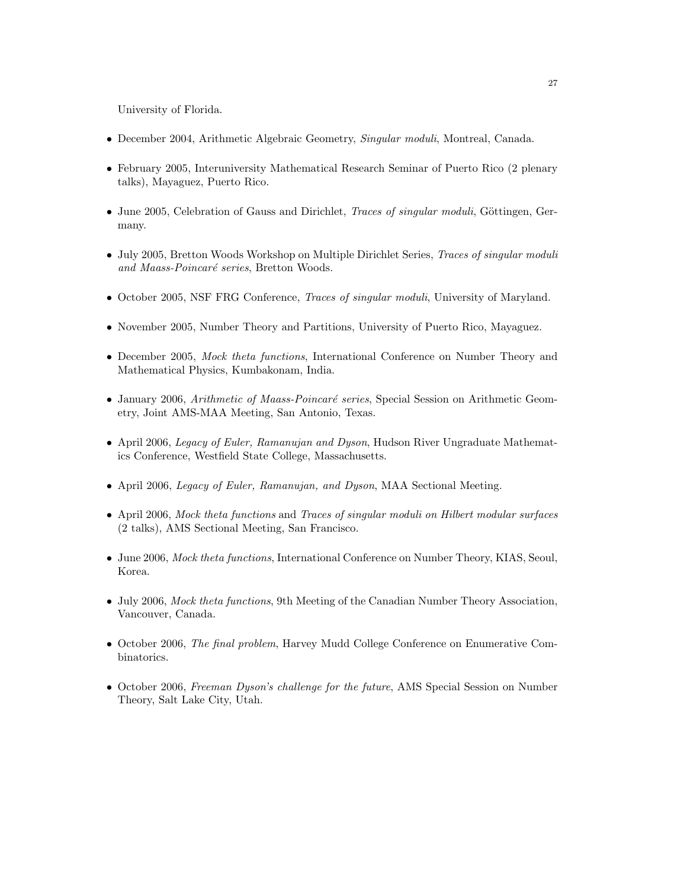University of Florida.

- December 2004, Arithmetic Algebraic Geometry, *Singular moduli*, Montreal, Canada.
- February 2005, Interuniversity Mathematical Research Seminar of Puerto Rico (2 plenary talks), Mayaguez, Puerto Rico.
- June 2005, Celebration of Gauss and Dirichlet, *Traces of singular moduli*, Göttingen, Germany.
- July 2005, Bretton Woods Workshop on Multiple Dirichlet Series, *Traces of singular moduli and Maass-Poincaré series*, Bretton Woods.
- October 2005, NSF FRG Conference, *Traces of singular moduli*, University of Maryland.
- November 2005, Number Theory and Partitions, University of Puerto Rico, Mayaguez.
- December 2005, *Mock theta functions*, International Conference on Number Theory and Mathematical Physics, Kumbakonam, India.
- January 2006, *Arithmetic of Maass-Poincaré series*, Special Session on Arithmetic Geometry, Joint AMS-MAA Meeting, San Antonio, Texas.
- April 2006, *Legacy of Euler, Ramanujan and Dyson*, Hudson River Ungraduate Mathematics Conference, Westfield State College, Massachusetts.
- April 2006, *Legacy of Euler, Ramanujan, and Dyson*, MAA Sectional Meeting.
- April 2006, *Mock theta functions* and *Traces of singular moduli on Hilbert modular surfaces* (2 talks), AMS Sectional Meeting, San Francisco.
- June 2006, *Mock theta functions*, International Conference on Number Theory, KIAS, Seoul, Korea.
- July 2006, *Mock theta functions*, 9th Meeting of the Canadian Number Theory Association, Vancouver, Canada.
- October 2006, *The final problem*, Harvey Mudd College Conference on Enumerative Combinatorics.
- October 2006, *Freeman Dyson's challenge for the future*, AMS Special Session on Number Theory, Salt Lake City, Utah.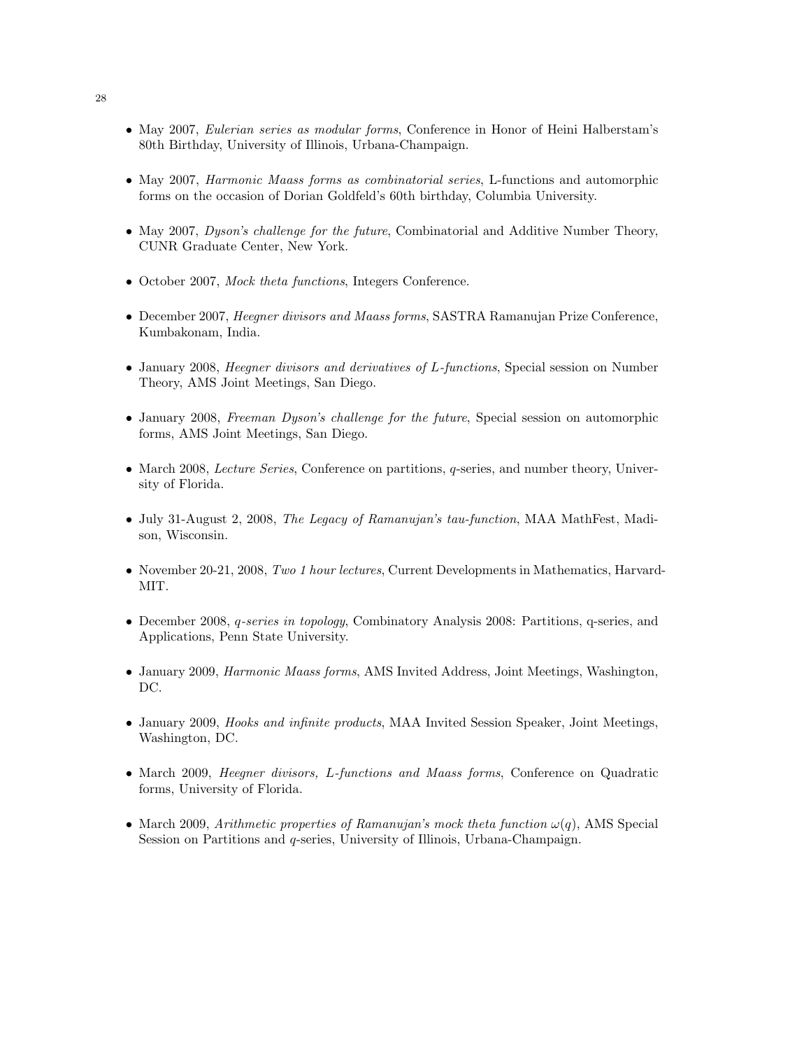- May 2007, *Eulerian series as modular forms*, Conference in Honor of Heini Halberstam's 80th Birthday, University of Illinois, Urbana-Champaign.

- May 2007, *Harmonic Maass forms as combinatorial series*, L-functions and automorphic forms on the occasion of Dorian Goldfeld's 60th birthday, Columbia University.

- May 2007, *Dyson's challenge for the future*, Combinatorial and Additive Number Theory, CUNR Graduate Center, New York.

- October 2007, *Mock theta functions*, Integers Conference.

- December 2007, *Heegner divisors and Maass forms*, SASTRA Ramanujan Prize Conference, Kumbakonam, India.

- January 2008, *Heegner divisors and derivatives of L-functions*, Special session on Number Theory, AMS Joint Meetings, San Diego.

- January 2008, *Freeman Dyson's challenge for the future*, Special session on automorphic forms, AMS Joint Meetings, San Diego.

- March 2008, *Lecture Series*, Conference on partitions, $q$-series, and number theory, University of Florida.

- July 31-August 2, 2008, *The Legacy of Ramanujan's tau-function*, MAA MathFest, Madison, Wisconsin.

- November 20-21, 2008, *Two 1 hour lectures*, Current Developments in Mathematics, Harvard-MIT.

- December 2008, *$q$-series in topology*, Combinatory Analysis 2008: Partitions, q-series, and Applications, Penn State University.

- January 2009, *Harmonic Maass forms*, AMS Invited Address, Joint Meetings, Washington, DC.

- January 2009, *Hooks and infinite products*, MAA Invited Session Speaker, Joint Meetings, Washington, DC.

- March 2009, *Heegner divisors, L-functions and Maass forms*, Conference on Quadratic forms, University of Florida.

- March 2009, *Arithmetic properties of Ramanujan's mock theta function $\omega(q)$*, AMS Special Session on Partitions and $q$-series, University of Illinois, Urbana-Champaign.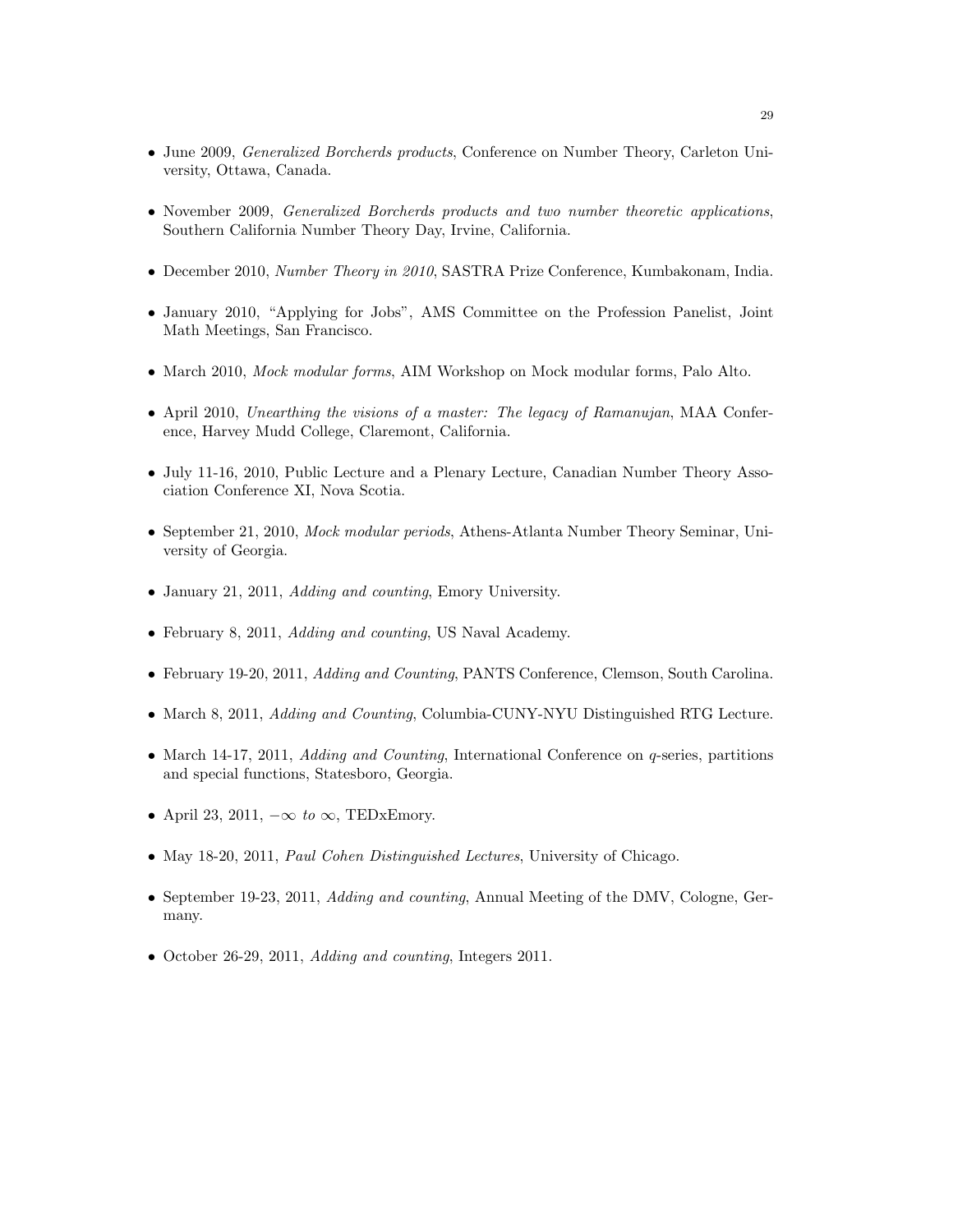- June 2009, *Generalized Borcherds products*, Conference on Number Theory, Carleton University, Ottawa, Canada.

- November 2009, *Generalized Borcherds products and two number theoretic applications*, Southern California Number Theory Day, Irvine, California.

- December 2010, *Number Theory in 2010*, SASTRA Prize Conference, Kumbakonam, India.

- January 2010, "Applying for Jobs", AMS Committee on the Profession Panelist, Joint Math Meetings, San Francisco.

- March 2010, *Mock modular forms*, AIM Workshop on Mock modular forms, Palo Alto.

- April 2010, *Unearthing the visions of a master: The legacy of Ramanujan*, MAA Conference, Harvey Mudd College, Claremont, California.

- July 11-16, 2010, Public Lecture and a Plenary Lecture, Canadian Number Theory Association Conference XI, Nova Scotia.

- September 21, 2010, *Mock modular periods*, Athens-Atlanta Number Theory Seminar, University of Georgia.

- January 21, 2011, *Adding and counting*, Emory University.

- February 8, 2011, *Adding and counting*, US Naval Academy.

- February 19-20, 2011, *Adding and Counting*, PANTS Conference, Clemson, South Carolina.

- March 8, 2011, *Adding and Counting*, Columbia-CUNY-NYU Distinguished RTG Lecture.

- March 14-17, 2011, *Adding and Counting*, International Conference on $q$-series, partitions and special functions, Statesboro, Georgia.

- April 23, 2011, $-\infty$ *to* $\infty$, TEDxEmory.

- May 18-20, 2011, *Paul Cohen Distinguished Lectures*, University of Chicago.

- September 19-23, 2011, *Adding and counting*, Annual Meeting of the DMV, Cologne, Germany.

- October 26-29, 2011, *Adding and counting*, Integers 2011.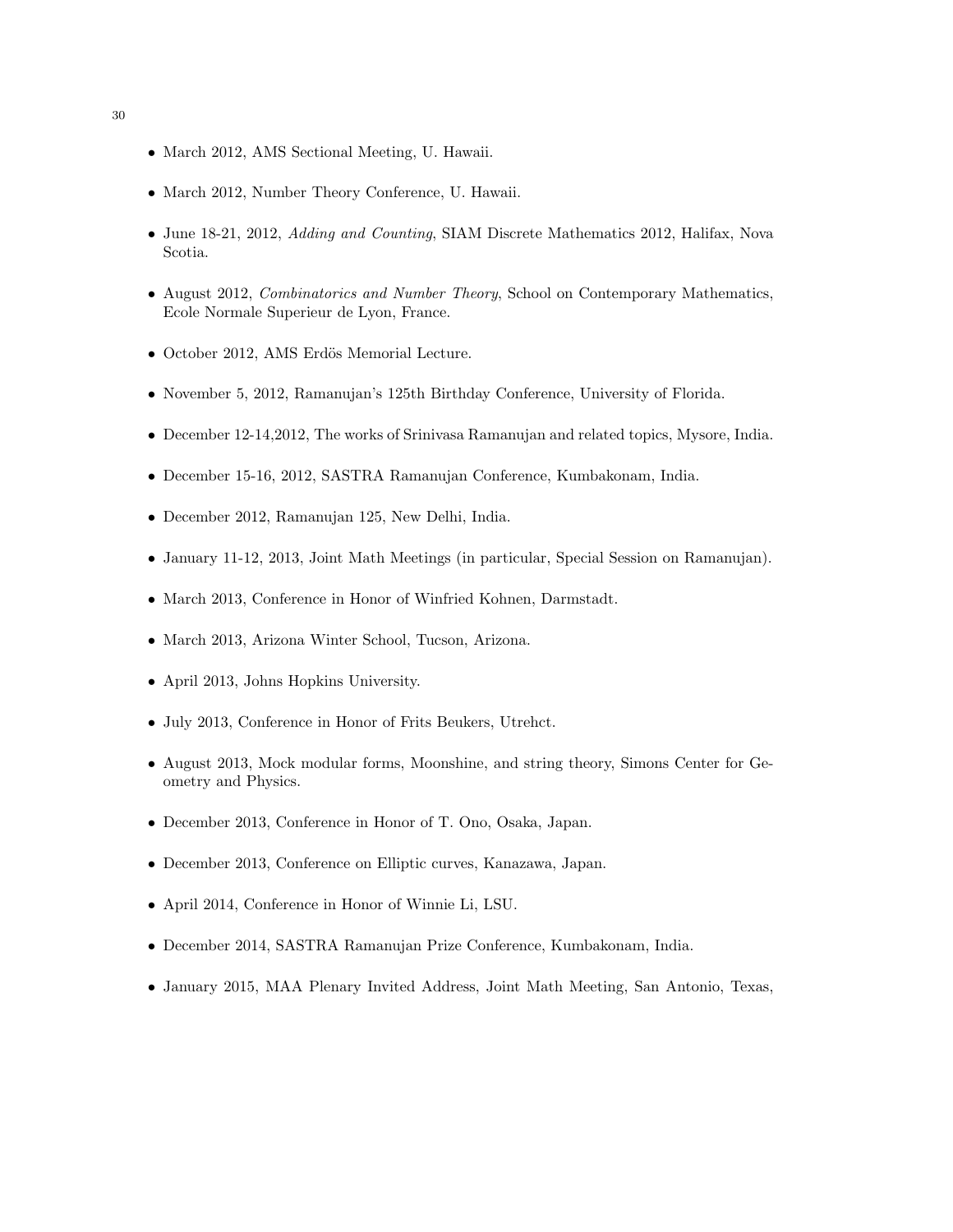- March 2012, AMS Sectional Meeting, U. Hawaii.
- March 2012, Number Theory Conference, U. Hawaii.
- June 18-21, 2012, *Adding and Counting*, SIAM Discrete Mathematics 2012, Halifax, Nova Scotia.
- August 2012, *Combinatorics and Number Theory*, School on Contemporary Mathematics, Ecole Normale Superieur de Lyon, France.
- October 2012, AMS Erdös Memorial Lecture.
- November 5, 2012, Ramanujan's 125th Birthday Conference, University of Florida.
- December 12-14,2012, The works of Srinivasa Ramanujan and related topics, Mysore, India.
- December 15-16, 2012, SASTRA Ramanujan Conference, Kumbakonam, India.
- December 2012, Ramanujan 125, New Delhi, India.
- January 11-12, 2013, Joint Math Meetings (in particular, Special Session on Ramanujan).
- March 2013, Conference in Honor of Winfried Kohnen, Darmstadt.
- March 2013, Arizona Winter School, Tucson, Arizona.
- April 2013, Johns Hopkins University.
- July 2013, Conference in Honor of Frits Beukers, Utrehct.
- August 2013, Mock modular forms, Moonshine, and string theory, Simons Center for Geometry and Physics.
- December 2013, Conference in Honor of T. Ono, Osaka, Japan.
- December 2013, Conference on Elliptic curves, Kanazawa, Japan.
- April 2014, Conference in Honor of Winnie Li, LSU.
- December 2014, SASTRA Ramanujan Prize Conference, Kumbakonam, India.
- January 2015, MAA Plenary Invited Address, Joint Math Meeting, San Antonio, Texas,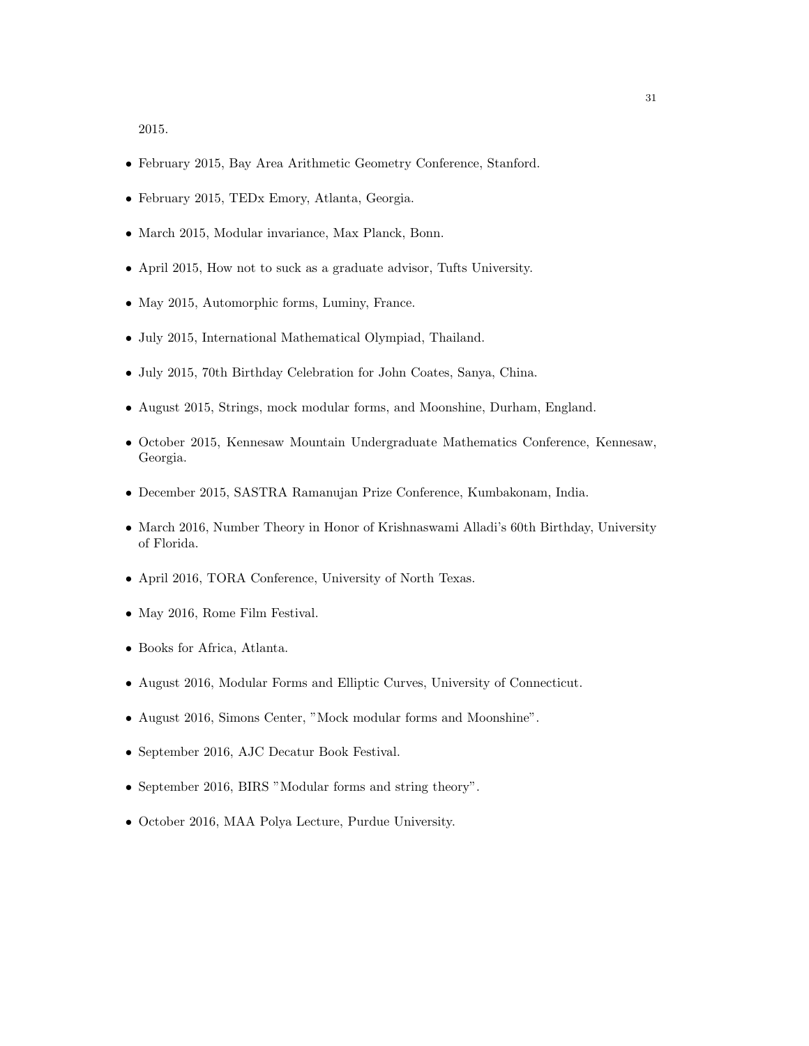2015.

- February 2015, Bay Area Arithmetic Geometry Conference, Stanford.
- February 2015, TEDx Emory, Atlanta, Georgia.
- March 2015, Modular invariance, Max Planck, Bonn.
- April 2015, How not to suck as a graduate advisor, Tufts University.
- May 2015, Automorphic forms, Luminy, France.
- July 2015, International Mathematical Olympiad, Thailand.
- July 2015, 70th Birthday Celebration for John Coates, Sanya, China.
- August 2015, Strings, mock modular forms, and Moonshine, Durham, England.
- October 2015, Kennesaw Mountain Undergraduate Mathematics Conference, Kennesaw, Georgia.
- December 2015, SASTRA Ramanujan Prize Conference, Kumbakonam, India.
- March 2016, Number Theory in Honor of Krishnaswami Alladi's 60th Birthday, University of Florida.
- April 2016, TORA Conference, University of North Texas.
- May 2016, Rome Film Festival.
- Books for Africa, Atlanta.
- August 2016, Modular Forms and Elliptic Curves, University of Connecticut.
- August 2016, Simons Center, "Mock modular forms and Moonshine".
- September 2016, AJC Decatur Book Festival.
- September 2016, BIRS "Modular forms and string theory".
- October 2016, MAA Polya Lecture, Purdue University.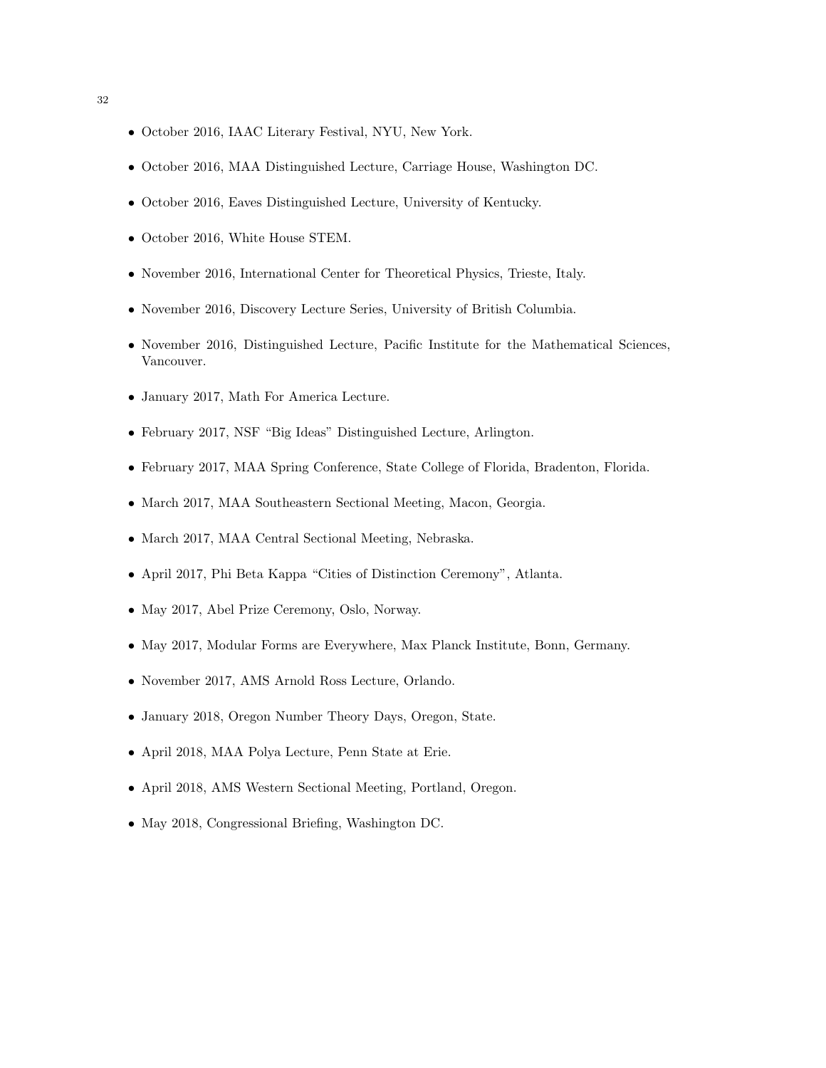- October 2016, IAAC Literary Festival, NYU, New York.
- October 2016, MAA Distinguished Lecture, Carriage House, Washington DC.
- October 2016, Eaves Distinguished Lecture, University of Kentucky.
- October 2016, White House STEM.
- November 2016, International Center for Theoretical Physics, Trieste, Italy.
- November 2016, Discovery Lecture Series, University of British Columbia.
- November 2016, Distinguished Lecture, Pacific Institute for the Mathematical Sciences, Vancouver.
- January 2017, Math For America Lecture.
- February 2017, NSF "Big Ideas" Distinguished Lecture, Arlington.
- February 2017, MAA Spring Conference, State College of Florida, Bradenton, Florida.
- March 2017, MAA Southeastern Sectional Meeting, Macon, Georgia.
- March 2017, MAA Central Sectional Meeting, Nebraska.
- April 2017, Phi Beta Kappa "Cities of Distinction Ceremony", Atlanta.
- May 2017, Abel Prize Ceremony, Oslo, Norway.
- May 2017, Modular Forms are Everywhere, Max Planck Institute, Bonn, Germany.
- November 2017, AMS Arnold Ross Lecture, Orlando.
- January 2018, Oregon Number Theory Days, Oregon, State.
- April 2018, MAA Polya Lecture, Penn State at Erie.
- April 2018, AMS Western Sectional Meeting, Portland, Oregon.
- May 2018, Congressional Briefing, Washington DC.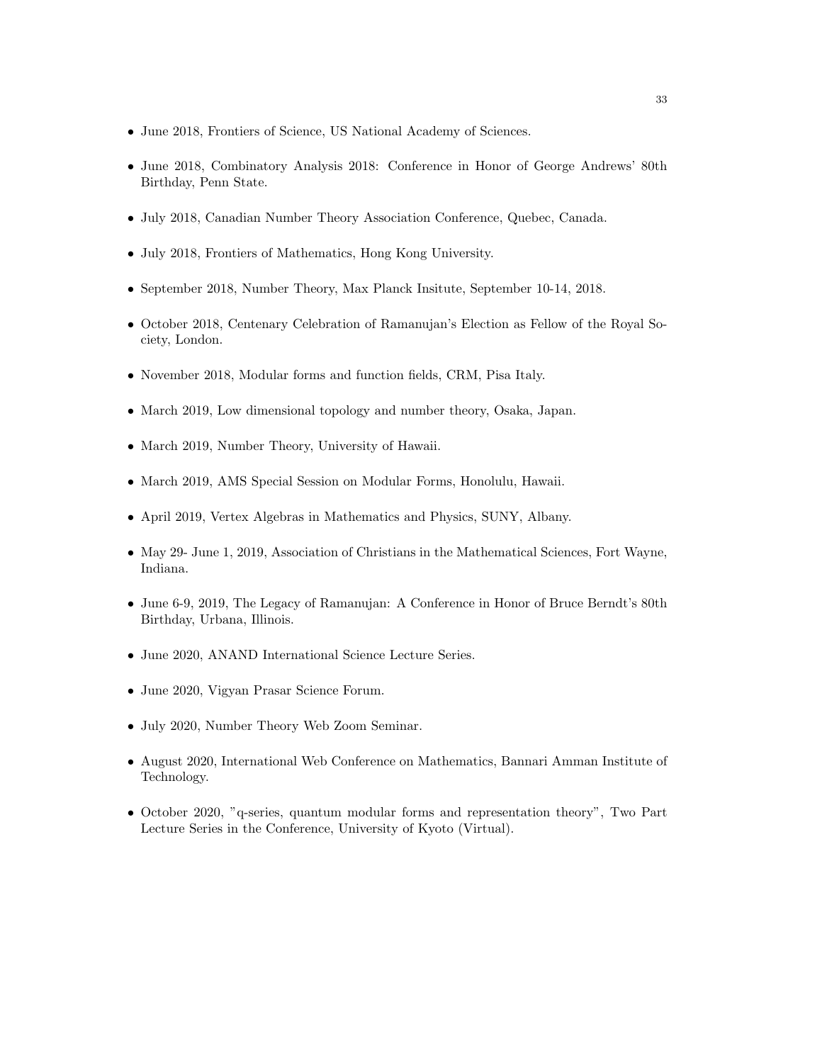- June 2018, Frontiers of Science, US National Academy of Sciences.
- June 2018, Combinatory Analysis 2018: Conference in Honor of George Andrews' 80th Birthday, Penn State.
- July 2018, Canadian Number Theory Association Conference, Quebec, Canada.
- July 2018, Frontiers of Mathematics, Hong Kong University.
- September 2018, Number Theory, Max Planck Insitute, September 10-14, 2018.
- October 2018, Centenary Celebration of Ramanujan's Election as Fellow of the Royal Society, London.
- November 2018, Modular forms and function fields, CRM, Pisa Italy.
- March 2019, Low dimensional topology and number theory, Osaka, Japan.
- March 2019, Number Theory, University of Hawaii.
- March 2019, AMS Special Session on Modular Forms, Honolulu, Hawaii.
- April 2019, Vertex Algebras in Mathematics and Physics, SUNY, Albany.
- May 29- June 1, 2019, Association of Christians in the Mathematical Sciences, Fort Wayne, Indiana.
- June 6-9, 2019, The Legacy of Ramanujan: A Conference in Honor of Bruce Berndt's 80th Birthday, Urbana, Illinois.
- June 2020, ANAND International Science Lecture Series.
- June 2020, Vigyan Prasar Science Forum.
- July 2020, Number Theory Web Zoom Seminar.
- August 2020, International Web Conference on Mathematics, Bannari Amman Institute of Technology.
- October 2020, "q-series, quantum modular forms and representation theory", Two Part Lecture Series in the Conference, University of Kyoto (Virtual).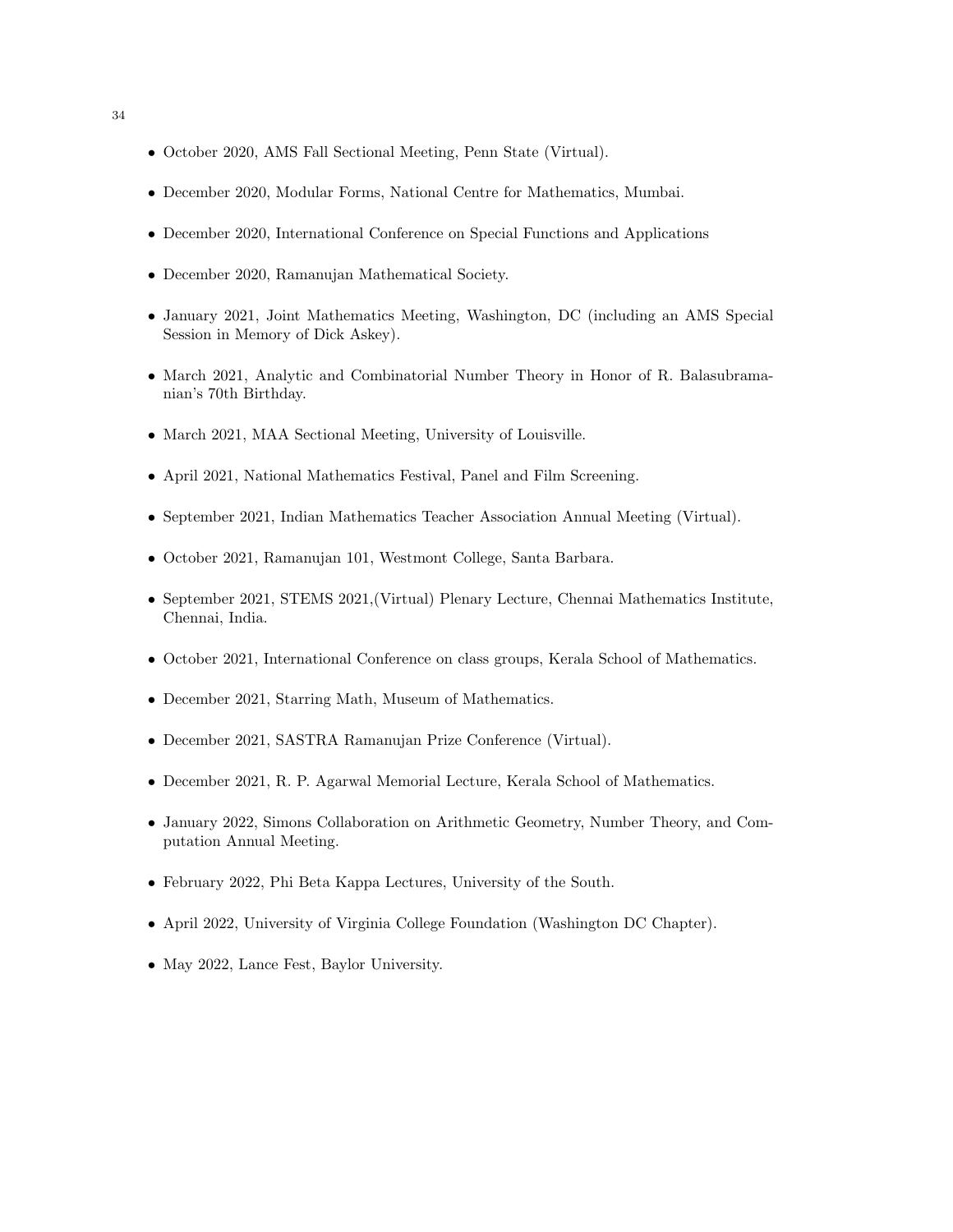- October 2020, AMS Fall Sectional Meeting, Penn State (Virtual).
- December 2020, Modular Forms, National Centre for Mathematics, Mumbai.
- December 2020, International Conference on Special Functions and Applications
- December 2020, Ramanujan Mathematical Society.
- January 2021, Joint Mathematics Meeting, Washington, DC (including an AMS Special Session in Memory of Dick Askey).
- March 2021, Analytic and Combinatorial Number Theory in Honor of R. Balasubramanian's 70th Birthday.
- March 2021, MAA Sectional Meeting, University of Louisville.
- April 2021, National Mathematics Festival, Panel and Film Screening.
- September 2021, Indian Mathematics Teacher Association Annual Meeting (Virtual).
- October 2021, Ramanujan 101, Westmont College, Santa Barbara.
- September 2021, STEMS 2021,(Virtual) Plenary Lecture, Chennai Mathematics Institute, Chennai, India.
- October 2021, International Conference on class groups, Kerala School of Mathematics.
- December 2021, Starring Math, Museum of Mathematics.
- December 2021, SASTRA Ramanujan Prize Conference (Virtual).
- December 2021, R. P. Agarwal Memorial Lecture, Kerala School of Mathematics.
- January 2022, Simons Collaboration on Arithmetic Geometry, Number Theory, and Computation Annual Meeting.
- February 2022, Phi Beta Kappa Lectures, University of the South.
- April 2022, University of Virginia College Foundation (Washington DC Chapter).
- May 2022, Lance Fest, Baylor University.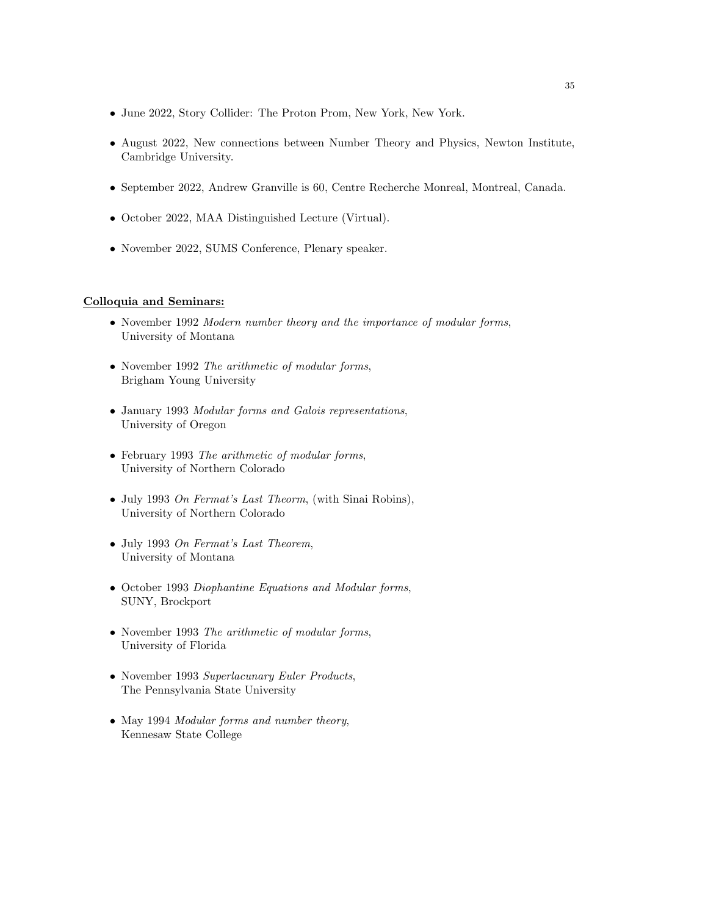- June 2022, Story Collider: The Proton Prom, New York, New York.

- August 2022, New connections between Number Theory and Physics, Newton Institute, Cambridge University.

- September 2022, Andrew Granville is 60, Centre Recherche Monreal, Montreal, Canada.

- October 2022, MAA Distinguished Lecture (Virtual).

- November 2022, SUMS Conference, Plenary speaker.

**Colloquia and Seminars:**

- November 1992 *Modern number theory and the importance of modular forms*, University of Montana

- November 1992 *The arithmetic of modular forms*, Brigham Young University

- January 1993 *Modular forms and Galois representations*, University of Oregon

- February 1993 *The arithmetic of modular forms*, University of Northern Colorado

- July 1993 *On Fermat's Last Theorm*, (with Sinai Robins), University of Northern Colorado

- July 1993 *On Fermat's Last Theorem*, University of Montana

- October 1993 *Diophantine Equations and Modular forms*, SUNY, Brockport

- November 1993 *The arithmetic of modular forms*, University of Florida

- November 1993 *Superlacunary Euler Products*, The Pennsylvania State University

- May 1994 *Modular forms and number theory*, Kennesaw State College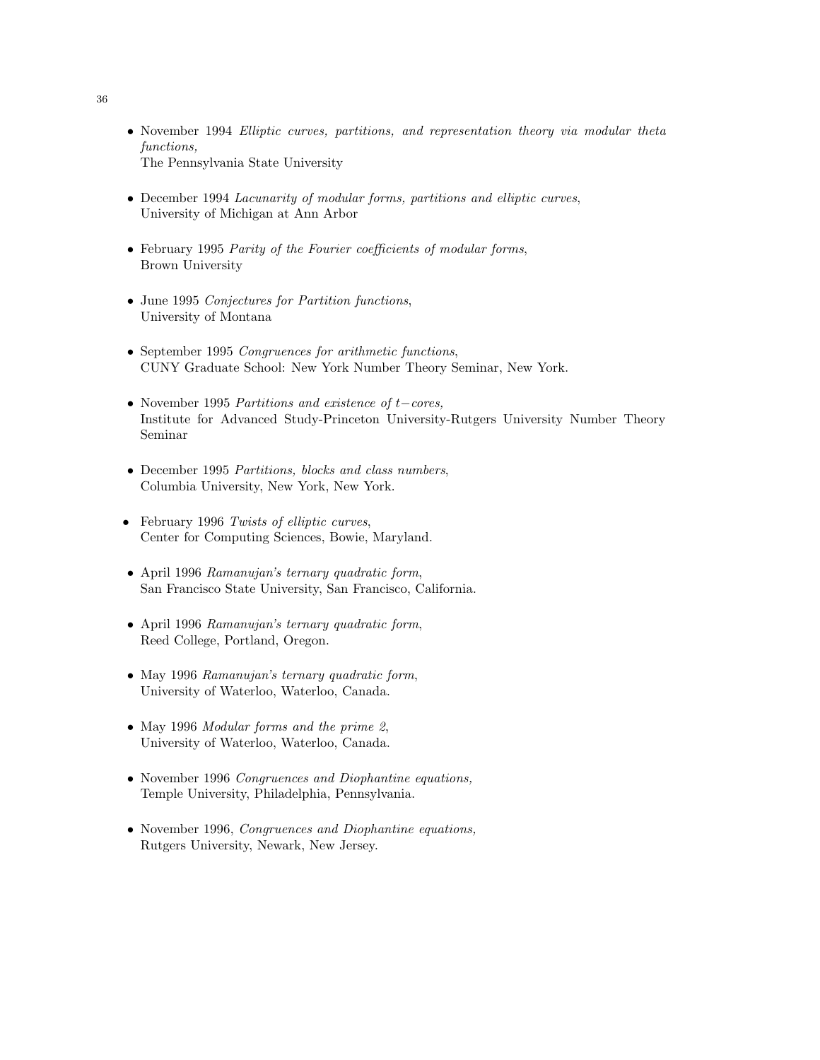- November 1994 *Elliptic curves, partitions, and representation theory via modular theta functions,*
  The Pennsylvania State University

- December 1994 *Lacunarity of modular forms, partitions and elliptic curves*,
  University of Michigan at Ann Arbor

- February 1995 *Parity of the Fourier coefficients of modular forms*,
  Brown University

- June 1995 *Conjectures for Partition functions*,
  University of Montana

- September 1995 *Congruences for arithmetic functions*,
  CUNY Graduate School: New York Number Theory Seminar, New York.

- November 1995 *Partitions and existence of $t-$cores,*
  Institute for Advanced Study-Princeton University-Rutgers University Number Theory Seminar

- December 1995 *Partitions, blocks and class numbers*,
  Columbia University, New York, New York.

- February 1996 *Twists of elliptic curves*,
  Center for Computing Sciences, Bowie, Maryland.

- April 1996 *Ramanujan's ternary quadratic form*,
  San Francisco State University, San Francisco, California.

- April 1996 *Ramanujan's ternary quadratic form*,
  Reed College, Portland, Oregon.

- May 1996 *Ramanujan's ternary quadratic form*,
  University of Waterloo, Waterloo, Canada.

- May 1996 *Modular forms and the prime 2*,
  University of Waterloo, Waterloo, Canada.

- November 1996 *Congruences and Diophantine equations,*
  Temple University, Philadelphia, Pennsylvania.

- November 1996, *Congruences and Diophantine equations,*
  Rutgers University, Newark, New Jersey.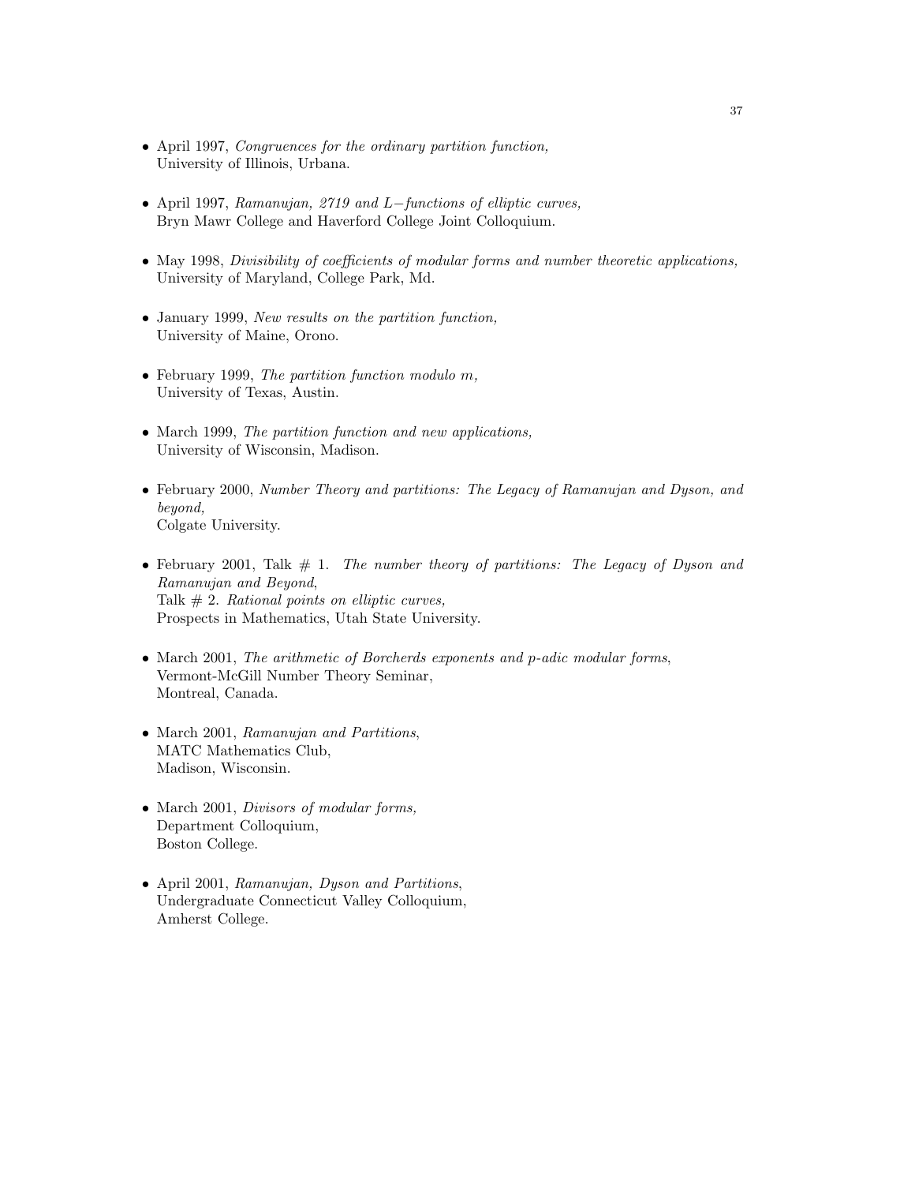- April 1997, *Congruences for the ordinary partition function,*
  University of Illinois, Urbana.

- April 1997, *Ramanujan, 2719 and L−functions of elliptic curves,*
  Bryn Mawr College and Haverford College Joint Colloquium.

- May 1998, *Divisibility of coefficients of modular forms and number theoretic applications,*
  University of Maryland, College Park, Md.

- January 1999, *New results on the partition function,*
  University of Maine, Orono.

- February 1999, *The partition function modulo m,*
  University of Texas, Austin.

- March 1999, *The partition function and new applications,*
  University of Wisconsin, Madison.

- February 2000, *Number Theory and partitions: The Legacy of Ramanujan and Dyson, and beyond,*
  Colgate University.

- February 2001, Talk # 1. *The number theory of partitions: The Legacy of Dyson and Ramanujan and Beyond*,
  Talk # 2. *Rational points on elliptic curves,*
  Prospects in Mathematics, Utah State University.

- March 2001, *The arithmetic of Borcherds exponents and p-adic modular forms*,
  Vermont-McGill Number Theory Seminar,
  Montreal, Canada.

- March 2001, *Ramanujan and Partitions*,
  MATC Mathematics Club,
  Madison, Wisconsin.

- March 2001, *Divisors of modular forms,*
  Department Colloquium,
  Boston College.

- April 2001, *Ramanujan, Dyson and Partitions*,
  Undergraduate Connecticut Valley Colloquium,
  Amherst College.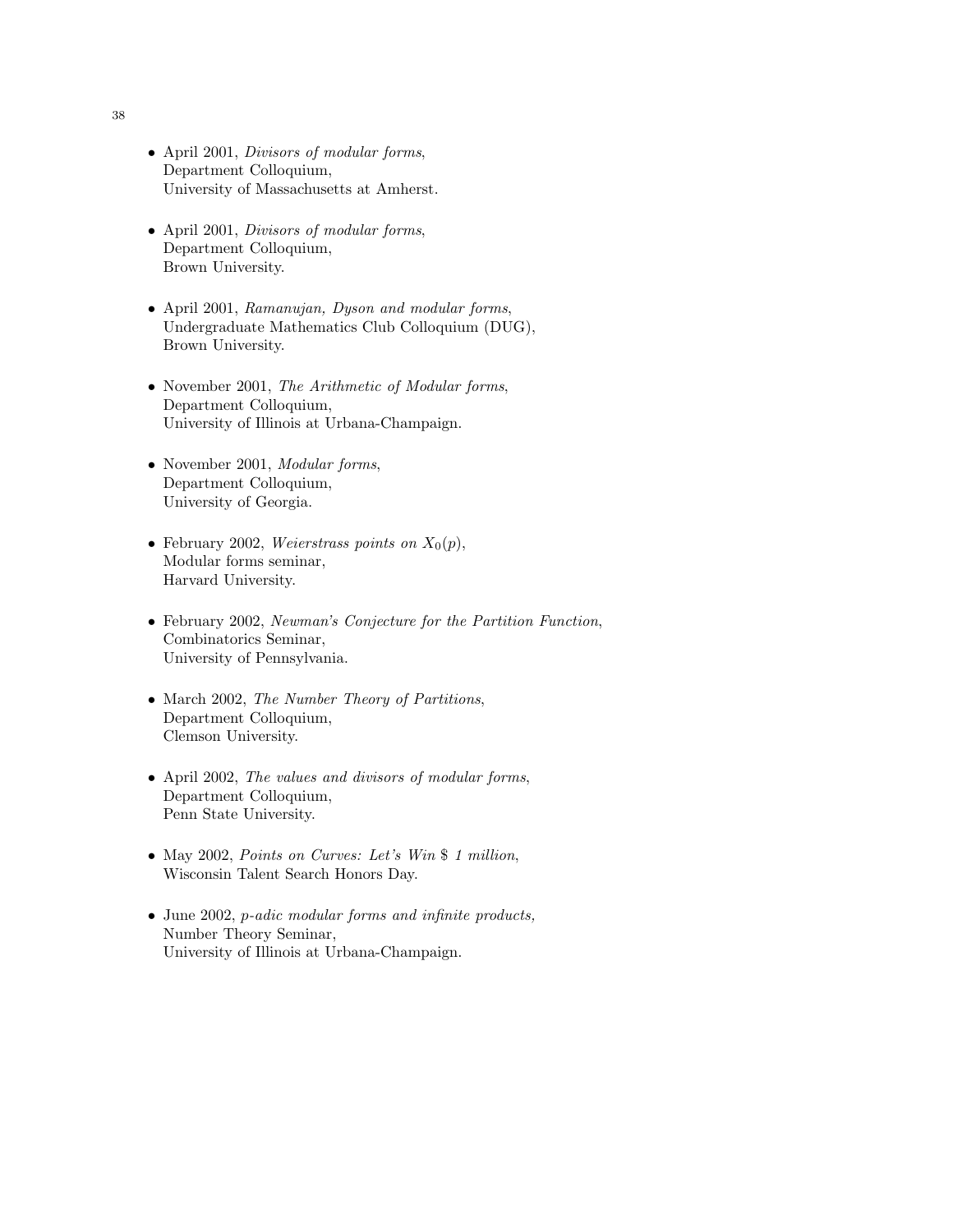- April 2001, *Divisors of modular forms*,
  Department Colloquium,
  University of Massachusetts at Amherst.

- April 2001, *Divisors of modular forms*,
  Department Colloquium,
  Brown University.

- April 2001, *Ramanujan, Dyson and modular forms*,
  Undergraduate Mathematics Club Colloquium (DUG),
  Brown University.

- November 2001, *The Arithmetic of Modular forms*,
  Department Colloquium,
  University of Illinois at Urbana-Champaign.

- November 2001, *Modular forms*,
  Department Colloquium,
  University of Georgia.

- February 2002, *Weierstrass points on* $X_0(p)$,
  Modular forms seminar,
  Harvard University.

- February 2002, *Newman's Conjecture for the Partition Function*,
  Combinatorics Seminar,
  University of Pennsylvania.

- March 2002, *The Number Theory of Partitions*,
  Department Colloquium,
  Clemson University.

- April 2002, *The values and divisors of modular forms*,
  Department Colloquium,
  Penn State University.

- May 2002, *Points on Curves: Let's Win $ 1 million*,
  Wisconsin Talent Search Honors Day.

- June 2002, *p-adic modular forms and infinite products,*
  Number Theory Seminar,
  University of Illinois at Urbana-Champaign.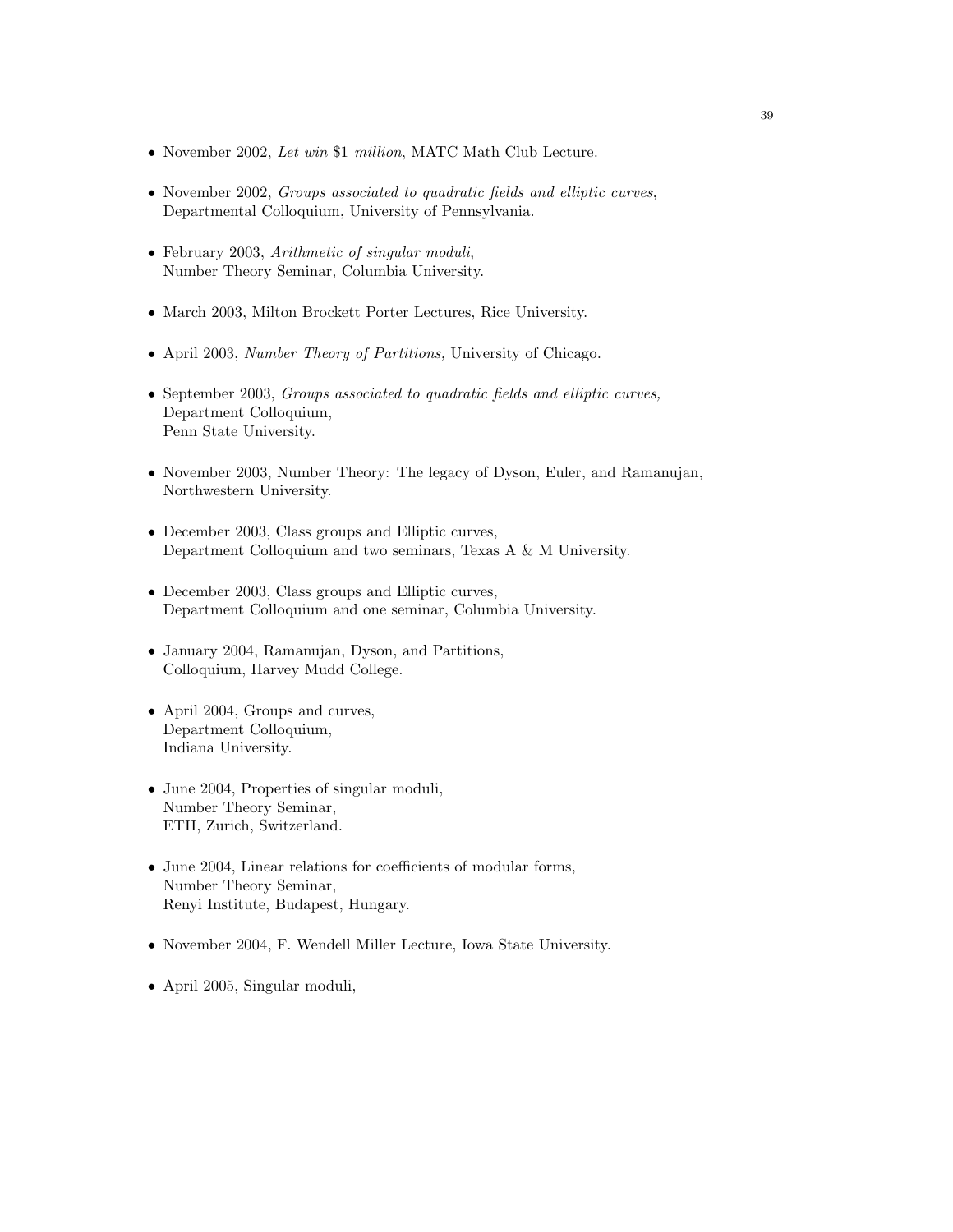- November 2002, *Let win* \$1 *million*, MATC Math Club Lecture.

- November 2002, *Groups associated to quadratic fields and elliptic curves*, Departmental Colloquium, University of Pennsylvania.

- February 2003, *Arithmetic of singular moduli*, Number Theory Seminar, Columbia University.

- March 2003, Milton Brockett Porter Lectures, Rice University.

- April 2003, *Number Theory of Partitions,* University of Chicago.

- September 2003, *Groups associated to quadratic fields and elliptic curves,* Department Colloquium, Penn State University.

- November 2003, Number Theory: The legacy of Dyson, Euler, and Ramanujan, Northwestern University.

- December 2003, Class groups and Elliptic curves, Department Colloquium and two seminars, Texas A & M University.

- December 2003, Class groups and Elliptic curves, Department Colloquium and one seminar, Columbia University.

- January 2004, Ramanujan, Dyson, and Partitions, Colloquium, Harvey Mudd College.

- April 2004, Groups and curves, Department Colloquium, Indiana University.

- June 2004, Properties of singular moduli, Number Theory Seminar, ETH, Zurich, Switzerland.

- June 2004, Linear relations for coefficients of modular forms, Number Theory Seminar, Renyi Institute, Budapest, Hungary.

- November 2004, F. Wendell Miller Lecture, Iowa State University.

- April 2005, Singular moduli,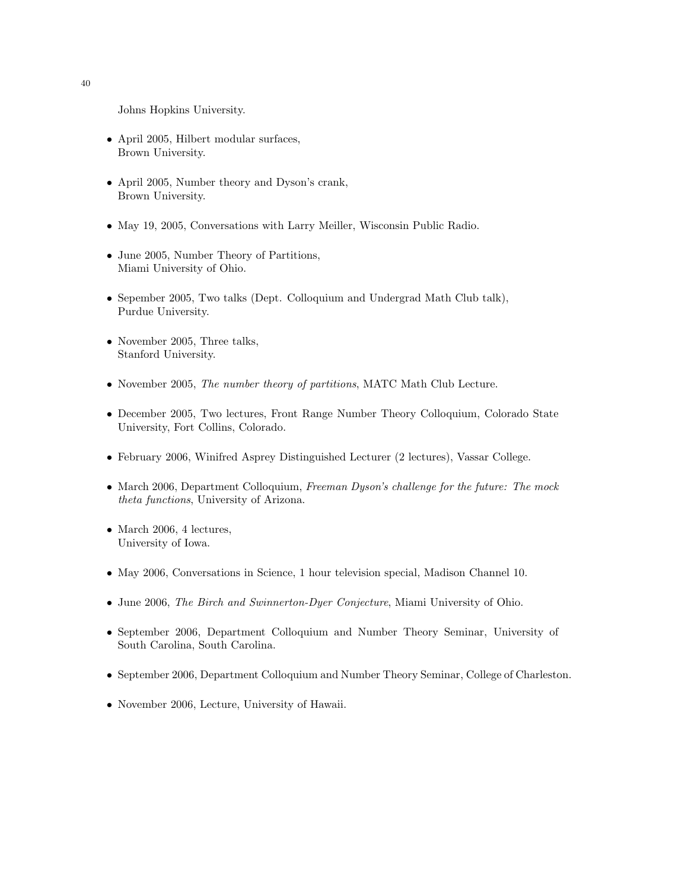Johns Hopkins University.

- April 2005, Hilbert modular surfaces,
  Brown University.

- April 2005, Number theory and Dyson's crank,
  Brown University.

- May 19, 2005, Conversations with Larry Meiller, Wisconsin Public Radio.

- June 2005, Number Theory of Partitions,
  Miami University of Ohio.

- Sepember 2005, Two talks (Dept. Colloquium and Undergrad Math Club talk),
  Purdue University.

- November 2005, Three talks,
  Stanford University.

- November 2005, *The number theory of partitions*, MATC Math Club Lecture.

- December 2005, Two lectures, Front Range Number Theory Colloquium, Colorado State University, Fort Collins, Colorado.

- February 2006, Winifred Asprey Distinguished Lecturer (2 lectures), Vassar College.

- March 2006, Department Colloquium, *Freeman Dyson's challenge for the future: The mock theta functions*, University of Arizona.

- March 2006, 4 lectures,
  University of Iowa.

- May 2006, Conversations in Science, 1 hour television special, Madison Channel 10.

- June 2006, *The Birch and Swinnerton-Dyer Conjecture*, Miami University of Ohio.

- September 2006, Department Colloquium and Number Theory Seminar, University of South Carolina, South Carolina.

- September 2006, Department Colloquium and Number Theory Seminar, College of Charleston.

- November 2006, Lecture, University of Hawaii.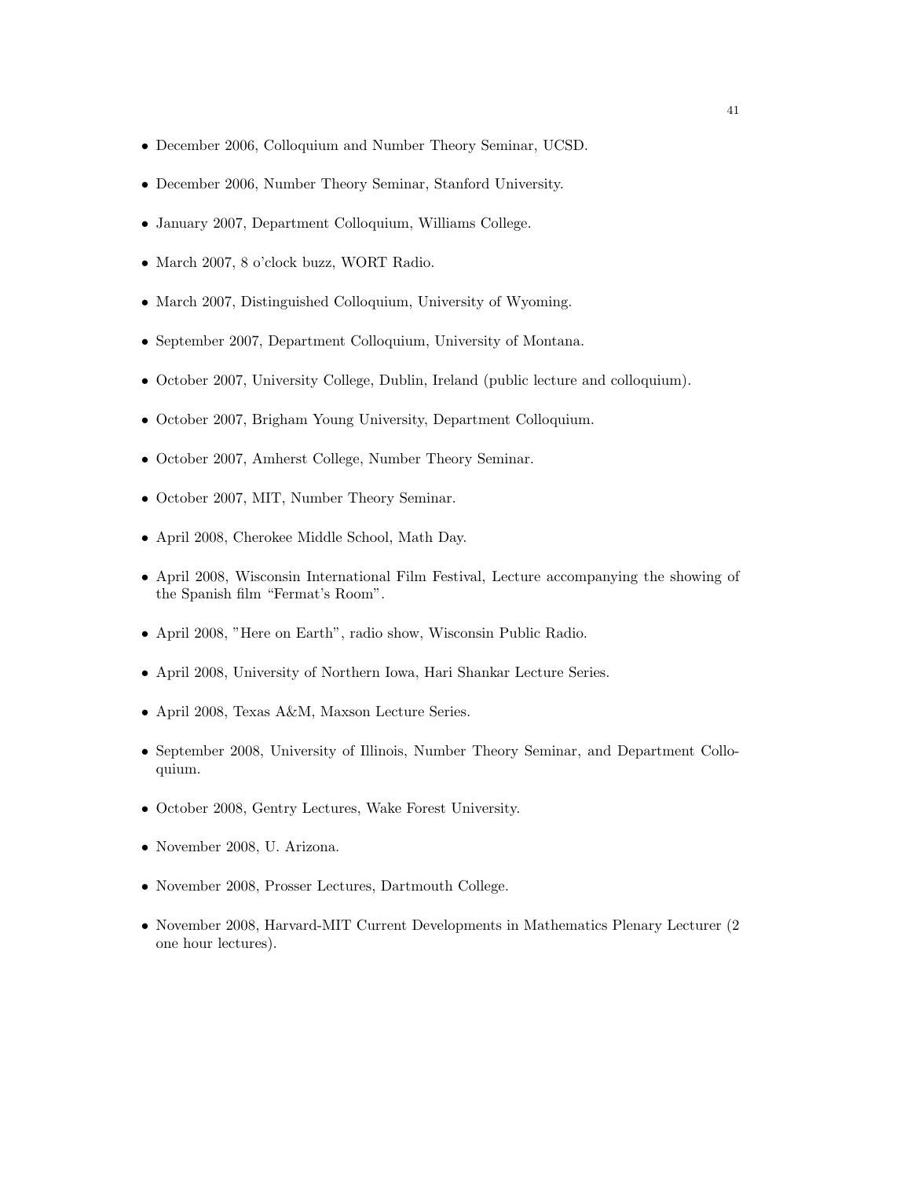- December 2006, Colloquium and Number Theory Seminar, UCSD.
- December 2006, Number Theory Seminar, Stanford University.
- January 2007, Department Colloquium, Williams College.
- March 2007, 8 o'clock buzz, WORT Radio.
- March 2007, Distinguished Colloquium, University of Wyoming.
- September 2007, Department Colloquium, University of Montana.
- October 2007, University College, Dublin, Ireland (public lecture and colloquium).
- October 2007, Brigham Young University, Department Colloquium.
- October 2007, Amherst College, Number Theory Seminar.
- October 2007, MIT, Number Theory Seminar.
- April 2008, Cherokee Middle School, Math Day.
- April 2008, Wisconsin International Film Festival, Lecture accompanying the showing of the Spanish film "Fermat's Room".
- April 2008, "Here on Earth", radio show, Wisconsin Public Radio.
- April 2008, University of Northern Iowa, Hari Shankar Lecture Series.
- April 2008, Texas A&M, Maxson Lecture Series.
- September 2008, University of Illinois, Number Theory Seminar, and Department Colloquium.
- October 2008, Gentry Lectures, Wake Forest University.
- November 2008, U. Arizona.
- November 2008, Prosser Lectures, Dartmouth College.
- November 2008, Harvard-MIT Current Developments in Mathematics Plenary Lecturer (2 one hour lectures).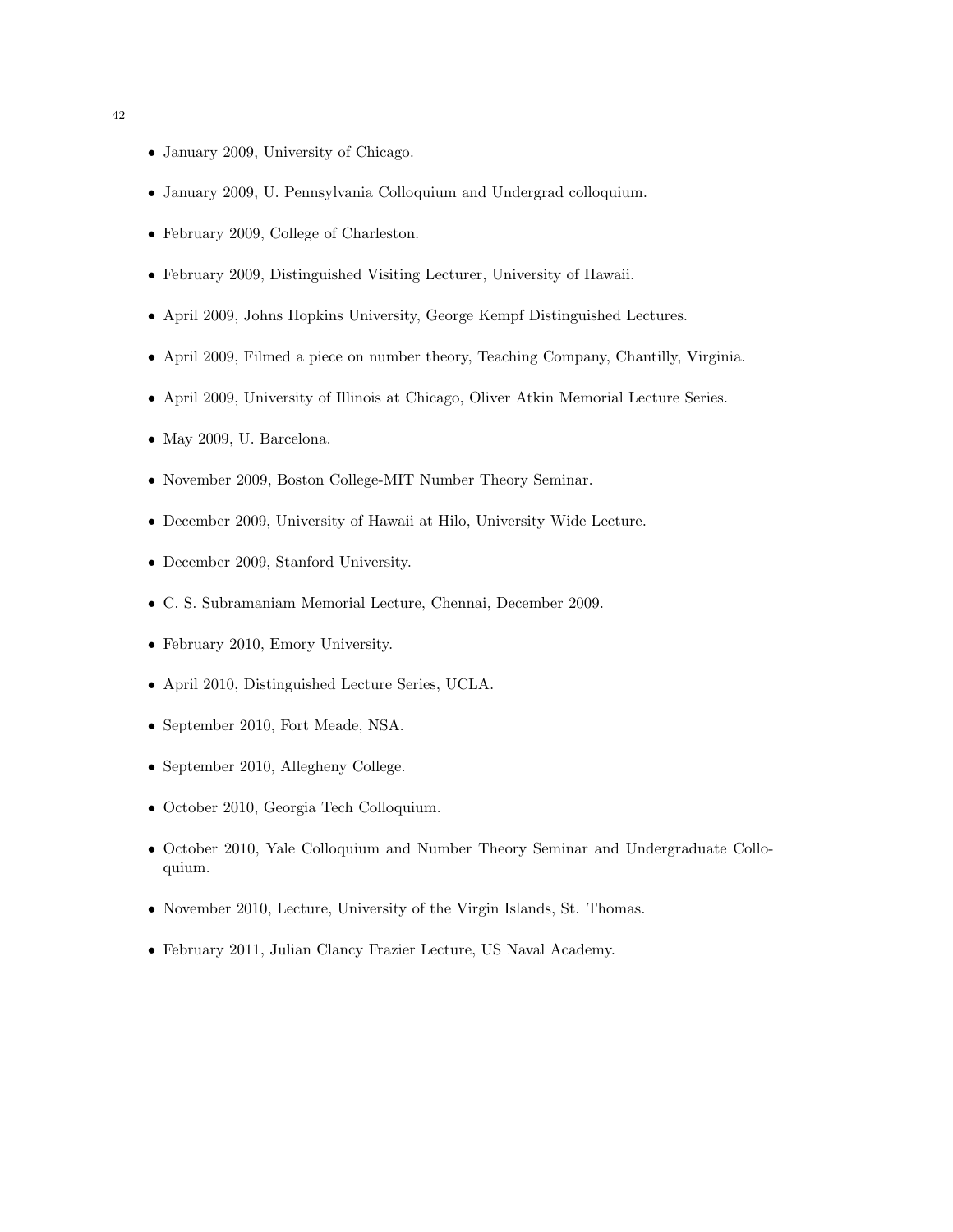- January 2009, University of Chicago.
- January 2009, U. Pennsylvania Colloquium and Undergrad colloquium.
- February 2009, College of Charleston.
- February 2009, Distinguished Visiting Lecturer, University of Hawaii.
- April 2009, Johns Hopkins University, George Kempf Distinguished Lectures.
- April 2009, Filmed a piece on number theory, Teaching Company, Chantilly, Virginia.
- April 2009, University of Illinois at Chicago, Oliver Atkin Memorial Lecture Series.
- May 2009, U. Barcelona.
- November 2009, Boston College-MIT Number Theory Seminar.
- December 2009, University of Hawaii at Hilo, University Wide Lecture.
- December 2009, Stanford University.
- C. S. Subramaniam Memorial Lecture, Chennai, December 2009.
- February 2010, Emory University.
- April 2010, Distinguished Lecture Series, UCLA.
- September 2010, Fort Meade, NSA.
- September 2010, Allegheny College.
- October 2010, Georgia Tech Colloquium.
- October 2010, Yale Colloquium and Number Theory Seminar and Undergraduate Colloquium.
- November 2010, Lecture, University of the Virgin Islands, St. Thomas.
- February 2011, Julian Clancy Frazier Lecture, US Naval Academy.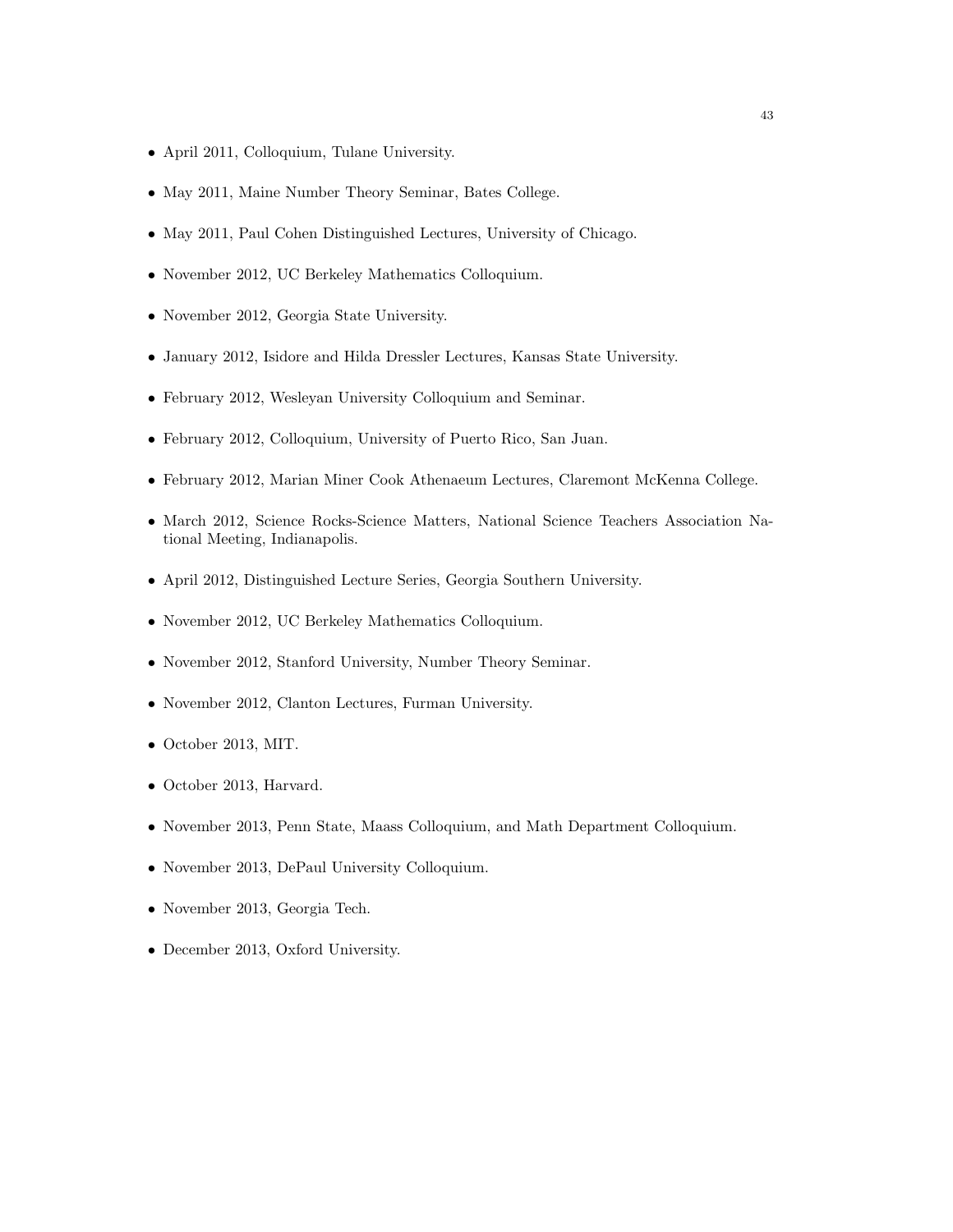- April 2011, Colloquium, Tulane University.
- May 2011, Maine Number Theory Seminar, Bates College.
- May 2011, Paul Cohen Distinguished Lectures, University of Chicago.
- November 2012, UC Berkeley Mathematics Colloquium.
- November 2012, Georgia State University.
- January 2012, Isidore and Hilda Dressler Lectures, Kansas State University.
- February 2012, Wesleyan University Colloquium and Seminar.
- February 2012, Colloquium, University of Puerto Rico, San Juan.
- February 2012, Marian Miner Cook Athenaeum Lectures, Claremont McKenna College.
- March 2012, Science Rocks-Science Matters, National Science Teachers Association National Meeting, Indianapolis.
- April 2012, Distinguished Lecture Series, Georgia Southern University.
- November 2012, UC Berkeley Mathematics Colloquium.
- November 2012, Stanford University, Number Theory Seminar.
- November 2012, Clanton Lectures, Furman University.
- October 2013, MIT.
- October 2013, Harvard.
- November 2013, Penn State, Maass Colloquium, and Math Department Colloquium.
- November 2013, DePaul University Colloquium.
- November 2013, Georgia Tech.
- December 2013, Oxford University.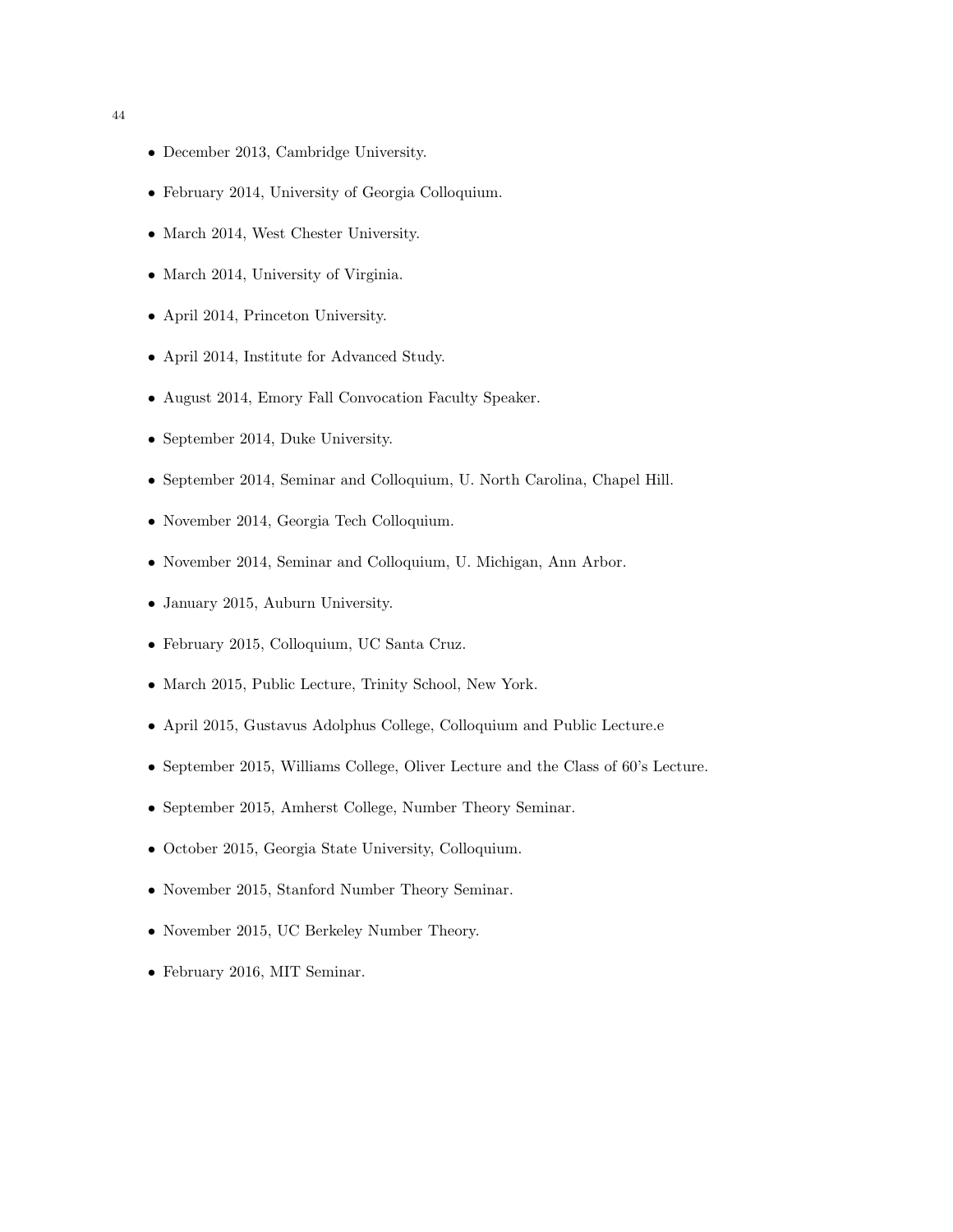- December 2013, Cambridge University.
- February 2014, University of Georgia Colloquium.
- March 2014, West Chester University.
- March 2014, University of Virginia.
- April 2014, Princeton University.
- April 2014, Institute for Advanced Study.
- August 2014, Emory Fall Convocation Faculty Speaker.
- September 2014, Duke University.
- September 2014, Seminar and Colloquium, U. North Carolina, Chapel Hill.
- November 2014, Georgia Tech Colloquium.
- November 2014, Seminar and Colloquium, U. Michigan, Ann Arbor.
- January 2015, Auburn University.
- February 2015, Colloquium, UC Santa Cruz.
- March 2015, Public Lecture, Trinity School, New York.
- April 2015, Gustavus Adolphus College, Colloquium and Public Lecture.e
- September 2015, Williams College, Oliver Lecture and the Class of 60's Lecture.
- September 2015, Amherst College, Number Theory Seminar.
- October 2015, Georgia State University, Colloquium.
- November 2015, Stanford Number Theory Seminar.
- November 2015, UC Berkeley Number Theory.
- February 2016, MIT Seminar.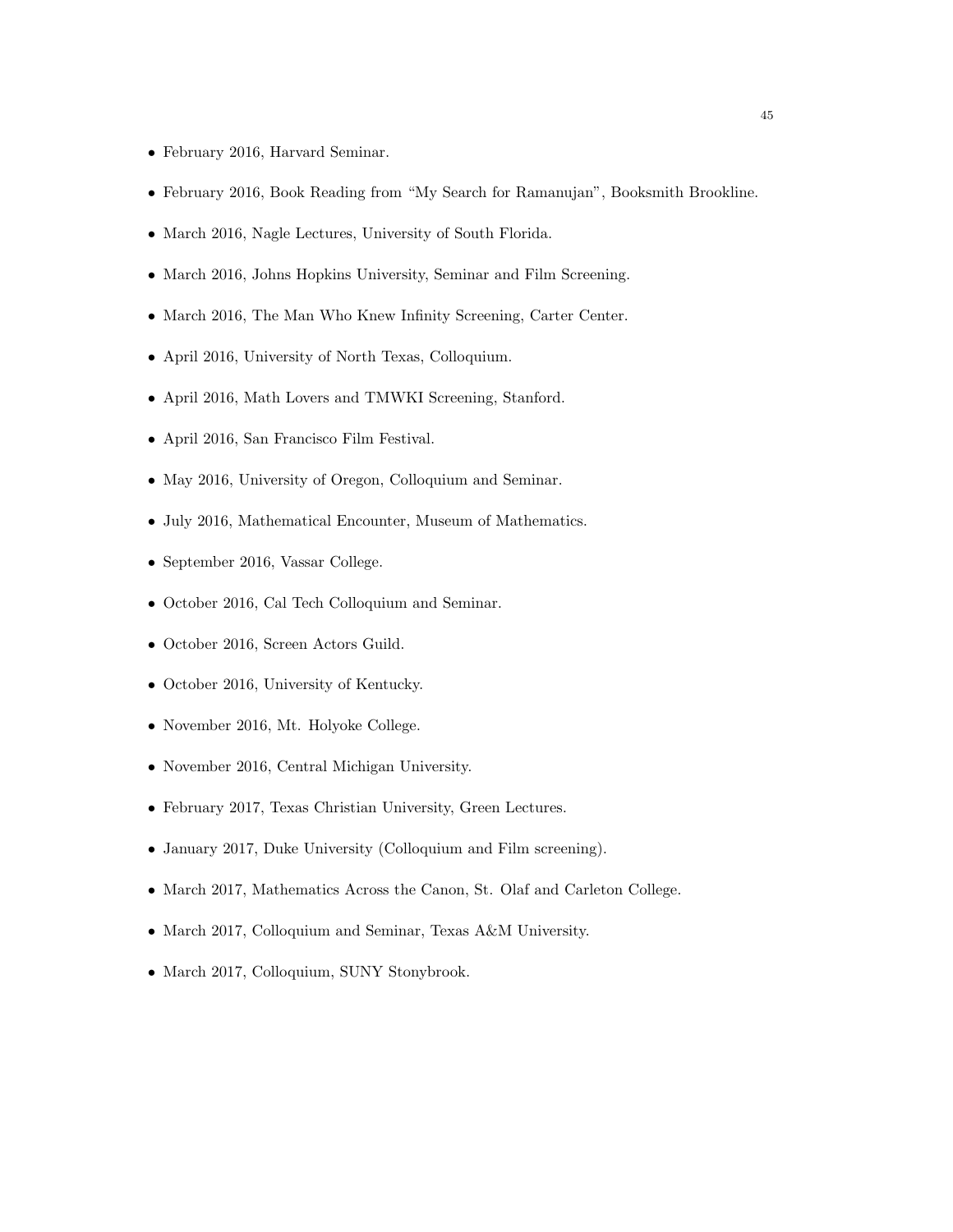- February 2016, Harvard Seminar.
- February 2016, Book Reading from "My Search for Ramanujan", Booksmith Brookline.
- March 2016, Nagle Lectures, University of South Florida.
- March 2016, Johns Hopkins University, Seminar and Film Screening.
- March 2016, The Man Who Knew Infinity Screening, Carter Center.
- April 2016, University of North Texas, Colloquium.
- April 2016, Math Lovers and TMWKI Screening, Stanford.
- April 2016, San Francisco Film Festival.
- May 2016, University of Oregon, Colloquium and Seminar.
- July 2016, Mathematical Encounter, Museum of Mathematics.
- September 2016, Vassar College.
- October 2016, Cal Tech Colloquium and Seminar.
- October 2016, Screen Actors Guild.
- October 2016, University of Kentucky.
- November 2016, Mt. Holyoke College.
- November 2016, Central Michigan University.
- February 2017, Texas Christian University, Green Lectures.
- January 2017, Duke University (Colloquium and Film screening).
- March 2017, Mathematics Across the Canon, St. Olaf and Carleton College.
- March 2017, Colloquium and Seminar, Texas A&M University.
- March 2017, Colloquium, SUNY Stonybrook.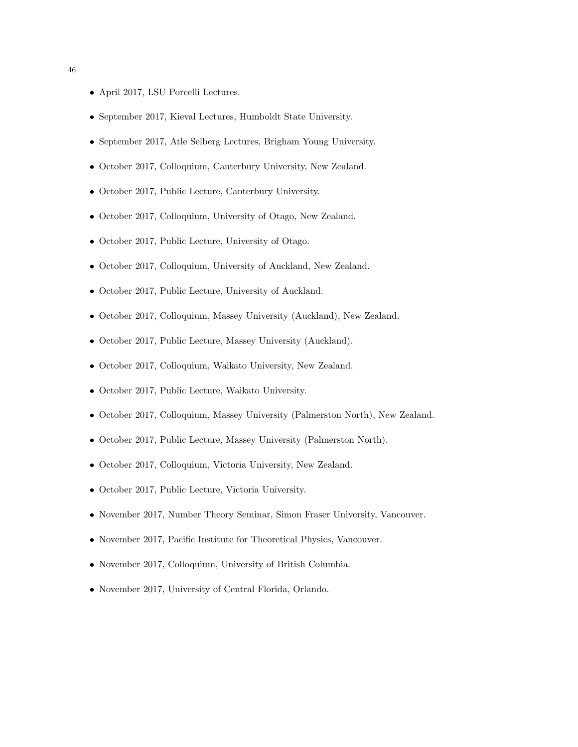- April 2017, LSU Porcelli Lectures.
- September 2017, Kieval Lectures, Humboldt State University.
- September 2017, Atle Selberg Lectures, Brigham Young University.
- October 2017, Colloquium, Canterbury University, New Zealand.
- October 2017, Public Lecture, Canterbury University.
- October 2017, Colloquium, University of Otago, New Zealand.
- October 2017, Public Lecture, University of Otago.
- October 2017, Colloquium, University of Auckland, New Zealand.
- October 2017, Public Lecture, University of Auckland.
- October 2017, Colloquium, Massey University (Auckland), New Zealand.
- October 2017, Public Lecture, Massey University (Auckland).
- October 2017, Colloquium, Waikato University, New Zealand.
- October 2017, Public Lecture, Waikato University.
- October 2017, Colloquium, Massey University (Palmerston North), New Zealand.
- October 2017, Public Lecture, Massey University (Palmerston North).
- October 2017, Colloquium, Victoria University, New Zealand.
- October 2017, Public Lecture, Victoria University.
- November 2017, Number Theory Seminar, Simon Fraser University, Vancouver.
- November 2017, Pacific Institute for Theoretical Physics, Vancouver.
- November 2017, Colloquium, University of British Columbia.
- November 2017, University of Central Florida, Orlando.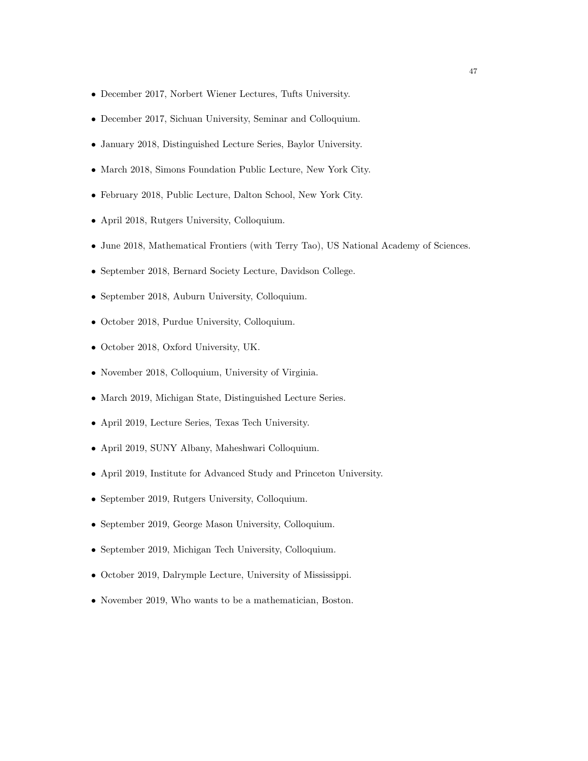- December 2017, Norbert Wiener Lectures, Tufts University.
- December 2017, Sichuan University, Seminar and Colloquium.
- January 2018, Distinguished Lecture Series, Baylor University.
- March 2018, Simons Foundation Public Lecture, New York City.
- February 2018, Public Lecture, Dalton School, New York City.
- April 2018, Rutgers University, Colloquium.
- June 2018, Mathematical Frontiers (with Terry Tao), US National Academy of Sciences.
- September 2018, Bernard Society Lecture, Davidson College.
- September 2018, Auburn University, Colloquium.
- October 2018, Purdue University, Colloquium.
- October 2018, Oxford University, UK.
- November 2018, Colloquium, University of Virginia.
- March 2019, Michigan State, Distinguished Lecture Series.
- April 2019, Lecture Series, Texas Tech University.
- April 2019, SUNY Albany, Maheshwari Colloquium.
- April 2019, Institute for Advanced Study and Princeton University.
- September 2019, Rutgers University, Colloquium.
- September 2019, George Mason University, Colloquium.
- September 2019, Michigan Tech University, Colloquium.
- October 2019, Dalrymple Lecture, University of Mississippi.
- November 2019, Who wants to be a mathematician, Boston.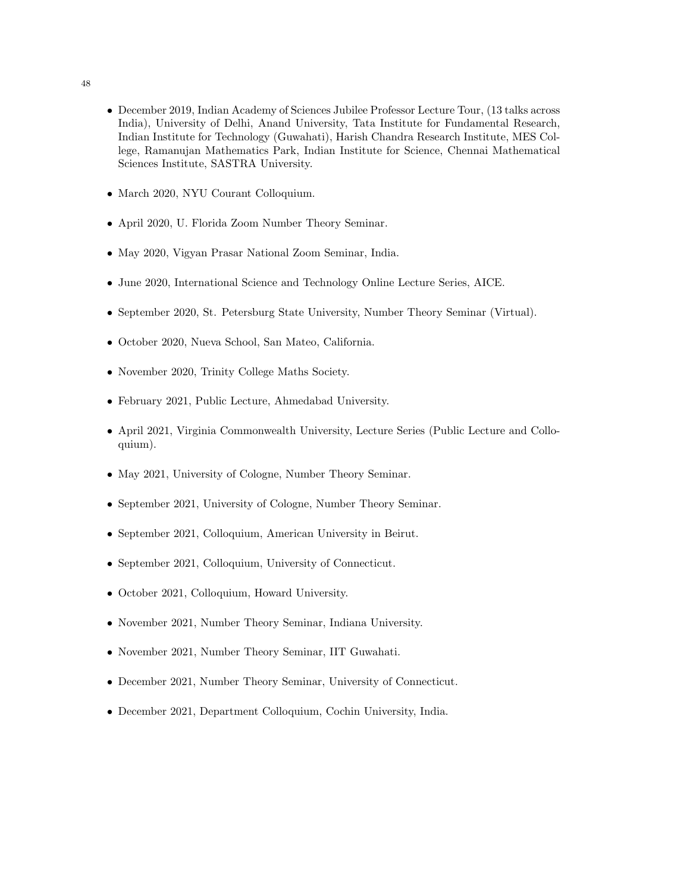- December 2019, Indian Academy of Sciences Jubilee Professor Lecture Tour, (13 talks across India), University of Delhi, Anand University, Tata Institute for Fundamental Research, Indian Institute for Technology (Guwahati), Harish Chandra Research Institute, MES College, Ramanujan Mathematics Park, Indian Institute for Science, Chennai Mathematical Sciences Institute, SASTRA University.

- March 2020, NYU Courant Colloquium.

- April 2020, U. Florida Zoom Number Theory Seminar.

- May 2020, Vigyan Prasar National Zoom Seminar, India.

- June 2020, International Science and Technology Online Lecture Series, AICE.

- September 2020, St. Petersburg State University, Number Theory Seminar (Virtual).

- October 2020, Nueva School, San Mateo, California.

- November 2020, Trinity College Maths Society.

- February 2021, Public Lecture, Ahmedabad University.

- April 2021, Virginia Commonwealth University, Lecture Series (Public Lecture and Colloquium).

- May 2021, University of Cologne, Number Theory Seminar.

- September 2021, University of Cologne, Number Theory Seminar.

- September 2021, Colloquium, American University in Beirut.

- September 2021, Colloquium, University of Connecticut.

- October 2021, Colloquium, Howard University.

- November 2021, Number Theory Seminar, Indiana University.

- November 2021, Number Theory Seminar, IIT Guwahati.

- December 2021, Number Theory Seminar, University of Connecticut.

- December 2021, Department Colloquium, Cochin University, India.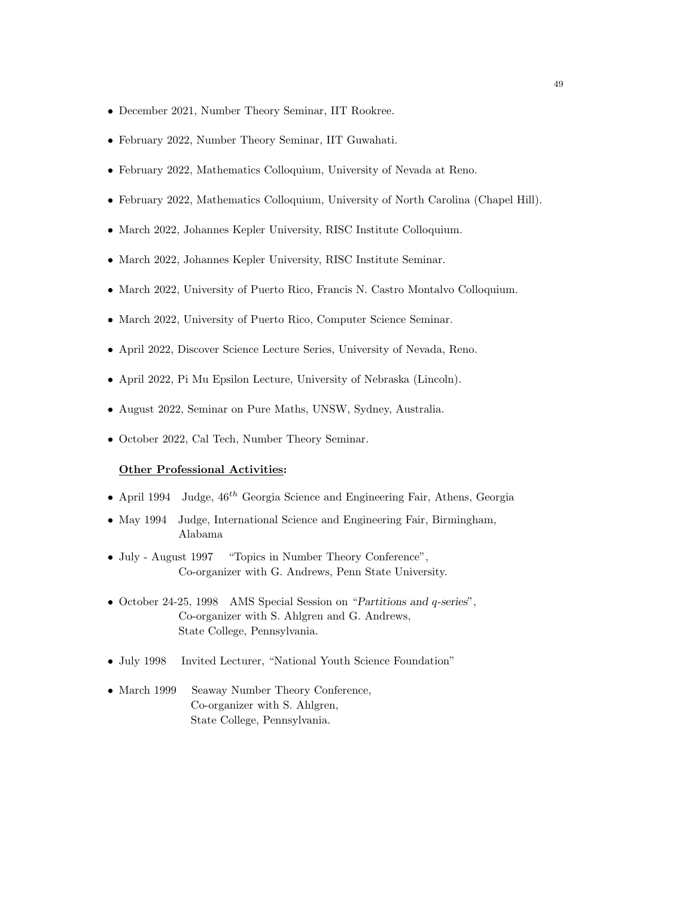- December 2021, Number Theory Seminar, IIT Rookree.
- February 2022, Number Theory Seminar, IIT Guwahati.
- February 2022, Mathematics Colloquium, University of Nevada at Reno.
- February 2022, Mathematics Colloquium, University of North Carolina (Chapel Hill).
- March 2022, Johannes Kepler University, RISC Institute Colloquium.
- March 2022, Johannes Kepler University, RISC Institute Seminar.
- March 2022, University of Puerto Rico, Francis N. Castro Montalvo Colloquium.
- March 2022, University of Puerto Rico, Computer Science Seminar.
- April 2022, Discover Science Lecture Series, University of Nevada, Reno.
- April 2022, Pi Mu Epsilon Lecture, University of Nebraska (Lincoln).
- August 2022, Seminar on Pure Maths, UNSW, Sydney, Australia.
- October 2022, Cal Tech, Number Theory Seminar.

**Other Professional Activities:**

- April 1994 Judge, $46^{th}$ Georgia Science and Engineering Fair, Athens, Georgia
- May 1994 Judge, International Science and Engineering Fair, Birmingham, Alabama
- July - August 1997 "Topics in Number Theory Conference", Co-organizer with G. Andrews, Penn State University.
- October 24-25, 1998 AMS Special Session on "*Partitions and q-series*", Co-organizer with S. Ahlgren and G. Andrews, State College, Pennsylvania.
- July 1998 Invited Lecturer, "National Youth Science Foundation"
- March 1999 Seaway Number Theory Conference, Co-organizer with S. Ahlgren, State College, Pennsylvania.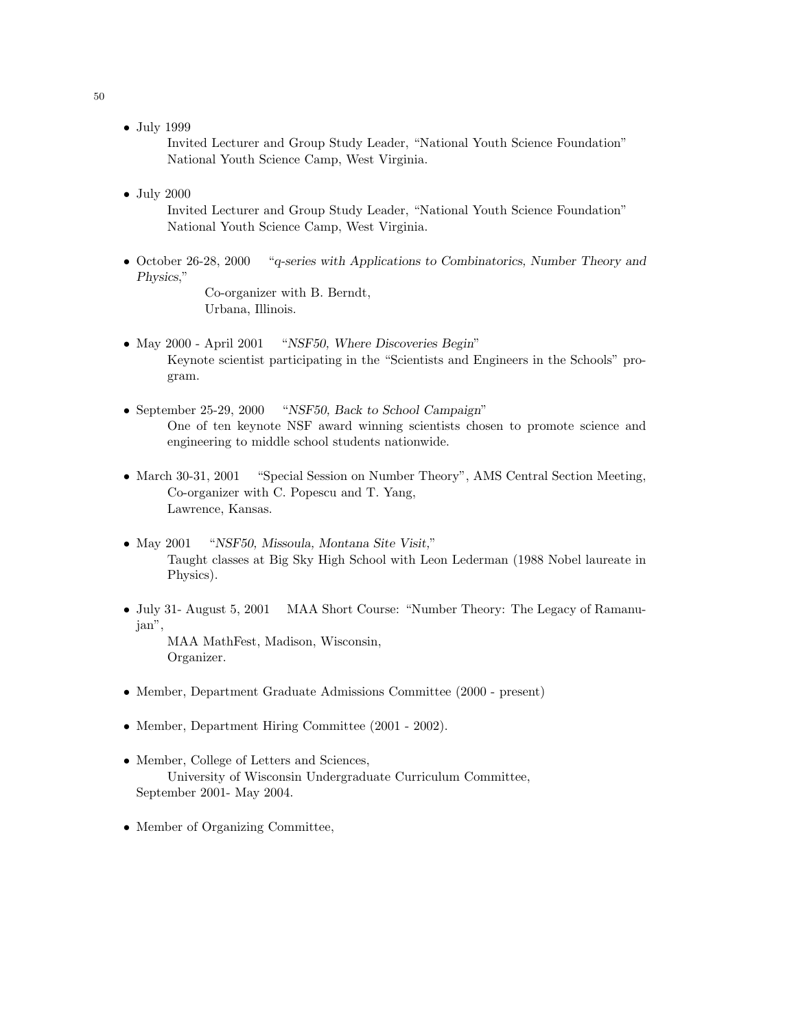- July 1999
  Invited Lecturer and Group Study Leader, "National Youth Science Foundation"
  National Youth Science Camp, West Virginia.

- July 2000
  Invited Lecturer and Group Study Leader, "National Youth Science Foundation"
  National Youth Science Camp, West Virginia.

- October 26-28, 2000 "*q-series with Applications to Combinatorics, Number Theory and Physics*,"
  Co-organizer with B. Berndt,
  Urbana, Illinois.

- May 2000 - April 2001 "*NSF50, Where Discoveries Begin*"
  Keynote scientist participating in the "Scientists and Engineers in the Schools" program.

- September 25-29, 2000 "*NSF50, Back to School Campaign*"
  One of ten keynote NSF award winning scientists chosen to promote science and engineering to middle school students nationwide.

- March 30-31, 2001 "Special Session on Number Theory", AMS Central Section Meeting,
  Co-organizer with C. Popescu and T. Yang,
  Lawrence, Kansas.

- May 2001 "*NSF50, Missoula, Montana Site Visit,*"
  Taught classes at Big Sky High School with Leon Lederman (1988 Nobel laureate in Physics).

- July 31- August 5, 2001 MAA Short Course: "Number Theory: The Legacy of Ramanujan",
  MAA MathFest, Madison, Wisconsin,
  Organizer.

- Member, Department Graduate Admissions Committee (2000 - present)

- Member, Department Hiring Committee (2001 - 2002).

- Member, College of Letters and Sciences,
  University of Wisconsin Undergraduate Curriculum Committee,
  September 2001- May 2004.

- Member of Organizing Committee,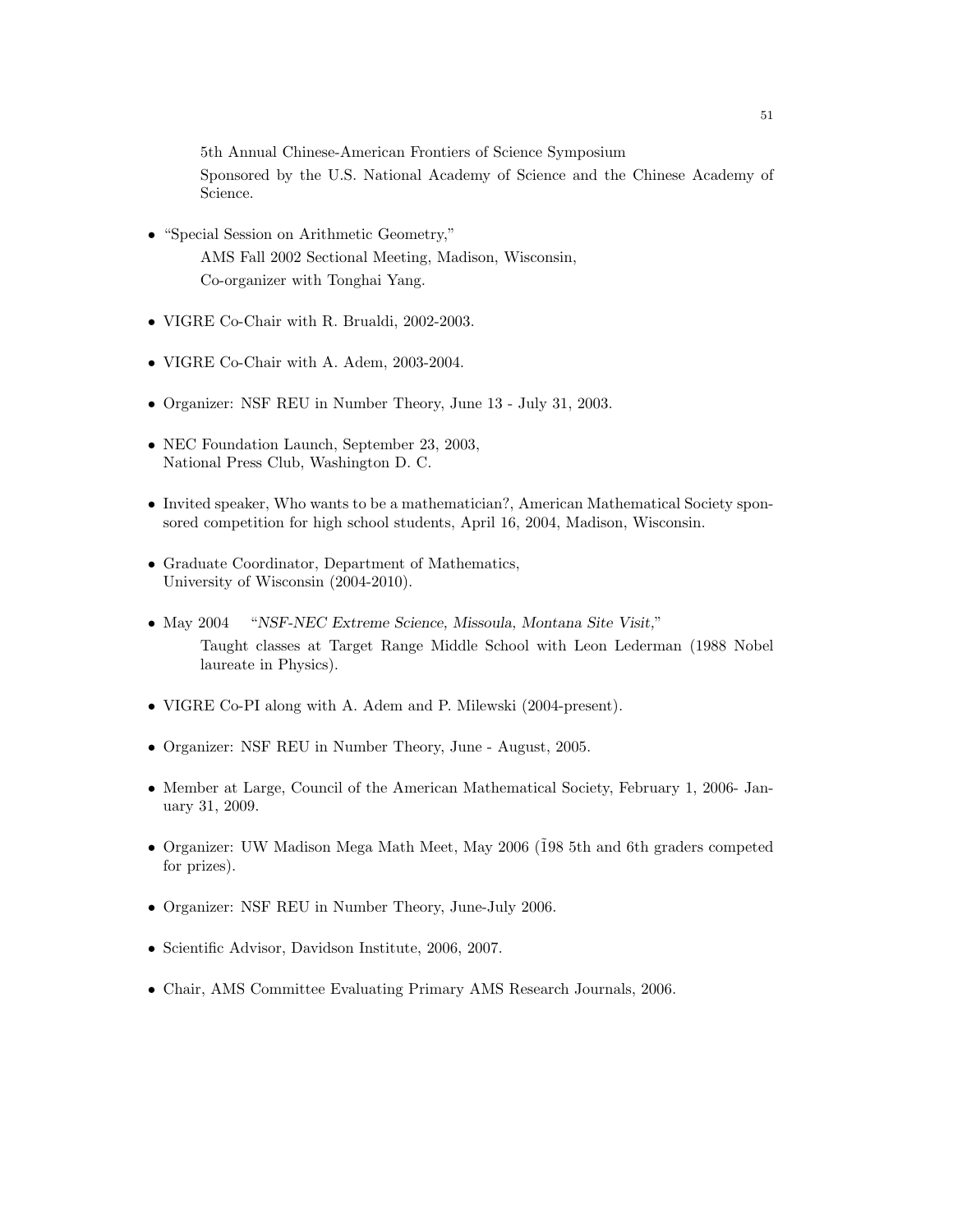5th Annual Chinese-American Frontiers of Science Symposium

Sponsored by the U.S. National Academy of Science and the Chinese Academy of Science.

- "Special Session on Arithmetic Geometry,"
  AMS Fall 2002 Sectional Meeting, Madison, Wisconsin,
  Co-organizer with Tonghai Yang.
- VIGRE Co-Chair with R. Brualdi, 2002-2003.
- VIGRE Co-Chair with A. Adem, 2003-2004.
- Organizer: NSF REU in Number Theory, June 13 - July 31, 2003.
- NEC Foundation Launch, September 23, 2003,
  National Press Club, Washington D. C.
- Invited speaker, Who wants to be a mathematician?, American Mathematical Society sponsored competition for high school students, April 16, 2004, Madison, Wisconsin.
- Graduate Coordinator, Department of Mathematics,
  University of Wisconsin (2004-2010).
- May 2004 "*NSF-NEC Extreme Science, Missoula, Montana Site Visit,*"
  Taught classes at Target Range Middle School with Leon Lederman (1988 Nobel laureate in Physics).
- VIGRE Co-PI along with A. Adem and P. Milewski (2004-present).
- Organizer: NSF REU in Number Theory, June - August, 2005.
- Member at Large, Council of the American Mathematical Society, February 1, 2006- January 31, 2009.
- Organizer: UW Madison Mega Math Meet, May 2006 (Ĩ98 5th and 6th graders competed for prizes).
- Organizer: NSF REU in Number Theory, June-July 2006.
- Scientific Advisor, Davidson Institute, 2006, 2007.
- Chair, AMS Committee Evaluating Primary AMS Research Journals, 2006.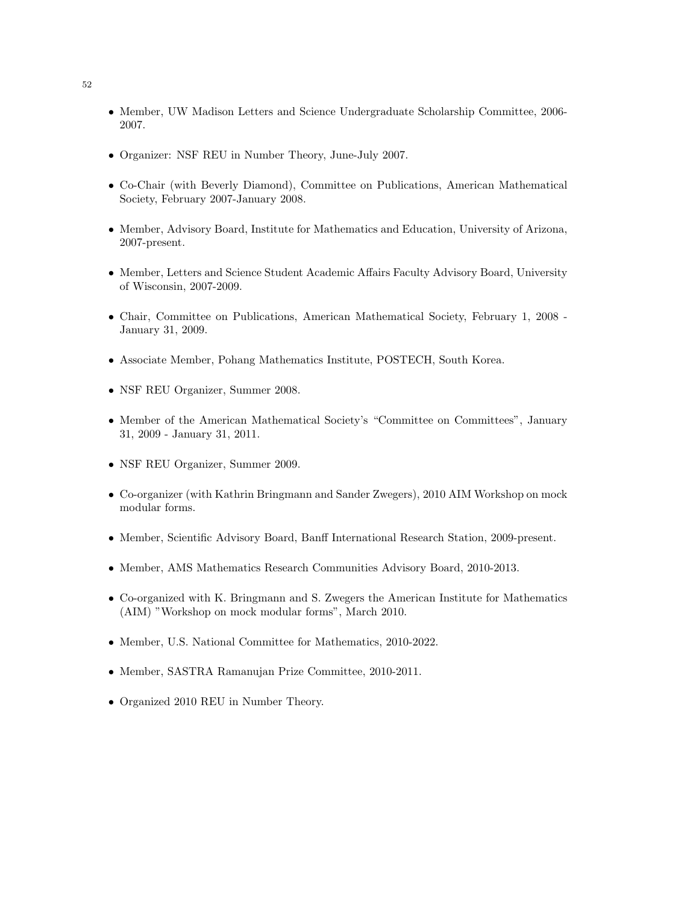- Member, UW Madison Letters and Science Undergraduate Scholarship Committee, 2006-2007.
- Organizer: NSF REU in Number Theory, June-July 2007.
- Co-Chair (with Beverly Diamond), Committee on Publications, American Mathematical Society, February 2007-January 2008.
- Member, Advisory Board, Institute for Mathematics and Education, University of Arizona, 2007-present.
- Member, Letters and Science Student Academic Affairs Faculty Advisory Board, University of Wisconsin, 2007-2009.
- Chair, Committee on Publications, American Mathematical Society, February 1, 2008 - January 31, 2009.
- Associate Member, Pohang Mathematics Institute, POSTECH, South Korea.
- NSF REU Organizer, Summer 2008.
- Member of the American Mathematical Society's "Committee on Committees", January 31, 2009 - January 31, 2011.
- NSF REU Organizer, Summer 2009.
- Co-organizer (with Kathrin Bringmann and Sander Zwegers), 2010 AIM Workshop on mock modular forms.
- Member, Scientific Advisory Board, Banff International Research Station, 2009-present.
- Member, AMS Mathematics Research Communities Advisory Board, 2010-2013.
- Co-organized with K. Bringmann and S. Zwegers the American Institute for Mathematics (AIM) "Workshop on mock modular forms", March 2010.
- Member, U.S. National Committee for Mathematics, 2010-2022.
- Member, SASTRA Ramanujan Prize Committee, 2010-2011.
- Organized 2010 REU in Number Theory.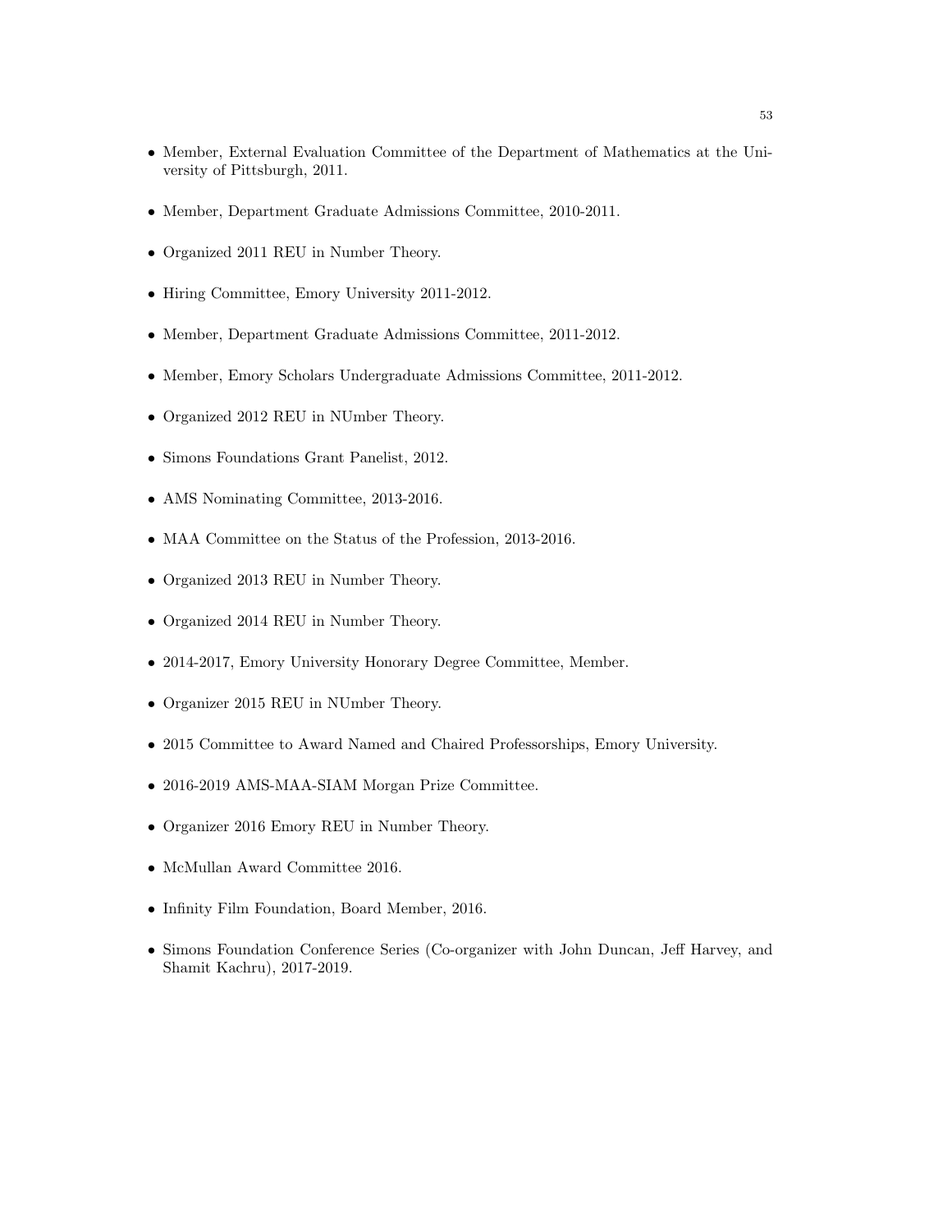- Member, External Evaluation Committee of the Department of Mathematics at the University of Pittsburgh, 2011.
- Member, Department Graduate Admissions Committee, 2010-2011.
- Organized 2011 REU in Number Theory.
- Hiring Committee, Emory University 2011-2012.
- Member, Department Graduate Admissions Committee, 2011-2012.
- Member, Emory Scholars Undergraduate Admissions Committee, 2011-2012.
- Organized 2012 REU in NUmber Theory.
- Simons Foundations Grant Panelist, 2012.
- AMS Nominating Committee, 2013-2016.
- MAA Committee on the Status of the Profession, 2013-2016.
- Organized 2013 REU in Number Theory.
- Organized 2014 REU in Number Theory.
- 2014-2017, Emory University Honorary Degree Committee, Member.
- Organizer 2015 REU in NUmber Theory.
- 2015 Committee to Award Named and Chaired Professorships, Emory University.
- 2016-2019 AMS-MAA-SIAM Morgan Prize Committee.
- Organizer 2016 Emory REU in Number Theory.
- McMullan Award Committee 2016.
- Infinity Film Foundation, Board Member, 2016.
- Simons Foundation Conference Series (Co-organizer with John Duncan, Jeff Harvey, and Shamit Kachru), 2017-2019.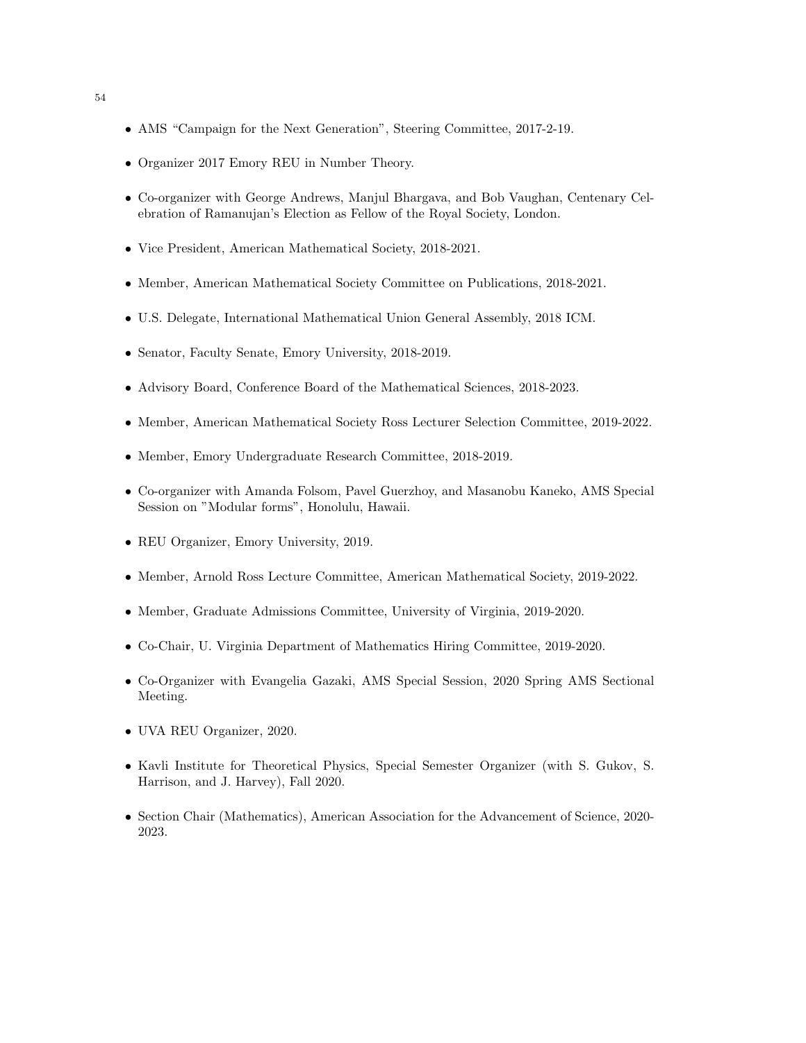- AMS "Campaign for the Next Generation", Steering Committee, 2017-2-19.
- Organizer 2017 Emory REU in Number Theory.
- Co-organizer with George Andrews, Manjul Bhargava, and Bob Vaughan, Centenary Celebration of Ramanujan's Election as Fellow of the Royal Society, London.
- Vice President, American Mathematical Society, 2018-2021.
- Member, American Mathematical Society Committee on Publications, 2018-2021.
- U.S. Delegate, International Mathematical Union General Assembly, 2018 ICM.
- Senator, Faculty Senate, Emory University, 2018-2019.
- Advisory Board, Conference Board of the Mathematical Sciences, 2018-2023.
- Member, American Mathematical Society Ross Lecturer Selection Committee, 2019-2022.
- Member, Emory Undergraduate Research Committee, 2018-2019.
- Co-organizer with Amanda Folsom, Pavel Guerzhoy, and Masanobu Kaneko, AMS Special Session on "Modular forms", Honolulu, Hawaii.
- REU Organizer, Emory University, 2019.
- Member, Arnold Ross Lecture Committee, American Mathematical Society, 2019-2022.
- Member, Graduate Admissions Committee, University of Virginia, 2019-2020.
- Co-Chair, U. Virginia Department of Mathematics Hiring Committee, 2019-2020.
- Co-Organizer with Evangelia Gazaki, AMS Special Session, 2020 Spring AMS Sectional Meeting.
- UVA REU Organizer, 2020.
- Kavli Institute for Theoretical Physics, Special Semester Organizer (with S. Gukov, S. Harrison, and J. Harvey), Fall 2020.
- Section Chair (Mathematics), American Association for the Advancement of Science, 2020-2023.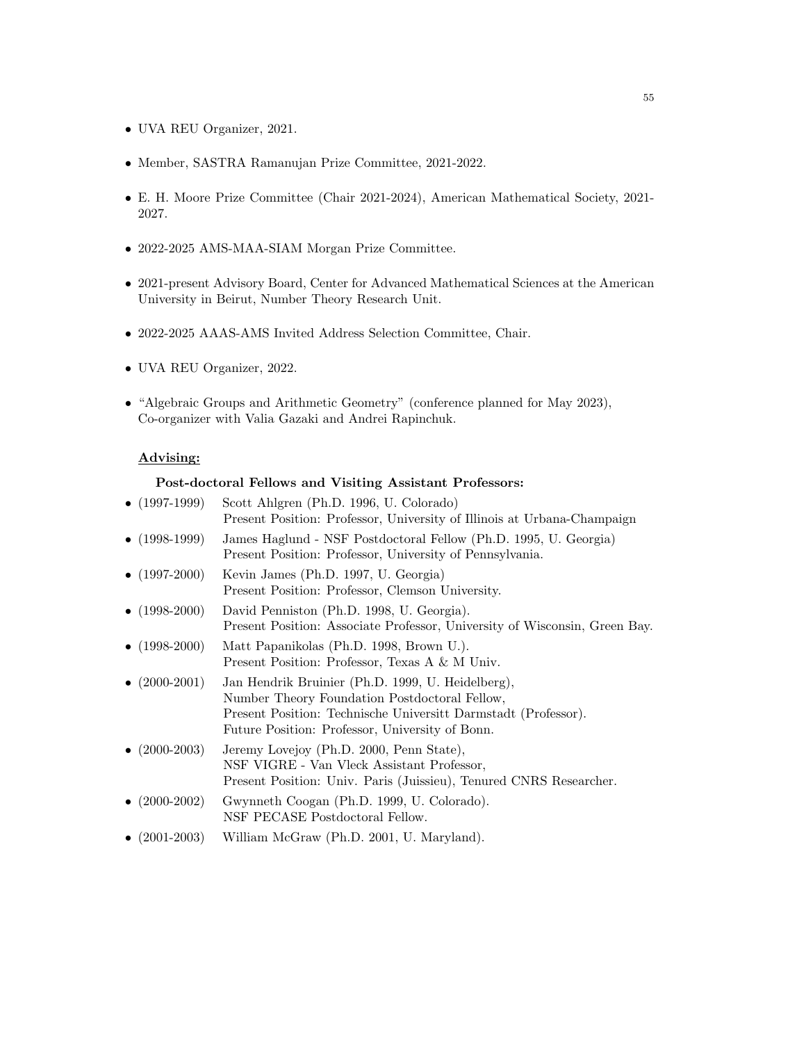- UVA REU Organizer, 2021.
- Member, SASTRA Ramanujan Prize Committee, 2021-2022.
- E. H. Moore Prize Committee (Chair 2021-2024), American Mathematical Society, 2021-2027.
- 2022-2025 AMS-MAA-SIAM Morgan Prize Committee.
- 2021-present Advisory Board, Center for Advanced Mathematical Sciences at the American University in Beirut, Number Theory Research Unit.
- 2022-2025 AAAS-AMS Invited Address Selection Committee, Chair.
- UVA REU Organizer, 2022.
- "Algebraic Groups and Arithmetic Geometry" (conference planned for May 2023), Co-organizer with Valia Gazaki and Andrei Rapinchuk.

## Advising:

### Post-doctoral Fellows and Visiting Assistant Professors:

- (1997-1999) Scott Ahlgren (Ph.D. 1996, U. Colorado)
  Present Position: Professor, University of Illinois at Urbana-Champaign
- (1998-1999) James Haglund - NSF Postdoctoral Fellow (Ph.D. 1995, U. Georgia)
  Present Position: Professor, University of Pennsylvania.
- (1997-2000) Kevin James (Ph.D. 1997, U. Georgia)
  Present Position: Professor, Clemson University.
- (1998-2000) David Penniston (Ph.D. 1998, U. Georgia).
  Present Position: Associate Professor, University of Wisconsin, Green Bay.
- (1998-2000) Matt Papanikolas (Ph.D. 1998, Brown U.).
  Present Position: Professor, Texas A & M Univ.
- (2000-2001) Jan Hendrik Bruinier (Ph.D. 1999, U. Heidelberg),
  Number Theory Foundation Postdoctoral Fellow,
  Present Position: Technische Universitt Darmstadt (Professor).
  Future Position: Professor, University of Bonn.
- (2000-2003) Jeremy Lovejoy (Ph.D. 2000, Penn State),
  NSF VIGRE - Van Vleck Assistant Professor,
  Present Position: Univ. Paris (Juissieu), Tenured CNRS Researcher.
- (2000-2002) Gwynneth Coogan (Ph.D. 1999, U. Colorado).
  NSF PECASE Postdoctoral Fellow.
- (2001-2003) William McGraw (Ph.D. 2001, U. Maryland).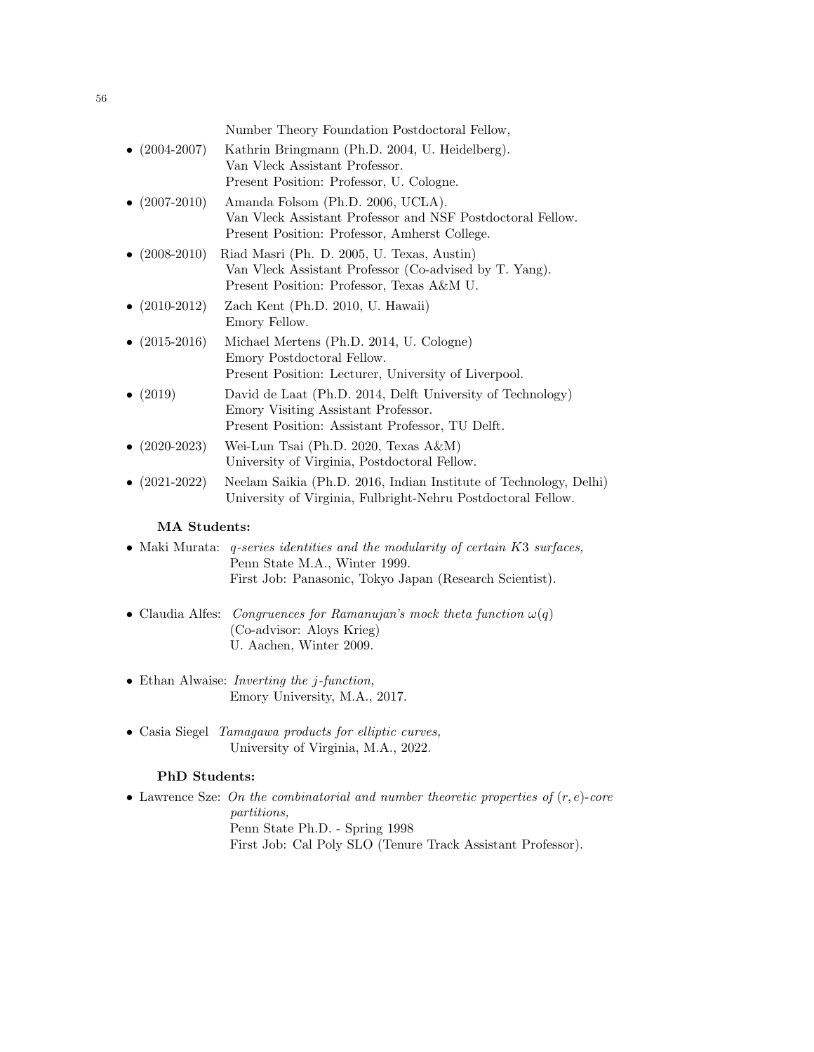Number Theory Foundation Postdoctoral Fellow,

- (2004-2007) Kathrin Bringmann (Ph.D. 2004, U. Heidelberg).
  Van Vleck Assistant Professor.
  Present Position: Professor, U. Cologne.
- (2007-2010) Amanda Folsom (Ph.D. 2006, UCLA).
  Van Vleck Assistant Professor and NSF Postdoctoral Fellow.
  Present Position: Professor, Amherst College.
- (2008-2010) Riad Masri (Ph. D. 2005, U. Texas, Austin)
  Van Vleck Assistant Professor (Co-advised by T. Yang).
  Present Position: Professor, Texas A&M U.
- (2010-2012) Zach Kent (Ph.D. 2010, U. Hawaii)
  Emory Fellow.
- (2015-2016) Michael Mertens (Ph.D. 2014, U. Cologne)
  Emory Postdoctoral Fellow.
  Present Position: Lecturer, University of Liverpool.
- (2019) David de Laat (Ph.D. 2014, Delft University of Technology)
  Emory Visiting Assistant Professor.
  Present Position: Assistant Professor, TU Delft.
- (2020-2023) Wei-Lun Tsai (Ph.D. 2020, Texas A&M)
  University of Virginia, Postdoctoral Fellow.
- (2021-2022) Neelam Saikia (Ph.D. 2016, Indian Institute of Technology, Delhi)
  University of Virginia, Fulbright-Nehru Postdoctoral Fellow.

**MA Students:**

- Maki Murata: *q-series identities and the modularity of certain $K3$ surfaces,*
  Penn State M.A., Winter 1999.
  First Job: Panasonic, Tokyo Japan (Research Scientist).

- Claudia Alfes: *Congruences for Ramanujan's mock theta function $\omega(q)$*
  (Co-advisor: Aloys Krieg)
  U. Aachen, Winter 2009.

- Ethan Alwaise: *Inverting the $j$-function,*
  Emory University, M.A., 2017.

- Casia Siegel *Tamagawa products for elliptic curves,*
  University of Virginia, M.A., 2022.

**PhD Students:**

- Lawrence Sze: *On the combinatorial and number theoretic properties of $(r, e)$-core partitions,*
  Penn State Ph.D. - Spring 1998
  First Job: Cal Poly SLO (Tenure Track Assistant Professor).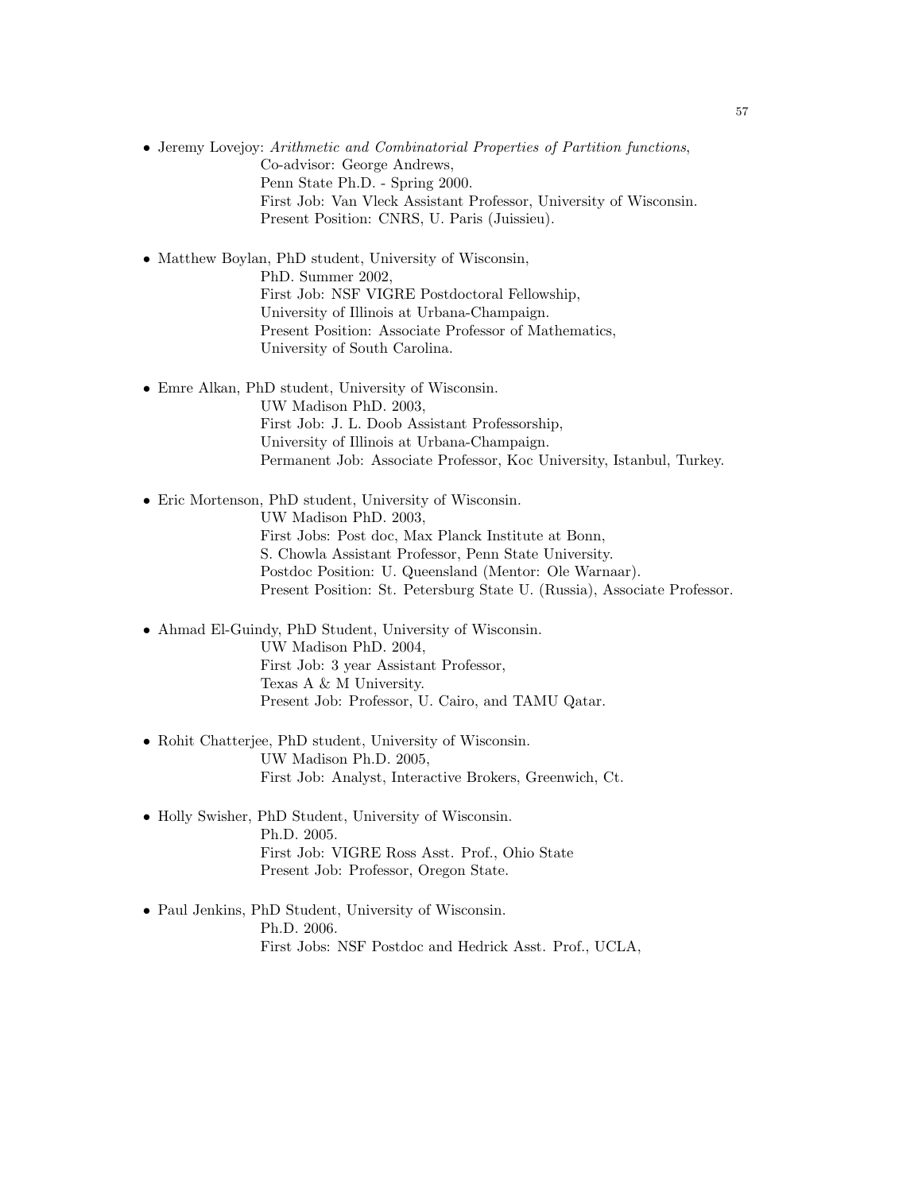- Jeremy Lovejoy: *Arithmetic and Combinatorial Properties of Partition functions*,
  Co-advisor: George Andrews,
  Penn State Ph.D. - Spring 2000.
  First Job: Van Vleck Assistant Professor, University of Wisconsin.
  Present Position: CNRS, U. Paris (Juissieu).

- Matthew Boylan, PhD student, University of Wisconsin,
  PhD. Summer 2002,
  First Job: NSF VIGRE Postdoctoral Fellowship,
  University of Illinois at Urbana-Champaign.
  Present Position: Associate Professor of Mathematics,
  University of South Carolina.

- Emre Alkan, PhD student, University of Wisconsin.
  UW Madison PhD. 2003,
  First Job: J. L. Doob Assistant Professorship,
  University of Illinois at Urbana-Champaign.
  Permanent Job: Associate Professor, Koc University, Istanbul, Turkey.

- Eric Mortenson, PhD student, University of Wisconsin.
  UW Madison PhD. 2003,
  First Jobs: Post doc, Max Planck Institute at Bonn,
  S. Chowla Assistant Professor, Penn State University.
  Postdoc Position: U. Queensland (Mentor: Ole Warnaar).
  Present Position: St. Petersburg State U. (Russia), Associate Professor.

- Ahmad El-Guindy, PhD Student, University of Wisconsin.
  UW Madison PhD. 2004,
  First Job: 3 year Assistant Professor,
  Texas A & M University.
  Present Job: Professor, U. Cairo, and TAMU Qatar.

- Rohit Chatterjee, PhD student, University of Wisconsin.
  UW Madison Ph.D. 2005,
  First Job: Analyst, Interactive Brokers, Greenwich, Ct.

- Holly Swisher, PhD Student, University of Wisconsin.
  Ph.D. 2005.
  First Job: VIGRE Ross Asst. Prof., Ohio State
  Present Job: Professor, Oregon State.

- Paul Jenkins, PhD Student, University of Wisconsin.
  Ph.D. 2006.
  First Jobs: NSF Postdoc and Hedrick Asst. Prof., UCLA,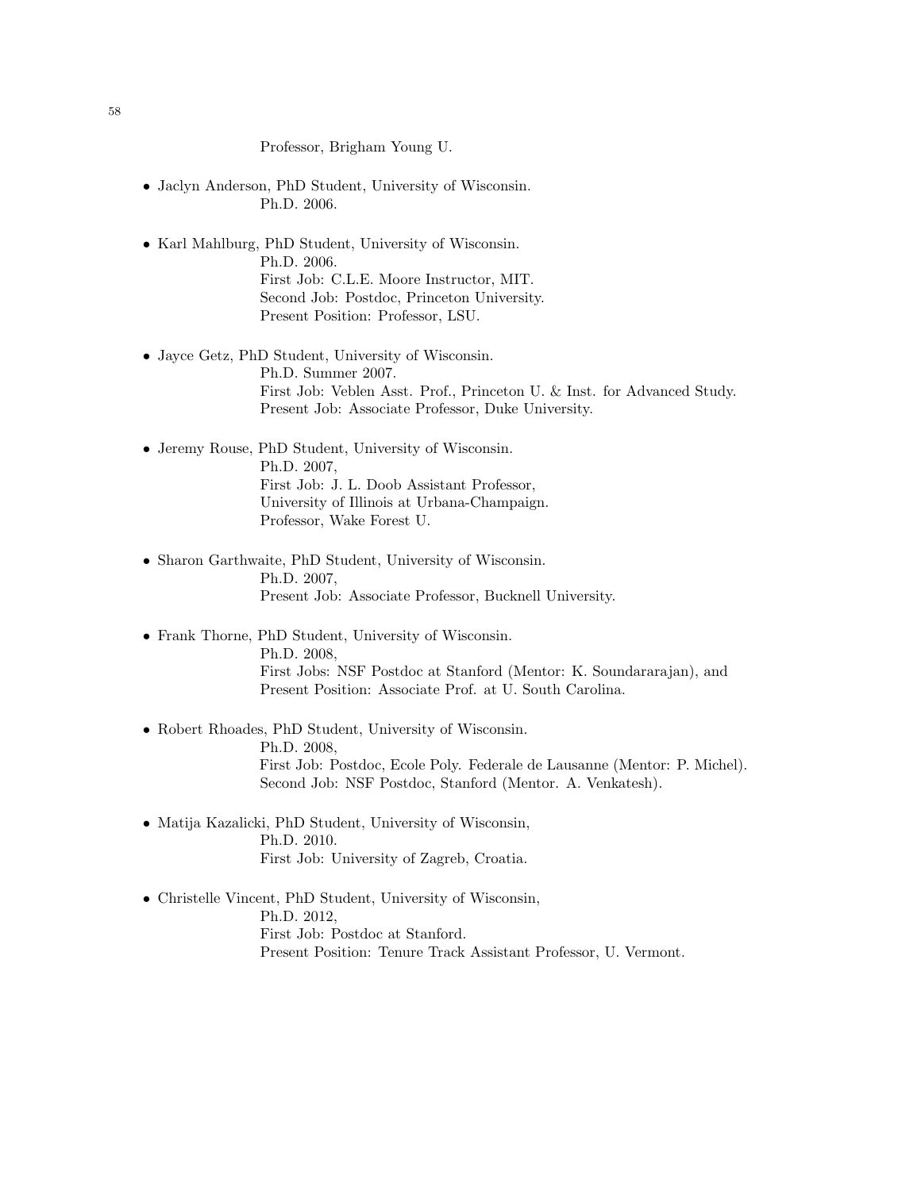Professor, Brigham Young U.

- Jaclyn Anderson, PhD Student, University of Wisconsin.
  Ph.D. 2006.

- Karl Mahlburg, PhD Student, University of Wisconsin.
  Ph.D. 2006.
  First Job: C.L.E. Moore Instructor, MIT.
  Second Job: Postdoc, Princeton University.
  Present Position: Professor, LSU.

- Jayce Getz, PhD Student, University of Wisconsin.
  Ph.D. Summer 2007.
  First Job: Veblen Asst. Prof., Princeton U. & Inst. for Advanced Study.
  Present Job: Associate Professor, Duke University.

- Jeremy Rouse, PhD Student, University of Wisconsin.
  Ph.D. 2007,
  First Job: J. L. Doob Assistant Professor,
  University of Illinois at Urbana-Champaign.
  Professor, Wake Forest U.

- Sharon Garthwaite, PhD Student, University of Wisconsin.
  Ph.D. 2007,
  Present Job: Associate Professor, Bucknell University.

- Frank Thorne, PhD Student, University of Wisconsin.
  Ph.D. 2008,
  First Jobs: NSF Postdoc at Stanford (Mentor: K. Soundararajan), and
  Present Position: Associate Prof. at U. South Carolina.

- Robert Rhoades, PhD Student, University of Wisconsin.
  Ph.D. 2008,
  First Job: Postdoc, Ecole Poly. Federale de Lausanne (Mentor: P. Michel).
  Second Job: NSF Postdoc, Stanford (Mentor. A. Venkatesh).

- Matija Kazalicki, PhD Student, University of Wisconsin,
  Ph.D. 2010.
  First Job: University of Zagreb, Croatia.

- Christelle Vincent, PhD Student, University of Wisconsin,
  Ph.D. 2012,
  First Job: Postdoc at Stanford.
  Present Position: Tenure Track Assistant Professor, U. Vermont.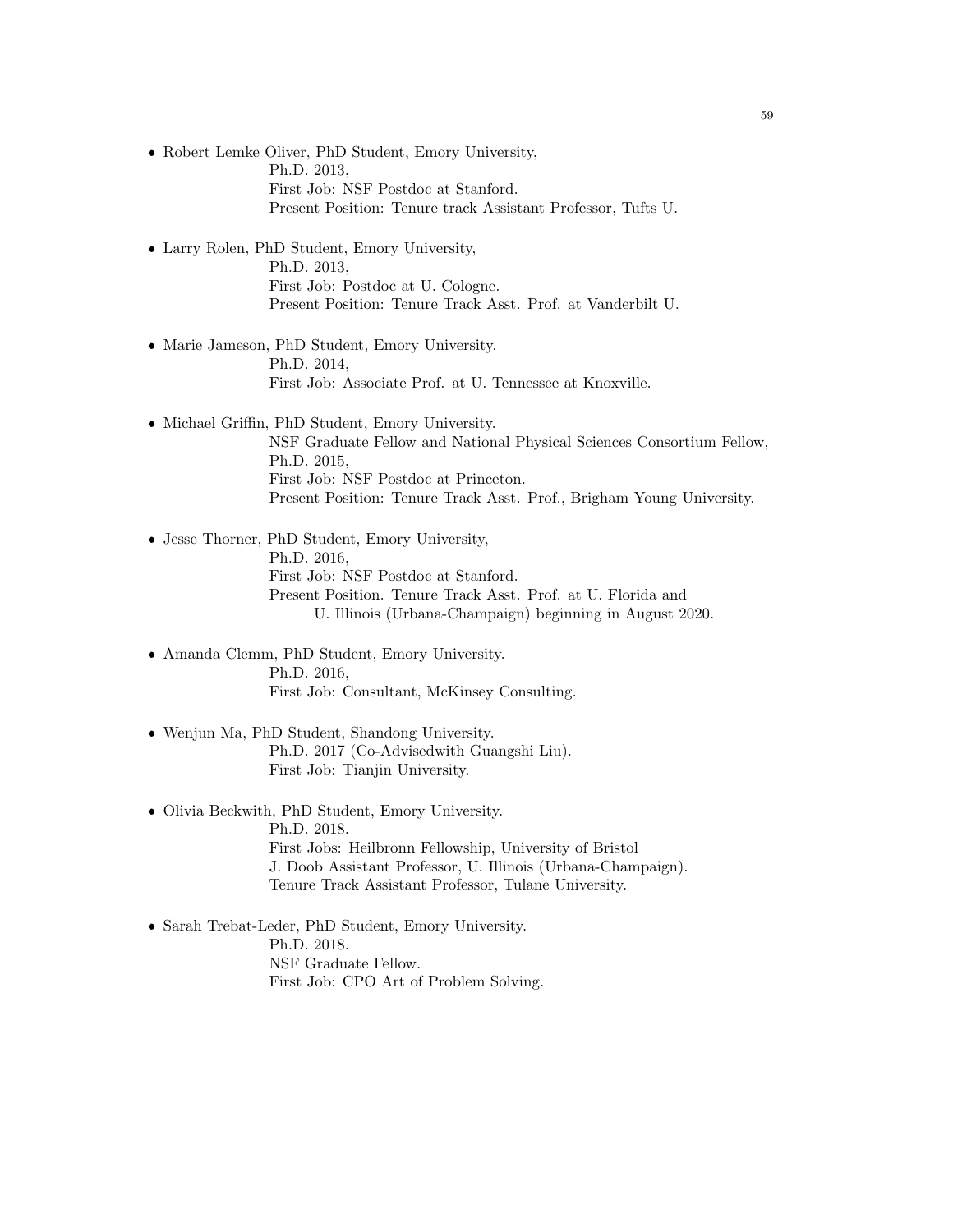- Robert Lemke Oliver, PhD Student, Emory University,
  Ph.D. 2013,
  First Job: NSF Postdoc at Stanford.
  Present Position: Tenure track Assistant Professor, Tufts U.

- Larry Rolen, PhD Student, Emory University,
  Ph.D. 2013,
  First Job: Postdoc at U. Cologne.
  Present Position: Tenure Track Asst. Prof. at Vanderbilt U.

- Marie Jameson, PhD Student, Emory University.
  Ph.D. 2014,
  First Job: Associate Prof. at U. Tennessee at Knoxville.

- Michael Griffin, PhD Student, Emory University.
  NSF Graduate Fellow and National Physical Sciences Consortium Fellow,
  Ph.D. 2015,
  First Job: NSF Postdoc at Princeton.
  Present Position: Tenure Track Asst. Prof., Brigham Young University.

- Jesse Thorner, PhD Student, Emory University,
  Ph.D. 2016,
  First Job: NSF Postdoc at Stanford.
  Present Position. Tenure Track Asst. Prof. at U. Florida and
  U. Illinois (Urbana-Champaign) beginning in August 2020.

- Amanda Clemm, PhD Student, Emory University.
  Ph.D. 2016,
  First Job: Consultant, McKinsey Consulting.

- Wenjun Ma, PhD Student, Shandong University.
  Ph.D. 2017 (Co-Advisedwith Guangshi Liu).
  First Job: Tianjin University.

- Olivia Beckwith, PhD Student, Emory University.
  Ph.D. 2018.
  First Jobs: Heilbronn Fellowship, University of Bristol
  J. Doob Assistant Professor, U. Illinois (Urbana-Champaign).
  Tenure Track Assistant Professor, Tulane University.

- Sarah Trebat-Leder, PhD Student, Emory University.
  Ph.D. 2018.
  NSF Graduate Fellow.
  First Job: CPO Art of Problem Solving.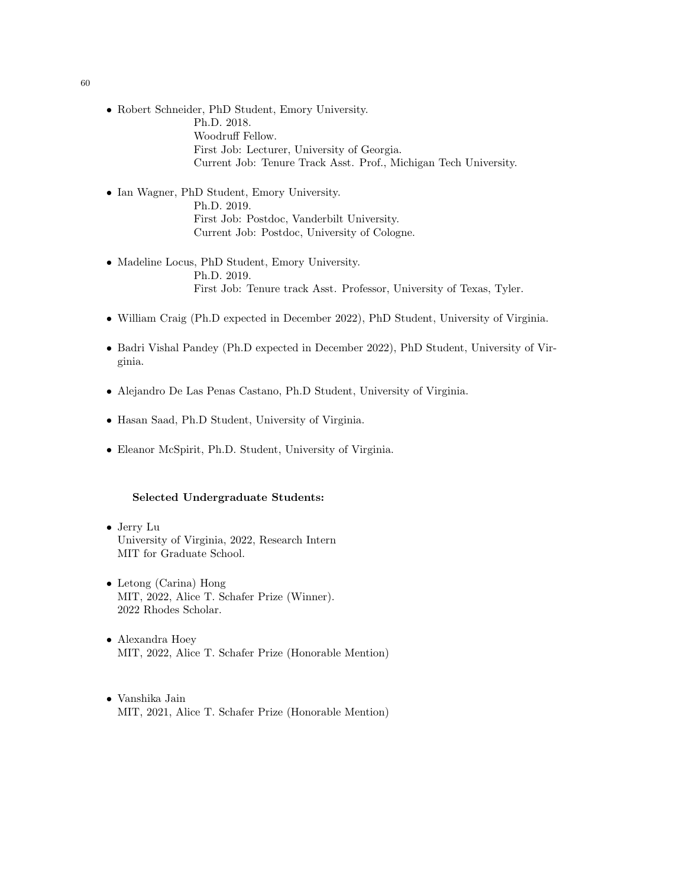- Robert Schneider, PhD Student, Emory University.
  Ph.D. 2018.
  Woodruff Fellow.
  First Job: Lecturer, University of Georgia.
  Current Job: Tenure Track Asst. Prof., Michigan Tech University.

- Ian Wagner, PhD Student, Emory University.
  Ph.D. 2019.
  First Job: Postdoc, Vanderbilt University.
  Current Job: Postdoc, University of Cologne.

- Madeline Locus, PhD Student, Emory University.
  Ph.D. 2019.
  First Job: Tenure track Asst. Professor, University of Texas, Tyler.

- William Craig (Ph.D expected in December 2022), PhD Student, University of Virginia.

- Badri Vishal Pandey (Ph.D expected in December 2022), PhD Student, University of Virginia.

- Alejandro De Las Penas Castano, Ph.D Student, University of Virginia.

- Hasan Saad, Ph.D Student, University of Virginia.

- Eleanor McSpirit, Ph.D. Student, University of Virginia.

**Selected Undergraduate Students:**

- Jerry Lu
  University of Virginia, 2022, Research Intern
  MIT for Graduate School.

- Letong (Carina) Hong
  MIT, 2022, Alice T. Schafer Prize (Winner).
  2022 Rhodes Scholar.

- Alexandra Hoey
  MIT, 2022, Alice T. Schafer Prize (Honorable Mention)

- Vanshika Jain
  MIT, 2021, Alice T. Schafer Prize (Honorable Mention)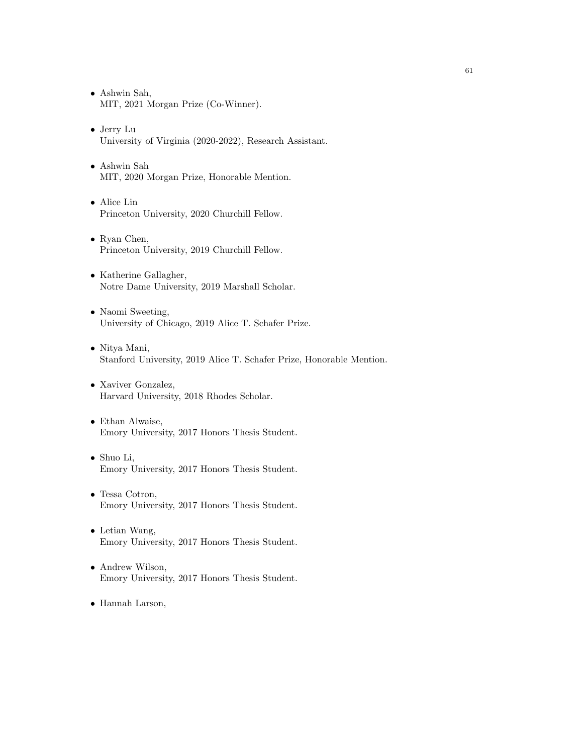- Ashwin Sah,
  MIT, 2021 Morgan Prize (Co-Winner).

- Jerry Lu
  University of Virginia (2020-2022), Research Assistant.

- Ashwin Sah
  MIT, 2020 Morgan Prize, Honorable Mention.

- Alice Lin
  Princeton University, 2020 Churchill Fellow.

- Ryan Chen,
  Princeton University, 2019 Churchill Fellow.

- Katherine Gallagher,
  Notre Dame University, 2019 Marshall Scholar.

- Naomi Sweeting,
  University of Chicago, 2019 Alice T. Schafer Prize.

- Nitya Mani,
  Stanford University, 2019 Alice T. Schafer Prize, Honorable Mention.

- Xaviver Gonzalez,
  Harvard University, 2018 Rhodes Scholar.

- Ethan Alwaise,
  Emory University, 2017 Honors Thesis Student.

- Shuo Li,
  Emory University, 2017 Honors Thesis Student.

- Tessa Cotron,
  Emory University, 2017 Honors Thesis Student.

- Letian Wang,
  Emory University, 2017 Honors Thesis Student.

- Andrew Wilson,
  Emory University, 2017 Honors Thesis Student.

- Hannah Larson,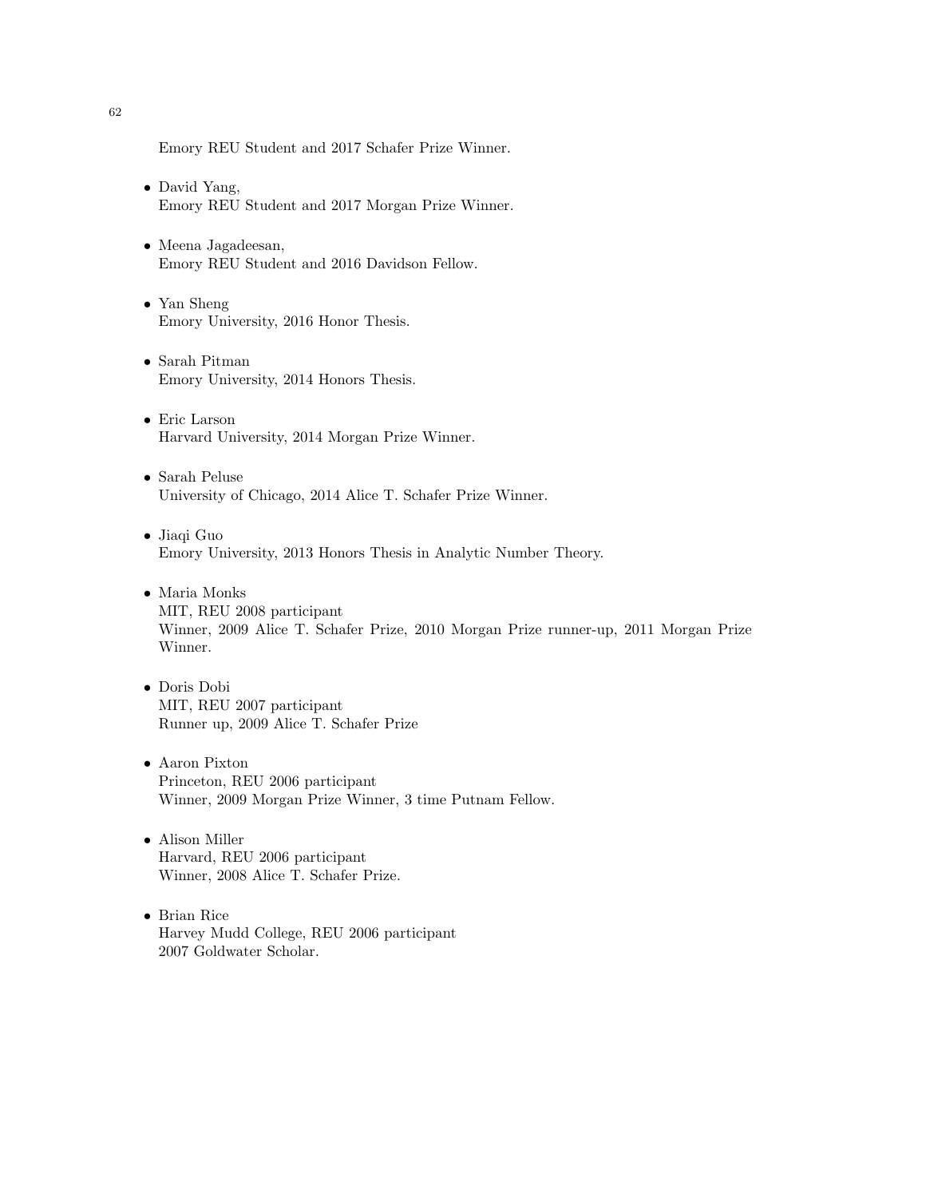Emory REU Student and 2017 Schafer Prize Winner.

- David Yang,
  Emory REU Student and 2017 Morgan Prize Winner.

- Meena Jagadeesan,
  Emory REU Student and 2016 Davidson Fellow.

- Yan Sheng
  Emory University, 2016 Honor Thesis.

- Sarah Pitman
  Emory University, 2014 Honors Thesis.

- Eric Larson
  Harvard University, 2014 Morgan Prize Winner.

- Sarah Peluse
  University of Chicago, 2014 Alice T. Schafer Prize Winner.

- Jiaqi Guo
  Emory University, 2013 Honors Thesis in Analytic Number Theory.

- Maria Monks
  MIT, REU 2008 participant
  Winner, 2009 Alice T. Schafer Prize, 2010 Morgan Prize runner-up, 2011 Morgan Prize Winner.

- Doris Dobi
  MIT, REU 2007 participant
  Runner up, 2009 Alice T. Schafer Prize

- Aaron Pixton
  Princeton, REU 2006 participant
  Winner, 2009 Morgan Prize Winner, 3 time Putnam Fellow.

- Alison Miller
  Harvard, REU 2006 participant
  Winner, 2008 Alice T. Schafer Prize.

- Brian Rice
  Harvey Mudd College, REU 2006 participant
  2007 Goldwater Scholar.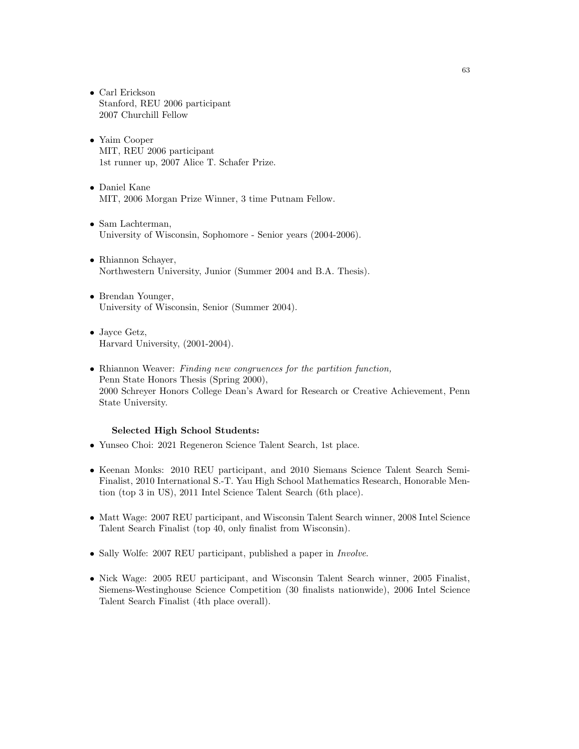- Carl Erickson
  Stanford, REU 2006 participant
  2007 Churchill Fellow

- Yaim Cooper
  MIT, REU 2006 participant
  1st runner up, 2007 Alice T. Schafer Prize.

- Daniel Kane
  MIT, 2006 Morgan Prize Winner, 3 time Putnam Fellow.

- Sam Lachterman,
  University of Wisconsin, Sophomore - Senior years (2004-2006).

- Rhiannon Schayer,
  Northwestern University, Junior (Summer 2004 and B.A. Thesis).

- Brendan Younger,
  University of Wisconsin, Senior (Summer 2004).

- Jayce Getz,
  Harvard University, (2001-2004).

- Rhiannon Weaver: *Finding new congruences for the partition function,*
  Penn State Honors Thesis (Spring 2000),
  2000 Schreyer Honors College Dean's Award for Research or Creative Achievement, Penn State University.

**Selected High School Students:**

- Yunseo Choi: 2021 Regeneron Science Talent Search, 1st place.

- Keenan Monks: 2010 REU participant, and 2010 Siemans Science Talent Search Semi-Finalist, 2010 International S.-T. Yau High School Mathematics Research, Honorable Mention (top 3 in US), 2011 Intel Science Talent Search (6th place).

- Matt Wage: 2007 REU participant, and Wisconsin Talent Search winner, 2008 Intel Science Talent Search Finalist (top 40, only finalist from Wisconsin).

- Sally Wolfe: 2007 REU participant, published a paper in *Involve*.

- Nick Wage: 2005 REU participant, and Wisconsin Talent Search winner, 2005 Finalist, Siemens-Westinghouse Science Competition (30 finalists nationwide), 2006 Intel Science Talent Search Finalist (4th place overall).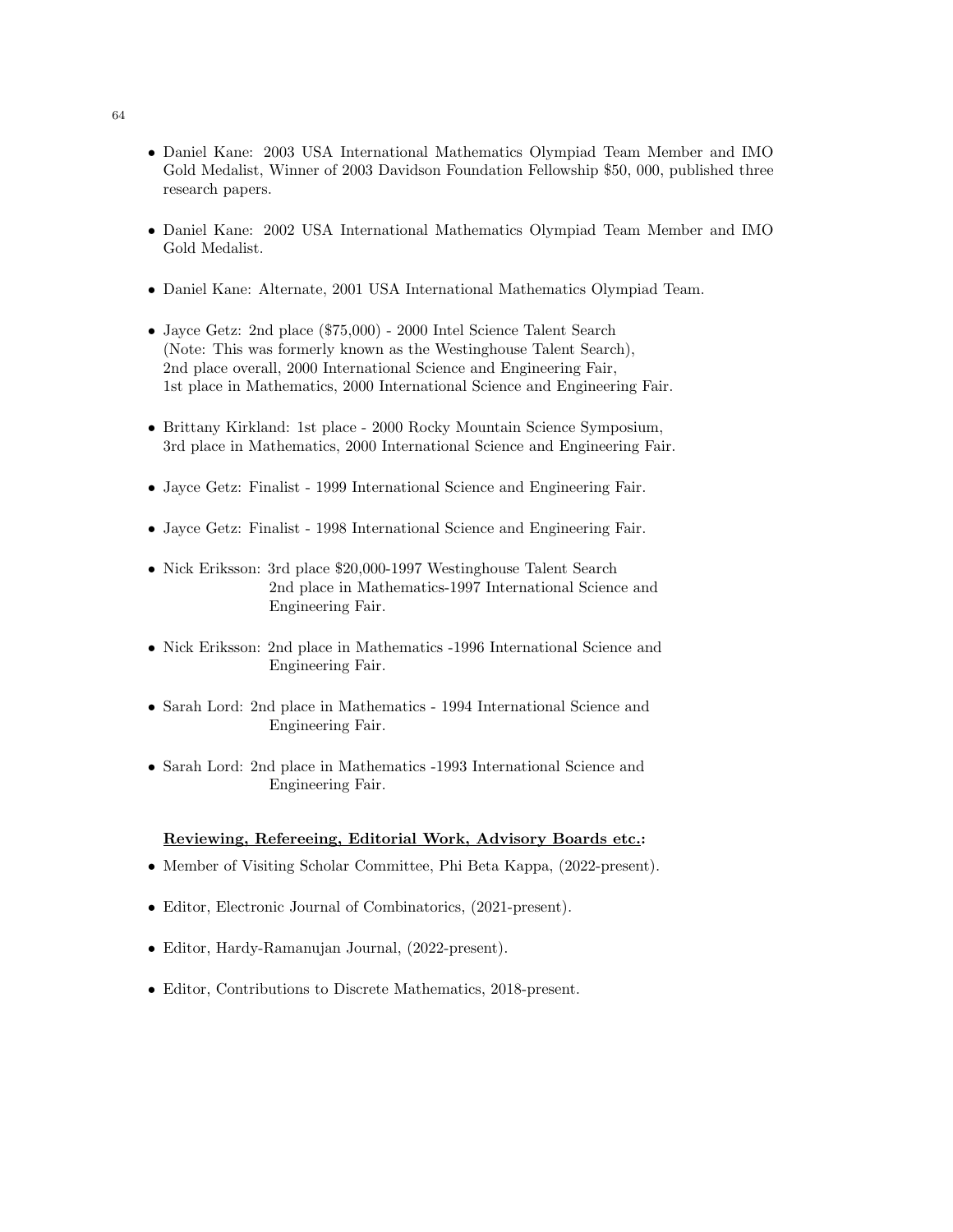- Daniel Kane: 2003 USA International Mathematics Olympiad Team Member and IMO Gold Medalist, Winner of 2003 Davidson Foundation Fellowship $50, 000, published three research papers.

- Daniel Kane: 2002 USA International Mathematics Olympiad Team Member and IMO Gold Medalist.

- Daniel Kane: Alternate, 2001 USA International Mathematics Olympiad Team.

- Jayce Getz: 2nd place ($75,000) - 2000 Intel Science Talent Search
  (Note: This was formerly known as the Westinghouse Talent Search),
  2nd place overall, 2000 International Science and Engineering Fair,
  1st place in Mathematics, 2000 International Science and Engineering Fair.

- Brittany Kirkland: 1st place - 2000 Rocky Mountain Science Symposium,
  3rd place in Mathematics, 2000 International Science and Engineering Fair.

- Jayce Getz: Finalist - 1999 International Science and Engineering Fair.

- Jayce Getz: Finalist - 1998 International Science and Engineering Fair.

- Nick Eriksson: 3rd place $20,000-1997 Westinghouse Talent Search
  2nd place in Mathematics-1997 International Science and Engineering Fair.

- Nick Eriksson: 2nd place in Mathematics -1996 International Science and Engineering Fair.

- Sarah Lord: 2nd place in Mathematics - 1994 International Science and Engineering Fair.

- Sarah Lord: 2nd place in Mathematics -1993 International Science and Engineering Fair.

**Reviewing, Refereeing, Editorial Work, Advisory Boards etc.:**

- Member of Visiting Scholar Committee, Phi Beta Kappa, (2022-present).

- Editor, Electronic Journal of Combinatorics, (2021-present).

- Editor, Hardy-Ramanujan Journal, (2022-present).

- Editor, Contributions to Discrete Mathematics, 2018-present.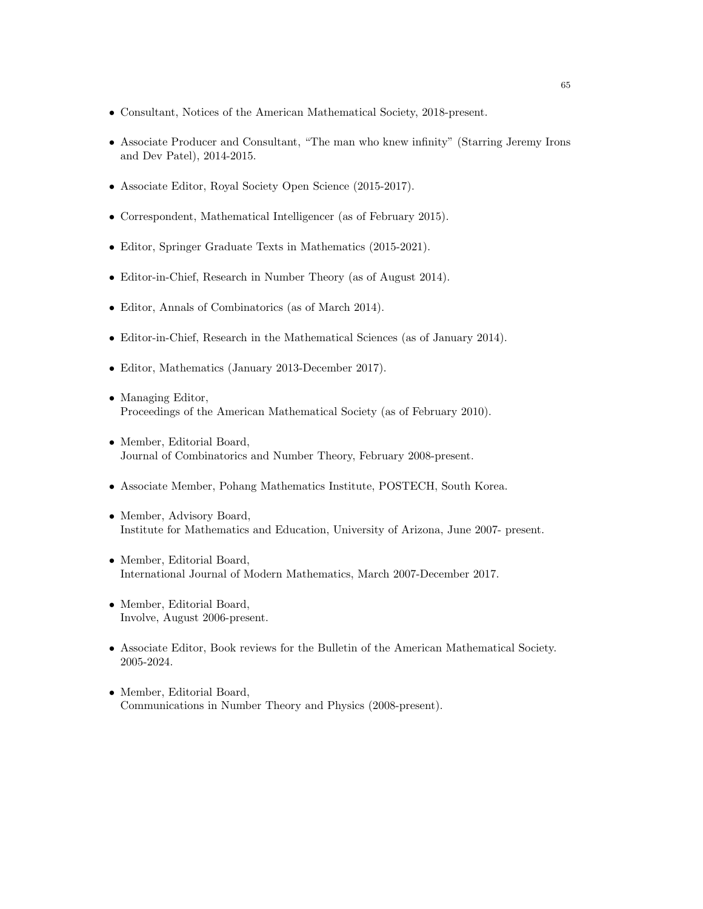- Consultant, Notices of the American Mathematical Society, 2018-present.
- Associate Producer and Consultant, "The man who knew infinity" (Starring Jeremy Irons and Dev Patel), 2014-2015.
- Associate Editor, Royal Society Open Science (2015-2017).
- Correspondent, Mathematical Intelligencer (as of February 2015).
- Editor, Springer Graduate Texts in Mathematics (2015-2021).
- Editor-in-Chief, Research in Number Theory (as of August 2014).
- Editor, Annals of Combinatorics (as of March 2014).
- Editor-in-Chief, Research in the Mathematical Sciences (as of January 2014).
- Editor, Mathematics (January 2013-December 2017).
- Managing Editor,
  Proceedings of the American Mathematical Society (as of February 2010).
- Member, Editorial Board,
  Journal of Combinatorics and Number Theory, February 2008-present.
- Associate Member, Pohang Mathematics Institute, POSTECH, South Korea.
- Member, Advisory Board,
  Institute for Mathematics and Education, University of Arizona, June 2007- present.
- Member, Editorial Board,
  International Journal of Modern Mathematics, March 2007-December 2017.
- Member, Editorial Board,
  Involve, August 2006-present.
- Associate Editor, Book reviews for the Bulletin of the American Mathematical Society. 2005-2024.
- Member, Editorial Board,
  Communications in Number Theory and Physics (2008-present).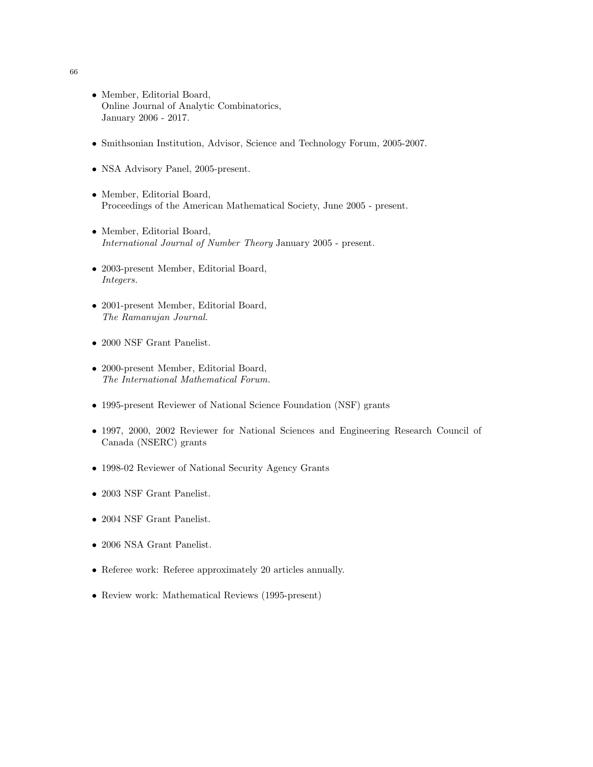- Member, Editorial Board, Online Journal of Analytic Combinatorics, January 2006 - 2017.

- Smithsonian Institution, Advisor, Science and Technology Forum, 2005-2007.

- NSA Advisory Panel, 2005-present.

- Member, Editorial Board, Proceedings of the American Mathematical Society, June 2005 - present.

- Member, Editorial Board, *International Journal of Number Theory* January 2005 - present.

- 2003-present Member, Editorial Board, *Integers.*

- 2001-present Member, Editorial Board, *The Ramanujan Journal.*

- 2000 NSF Grant Panelist.

- 2000-present Member, Editorial Board, *The International Mathematical Forum.*

- 1995-present Reviewer of National Science Foundation (NSF) grants

- 1997, 2000, 2002 Reviewer for National Sciences and Engineering Research Council of Canada (NSERC) grants

- 1998-02 Reviewer of National Security Agency Grants

- 2003 NSF Grant Panelist.

- 2004 NSF Grant Panelist.

- 2006 NSA Grant Panelist.

- Referee work: Referee approximately 20 articles annually.

- Review work: Mathematical Reviews (1995-present)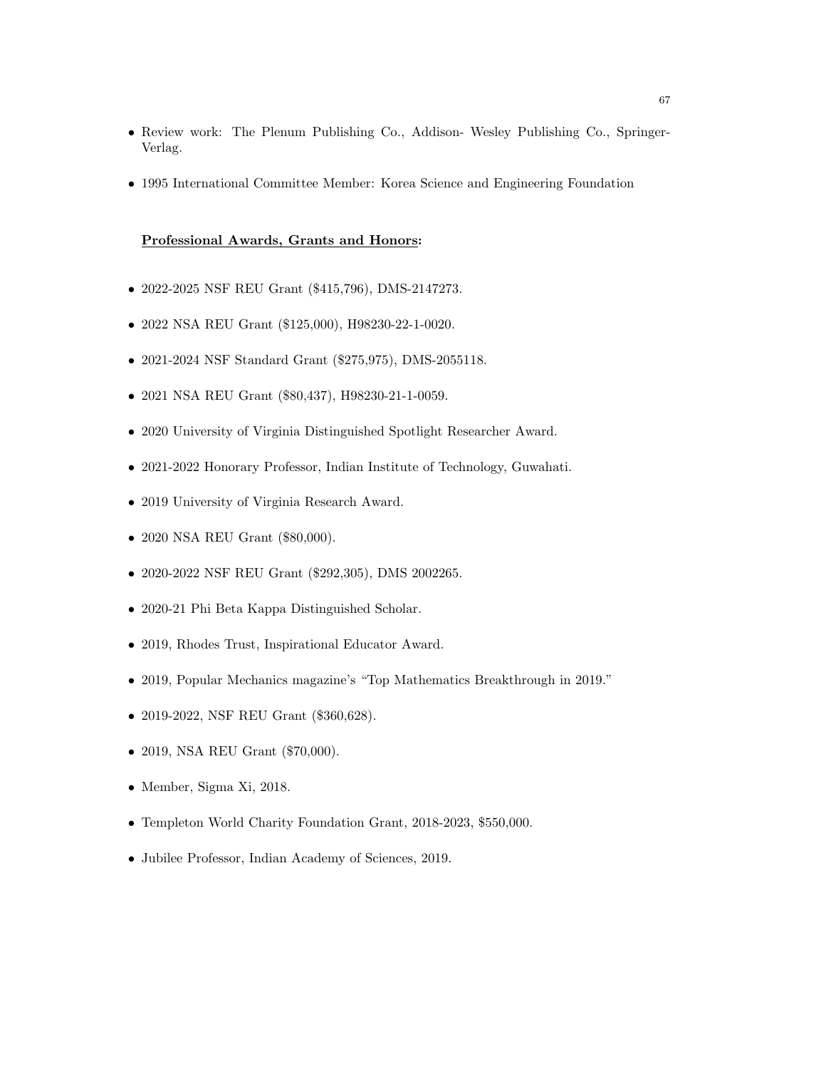- Review work: The Plenum Publishing Co., Addison- Wesley Publishing Co., Springer-Verlag.
- 1995 International Committee Member: Korea Science and Engineering Foundation

**Professional Awards, Grants and Honors:**

- 2022-2025 NSF REU Grant ($415,796), DMS-2147273.
- 2022 NSA REU Grant ($125,000), H98230-22-1-0020.
- 2021-2024 NSF Standard Grant ($275,975), DMS-2055118.
- 2021 NSA REU Grant ($80,437), H98230-21-1-0059.
- 2020 University of Virginia Distinguished Spotlight Researcher Award.
- 2021-2022 Honorary Professor, Indian Institute of Technology, Guwahati.
- 2019 University of Virginia Research Award.
- 2020 NSA REU Grant ($80,000).
- 2020-2022 NSF REU Grant ($292,305), DMS 2002265.
- 2020-21 Phi Beta Kappa Distinguished Scholar.
- 2019, Rhodes Trust, Inspirational Educator Award.
- 2019, Popular Mechanics magazine's "Top Mathematics Breakthrough in 2019."
- 2019-2022, NSF REU Grant ($360,628).
- 2019, NSA REU Grant ($70,000).
- Member, Sigma Xi, 2018.
- Templeton World Charity Foundation Grant, 2018-2023, $550,000.
- Jubilee Professor, Indian Academy of Sciences, 2019.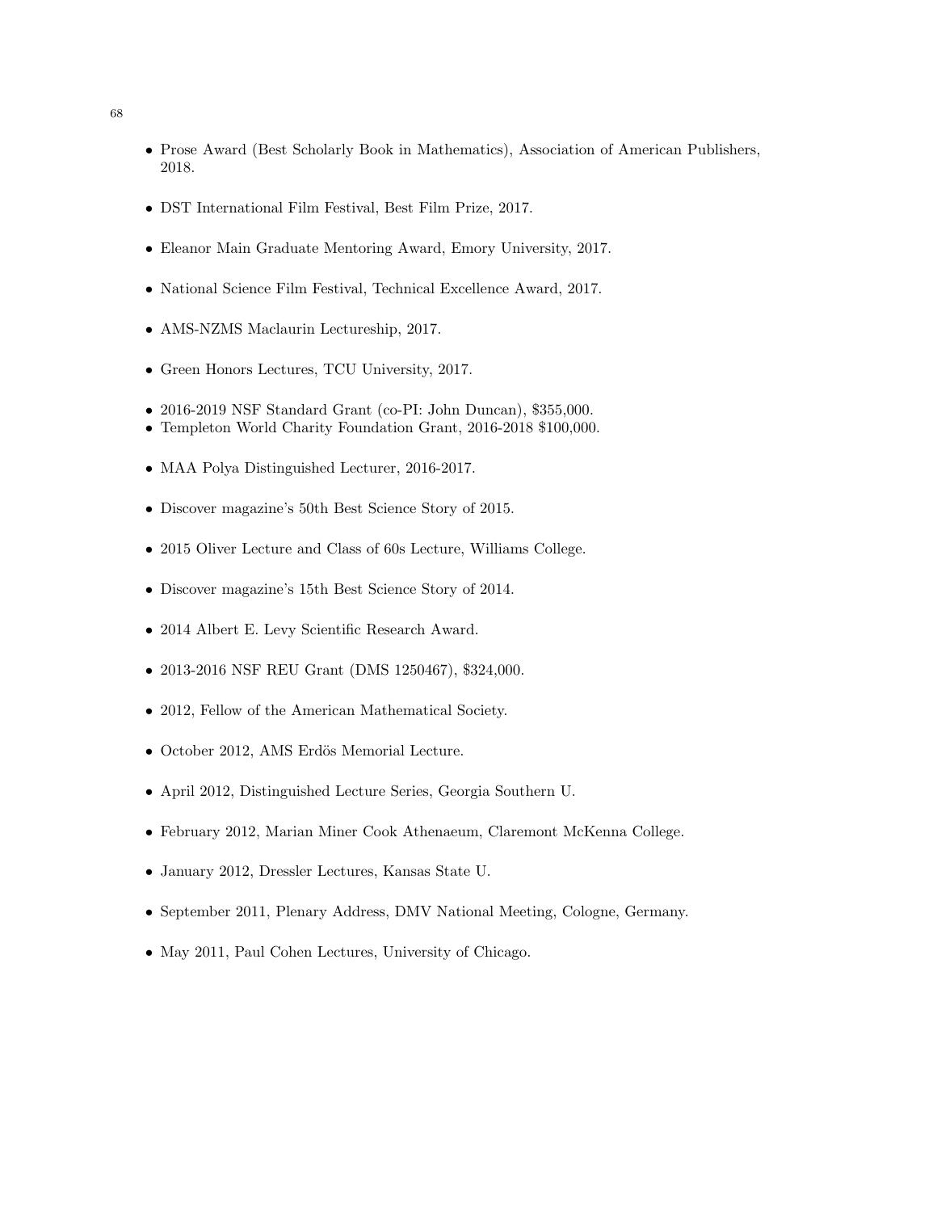- Prose Award (Best Scholarly Book in Mathematics), Association of American Publishers, 2018.
- DST International Film Festival, Best Film Prize, 2017.
- Eleanor Main Graduate Mentoring Award, Emory University, 2017.
- National Science Film Festival, Technical Excellence Award, 2017.
- AMS-NZMS Maclaurin Lectureship, 2017.
- Green Honors Lectures, TCU University, 2017.
- 2016-2019 NSF Standard Grant (co-PI: John Duncan), $355,000.
- Templeton World Charity Foundation Grant, 2016-2018 $100,000.
- MAA Polya Distinguished Lecturer, 2016-2017.
- Discover magazine's 50th Best Science Story of 2015.
- 2015 Oliver Lecture and Class of 60s Lecture, Williams College.
- Discover magazine's 15th Best Science Story of 2014.
- 2014 Albert E. Levy Scientific Research Award.
- 2013-2016 NSF REU Grant (DMS 1250467), $324,000.
- 2012, Fellow of the American Mathematical Society.
- October 2012, AMS Erdös Memorial Lecture.
- April 2012, Distinguished Lecture Series, Georgia Southern U.
- February 2012, Marian Miner Cook Athenaeum, Claremont McKenna College.
- January 2012, Dressler Lectures, Kansas State U.
- September 2011, Plenary Address, DMV National Meeting, Cologne, Germany.
- May 2011, Paul Cohen Lectures, University of Chicago.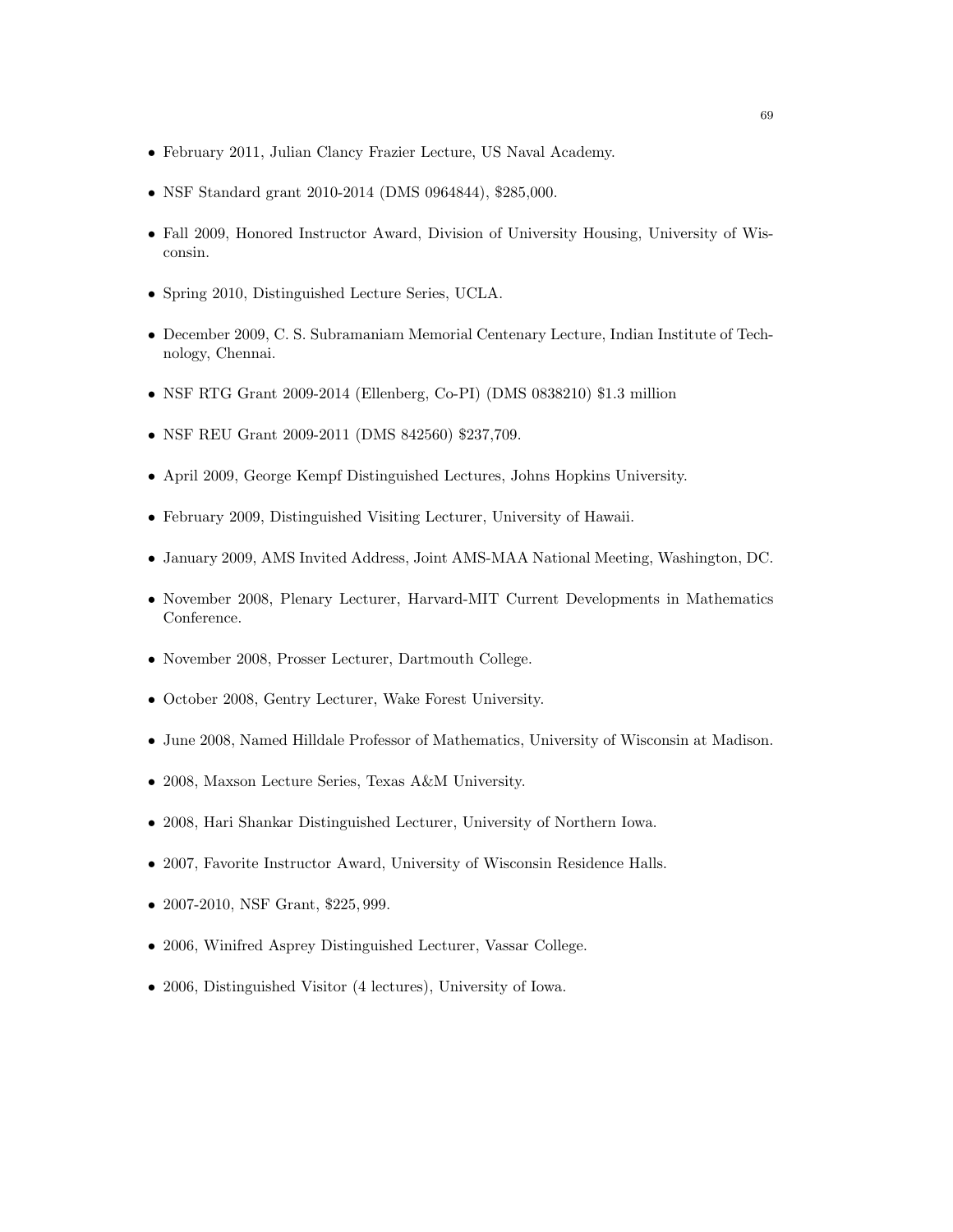- February 2011, Julian Clancy Frazier Lecture, US Naval Academy.
- NSF Standard grant 2010-2014 (DMS 0964844), $285,000.
- Fall 2009, Honored Instructor Award, Division of University Housing, University of Wisconsin.
- Spring 2010, Distinguished Lecture Series, UCLA.
- December 2009, C. S. Subramaniam Memorial Centenary Lecture, Indian Institute of Technology, Chennai.
- NSF RTG Grant 2009-2014 (Ellenberg, Co-PI) (DMS 0838210) $1.3 million
- NSF REU Grant 2009-2011 (DMS 842560) $237,709.
- April 2009, George Kempf Distinguished Lectures, Johns Hopkins University.
- February 2009, Distinguished Visiting Lecturer, University of Hawaii.
- January 2009, AMS Invited Address, Joint AMS-MAA National Meeting, Washington, DC.
- November 2008, Plenary Lecturer, Harvard-MIT Current Developments in Mathematics Conference.
- November 2008, Prosser Lecturer, Dartmouth College.
- October 2008, Gentry Lecturer, Wake Forest University.
- June 2008, Named Hilldale Professor of Mathematics, University of Wisconsin at Madison.
- 2008, Maxson Lecture Series, Texas A&M University.
- 2008, Hari Shankar Distinguished Lecturer, University of Northern Iowa.
- 2007, Favorite Instructor Award, University of Wisconsin Residence Halls.
- 2007-2010, NSF Grant, $225,999.
- 2006, Winifred Asprey Distinguished Lecturer, Vassar College.
- 2006, Distinguished Visitor (4 lectures), University of Iowa.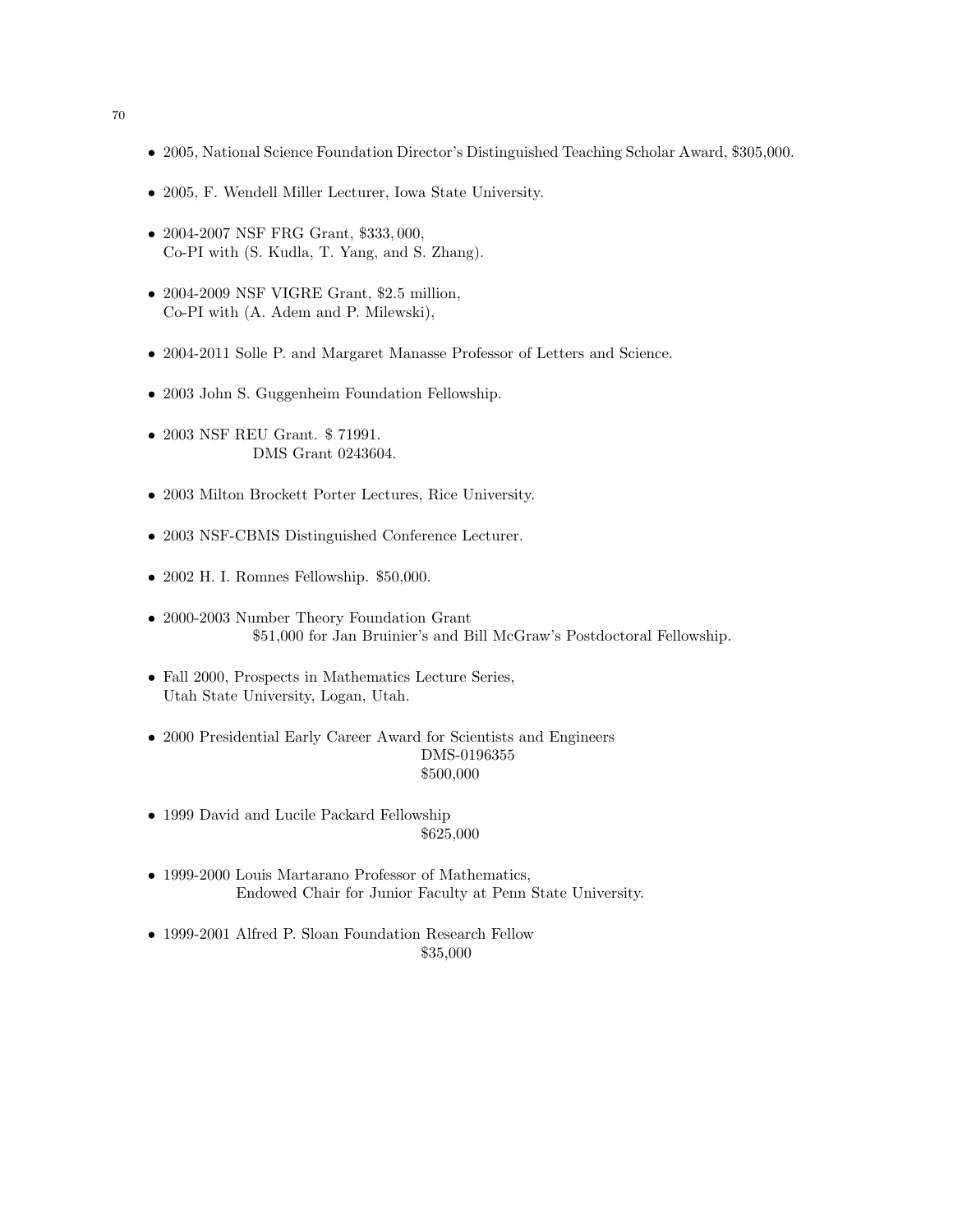- 2005, National Science Foundation Director's Distinguished Teaching Scholar Award, \$305,000.

- 2005, F. Wendell Miller Lecturer, Iowa State University.

- 2004-2007 NSF FRG Grant, $\$333,000$,
  Co-PI with (S. Kudla, T. Yang, and S. Zhang).

- 2004-2009 NSF VIGRE Grant, \$2.5 million,
  Co-PI with (A. Adem and P. Milewski),

- 2004-2011 Solle P. and Margaret Manasse Professor of Letters and Science.

- 2003 John S. Guggenheim Foundation Fellowship.

- 2003 NSF REU Grant. \$ 71991.
  DMS Grant 0243604.

- 2003 Milton Brockett Porter Lectures, Rice University.

- 2003 NSF-CBMS Distinguished Conference Lecturer.

- 2002 H. I. Romnes Fellowship. \$50,000.

- 2000-2003 Number Theory Foundation Grant
  \$51,000 for Jan Bruinier's and Bill McGraw's Postdoctoral Fellowship.

- Fall 2000, Prospects in Mathematics Lecture Series,
  Utah State University, Logan, Utah.

- 2000 Presidential Early Career Award for Scientists and Engineers
  DMS-0196355
  \$500,000

- 1999 David and Lucile Packard Fellowship
  \$625,000

- 1999-2000 Louis Martarano Professor of Mathematics,
  Endowed Chair for Junior Faculty at Penn State University.

- 1999-2001 Alfred P. Sloan Foundation Research Fellow
  \$35,000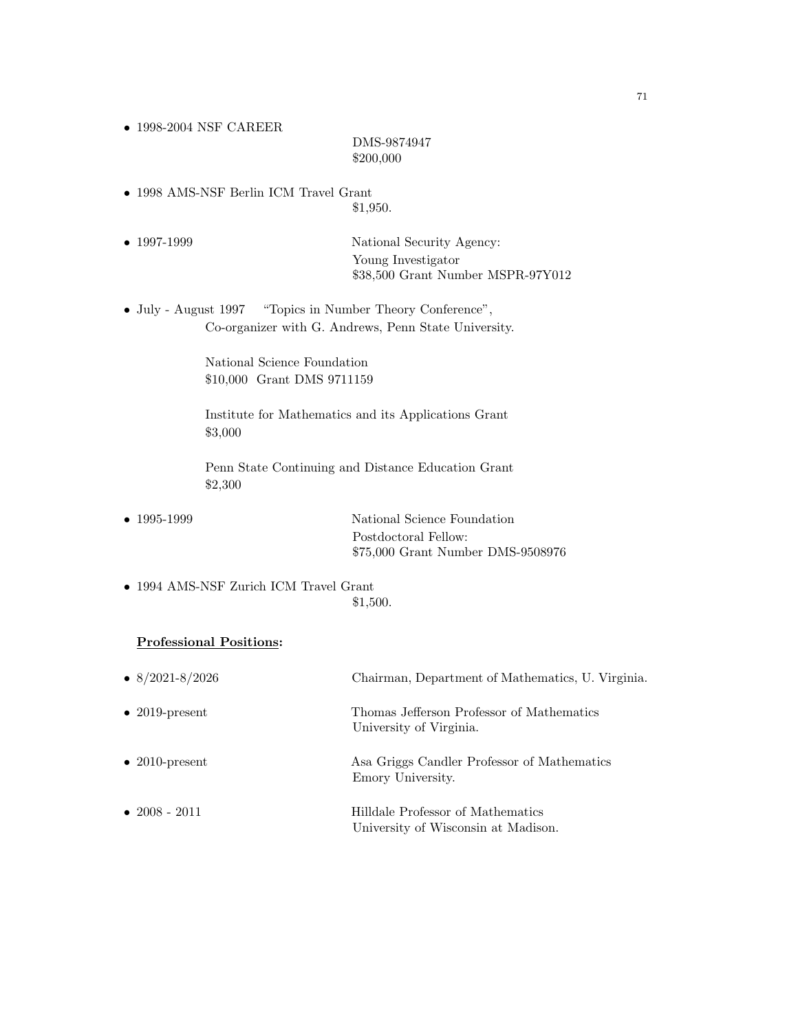- 1998-2004 NSF CAREER
  DMS-9874947
  \$200,000

- 1998 AMS-NSF Berlin ICM Travel Grant
  \$1,950.

- 1997-1999 National Security Agency:
  Young Investigator
  \$38,500 Grant Number MSPR-97Y012

- July - August 1997 "Topics in Number Theory Conference",
  Co-organizer with G. Andrews, Penn State University.

  National Science Foundation
  \$10,000 Grant DMS 9711159

  Institute for Mathematics and its Applications Grant
  \$3,000

  Penn State Continuing and Distance Education Grant
  \$2,300

- 1995-1999 National Science Foundation
  Postdoctoral Fellow:
  \$75,000 Grant Number DMS-9508976

- 1994 AMS-NSF Zurich ICM Travel Grant
  \$1,500.

**Professional Positions:**

- 8/2021-8/2026 Chairman, Department of Mathematics, U. Virginia.

- 2019-present Thomas Jefferson Professor of Mathematics
  University of Virginia.

- 2010-present Asa Griggs Candler Professor of Mathematics
  Emory University.

- 2008 - 2011 Hilldale Professor of Mathematics
  University of Wisconsin at Madison.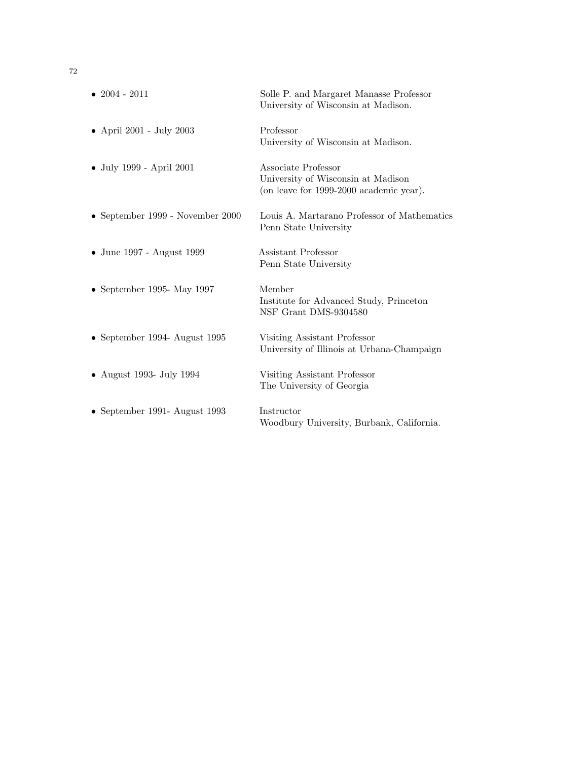- 2004 - 2011 Solle P. and Margaret Manasse Professor
  University of Wisconsin at Madison.

- April 2001 - July 2003 Professor
  University of Wisconsin at Madison.

- July 1999 - April 2001 Associate Professor
  University of Wisconsin at Madison
  (on leave for 1999-2000 academic year).

- September 1999 - November 2000 Louis A. Martarano Professor of Mathematics
  Penn State University

- June 1997 - August 1999 Assistant Professor
  Penn State University

- September 1995- May 1997 Member
  Institute for Advanced Study, Princeton
  NSF Grant DMS-9304580

- September 1994- August 1995 Visiting Assistant Professor
  University of Illinois at Urbana-Champaign

- August 1993- July 1994 Visiting Assistant Professor
  The University of Georgia

- September 1991- August 1993 Instructor
  Woodbury University, Burbank, California.